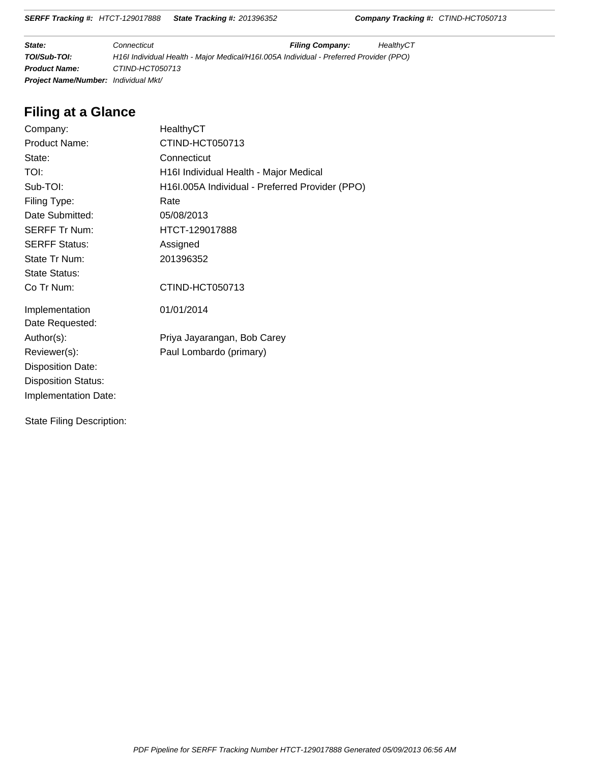| | | | |
|---|---|---|---|
| **State:** | Connecticut | **Filing Company:** | HealthyCT |
| **TOI/Sub-TOI:** | H16I Individual Health - Major Medical/H16I.005A Individual - Preferred Provider (PPO) | | |
| **Product Name:** | CTIND-HCT050713 | | |
| **Project Name/Number:** | Individual Mkt/ | | |

## Filing at a Glance

| | |
|---|---|
| Company: | HealthyCT |
| Product Name: | CTIND-HCT050713 |
| State: | Connecticut |
| TOI: | H16I Individual Health - Major Medical |
| Sub-TOI: | H16I.005A Individual - Preferred Provider (PPO) |
| Filing Type: | Rate |
| Date Submitted: | 05/08/2013 |
| SERFF Tr Num: | HTCT-129017888 |
| SERFF Status: | Assigned |
| State Tr Num: | 201396352 |
| State Status: | |
| Co Tr Num: | CTIND-HCT050713 |
| Implementation Date Requested: | 01/01/2014 |
| Author(s): | Priya Jayarangan, Bob Carey |
| Reviewer(s): | Paul Lombardo (primary) |
| Disposition Date: | |
| Disposition Status: | |
| Implementation Date: | |

State Filing Description: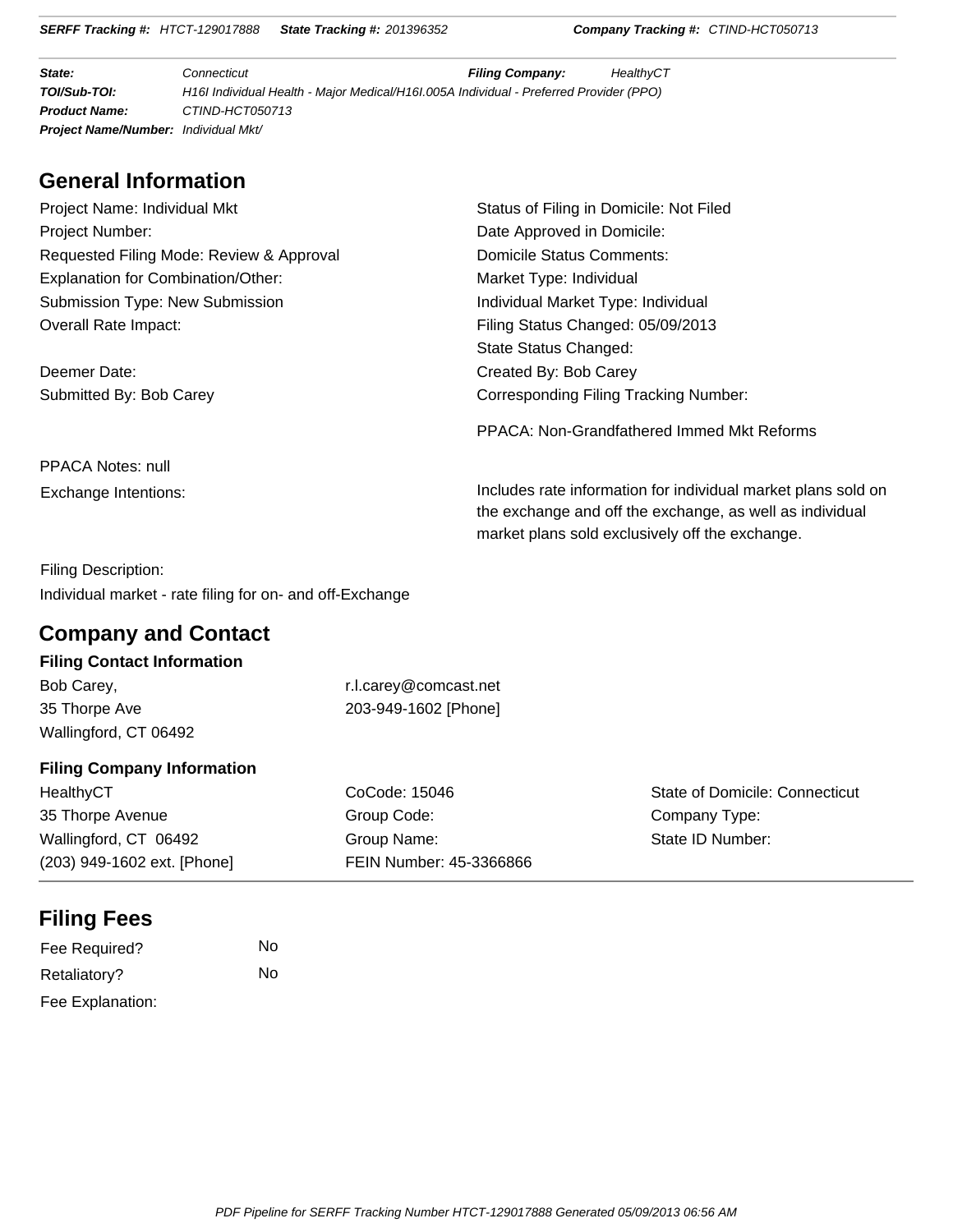**SERFF Tracking #:** HTCT-129017888 **State Tracking #:** 201396352 **Company Tracking #:** CTIND-HCT050713

| | | | |
|---|---|---|---|
| **State:** | Connecticut | **Filing Company:** | HealthyCT |
| **TOI/Sub-TOI:** | H16I Individual Health - Major Medical/H16I.005A Individual - Preferred Provider (PPO) | | |
| **Product Name:** | CTIND-HCT050713 | | |
| **Project Name/Number:** | Individual Mkt/ | | |

## General Information

Project Name: Individual Mkt

Project Number:

Requested Filing Mode: Review & Approval

Explanation for Combination/Other:

Submission Type: New Submission

Overall Rate Impact:

Deemer Date:

Submitted By: Bob Carey

Status of Filing in Domicile: Not Filed

Date Approved in Domicile:

Domicile Status Comments:

Market Type: Individual

Individual Market Type: Individual

Filing Status Changed: 05/09/2013

State Status Changed:

Created By: Bob Carey

Corresponding Filing Tracking Number:

PPACA: Non-Grandfathered Immed Mkt Reforms

PPACA Notes: null

Exchange Intentions: Includes rate information for individual market plans sold on the exchange and off the exchange, as well as individual market plans sold exclusively off the exchange.

Filing Description:

Individual market - rate filing for on- and off-Exchange

## Company and Contact

### Filing Contact Information

Bob Carey,
35 Thorpe Ave
Wallingford, CT 06492

r.l.carey@comcast.net
203-949-1602 [Phone]

### Filing Company Information

| | | |
|---|---|---|
| HealthyCT | CoCode: 15046 | State of Domicile: Connecticut |
| 35 Thorpe Avenue | Group Code: | Company Type: |
| Wallingford, CT 06492 | Group Name: | State ID Number: |
| (203) 949-1602 ext. [Phone] | FEIN Number: 45-3366866 | |

## Filing Fees

Fee Required? No

Retaliatory? No

Fee Explanation: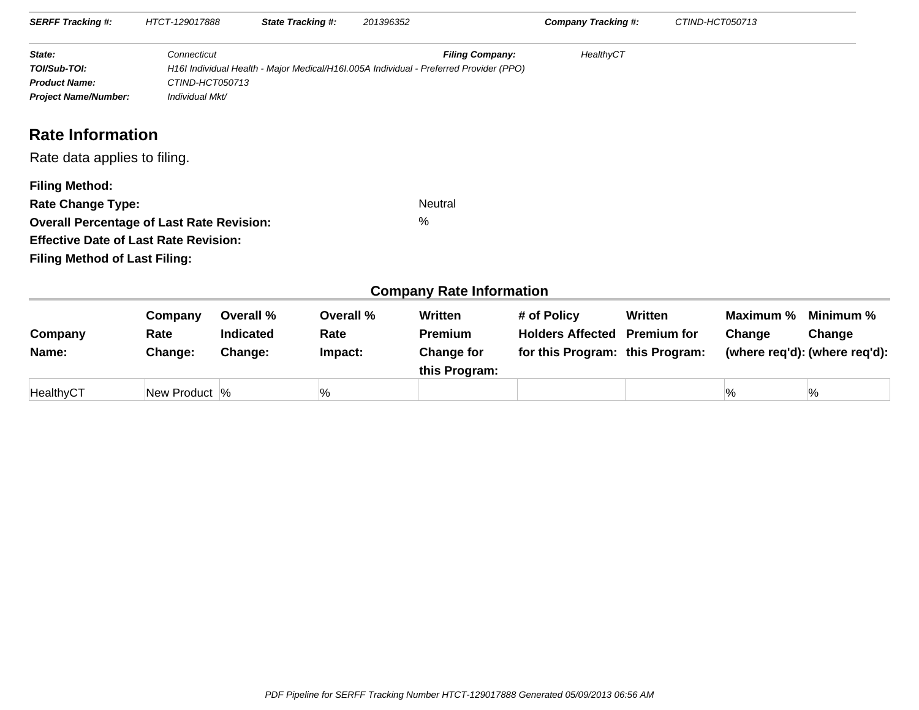| **SERFF Tracking #:** | HTCT-129017888 | **State Tracking #:** | 201396352 | **Company Tracking #:** | CTIND-HCT050713 |
|---|---|---|---|---|---|

| | | | |
|---|---|---|---|
| **State:** | Connecticut | **Filing Company:** | HealthyCT |
| **TOI/Sub-TOI:** | H16I Individual Health - Major Medical/H16I.005A Individual - Preferred Provider (PPO) | | |
| **Product Name:** | CTIND-HCT050713 | | |
| **Project Name/Number:** | Individual Mkt/ | | |

## Rate Information

Rate data applies to filing.

**Filing Method:**

**Rate Change Type:** Neutral

**Overall Percentage of Last Rate Revision:** %

**Effective Date of Last Rate Revision:**

**Filing Method of Last Filing:**

### Company Rate Information

| Company Name: | Company Rate Change: | Overall % Indicated Change: | Overall % Rate Impact: | Written Premium Change for this Program: | # of Policy Holders Affected for this Program: | Written Premium for this Program: | Maximum % Change (where req'd): | Minimum % Change (where req'd): |
|---|---|---|---|---|---|---|---|---|
| HealthyCT | New Product | % | % | | | | % | % |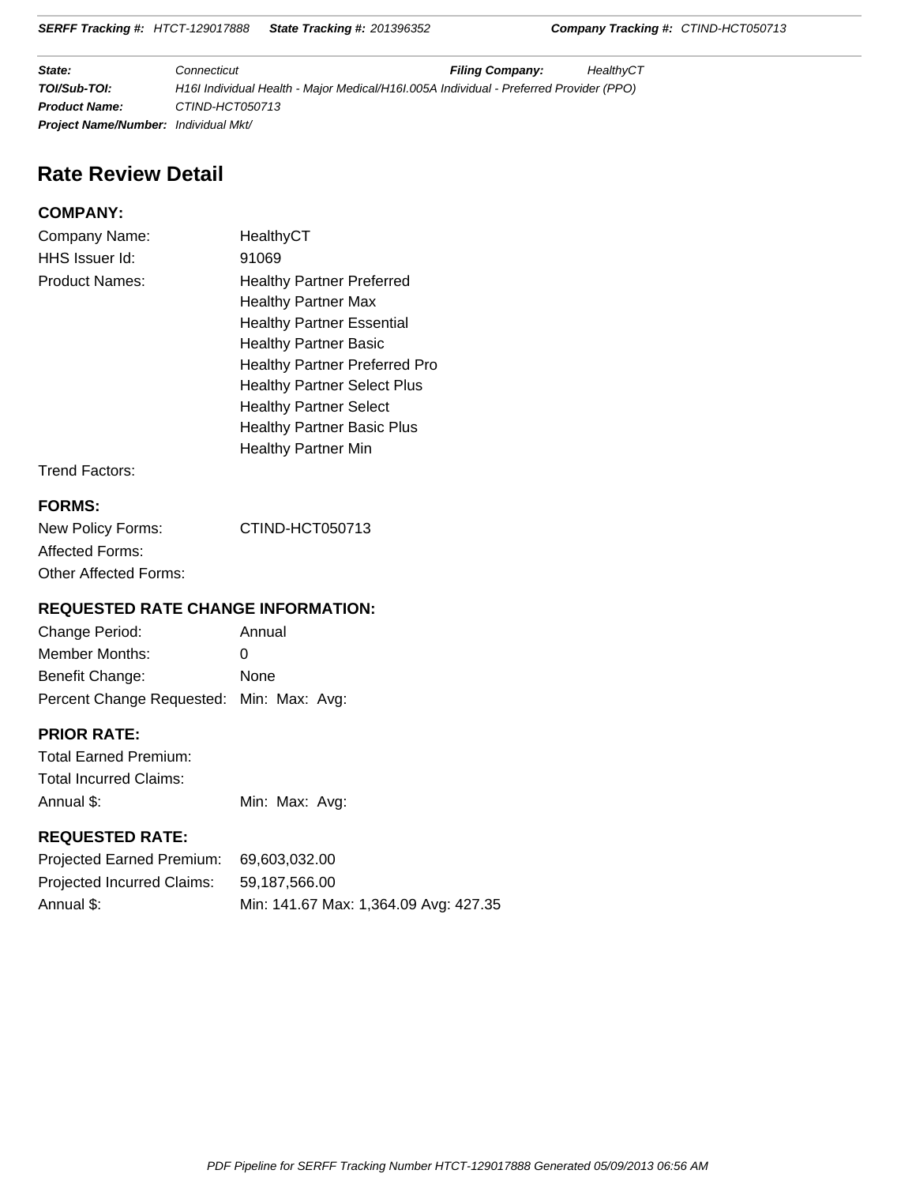**State:** Connecticut **Filing Company:** HealthyCT
**TOI/Sub-TOI:** H16I Individual Health - Major Medical/H16I.005A Individual - Preferred Provider (PPO)
**Product Name:** CTIND-HCT050713
**Project Name/Number:** Individual Mkt/

# Rate Review Detail

## COMPANY:

| | |
|---|---|
| Company Name: | HealthyCT |
| HHS Issuer Id: | 91069 |
| Product Names: | Healthy Partner Preferred |
| | Healthy Partner Max |
| | Healthy Partner Essential |
| | Healthy Partner Basic |
| | Healthy Partner Preferred Pro |
| | Healthy Partner Select Plus |
| | Healthy Partner Select |
| | Healthy Partner Basic Plus |
| | Healthy Partner Min |
| Trend Factors: | |

## FORMS:

| | |
|---|---|
| New Policy Forms: | CTIND-HCT050713 |
| Affected Forms: | |
| Other Affected Forms: | |

## REQUESTED RATE CHANGE INFORMATION:

| | |
|---|---|
| Change Period: | Annual |
| Member Months: | 0 |
| Benefit Change: | None |
| Percent Change Requested: | Min: Max: Avg: |

## PRIOR RATE:

| | |
|---|---|
| Total Earned Premium: | |
| Total Incurred Claims: | |
| Annual $: | Min: Max: Avg: |

## REQUESTED RATE:

| | |
|---|---|
| Projected Earned Premium: | 69,603,032.00 |
| Projected Incurred Claims: | 59,187,566.00 |
| Annual $: | Min: 141.67 Max: 1,364.09 Avg: 427.35 |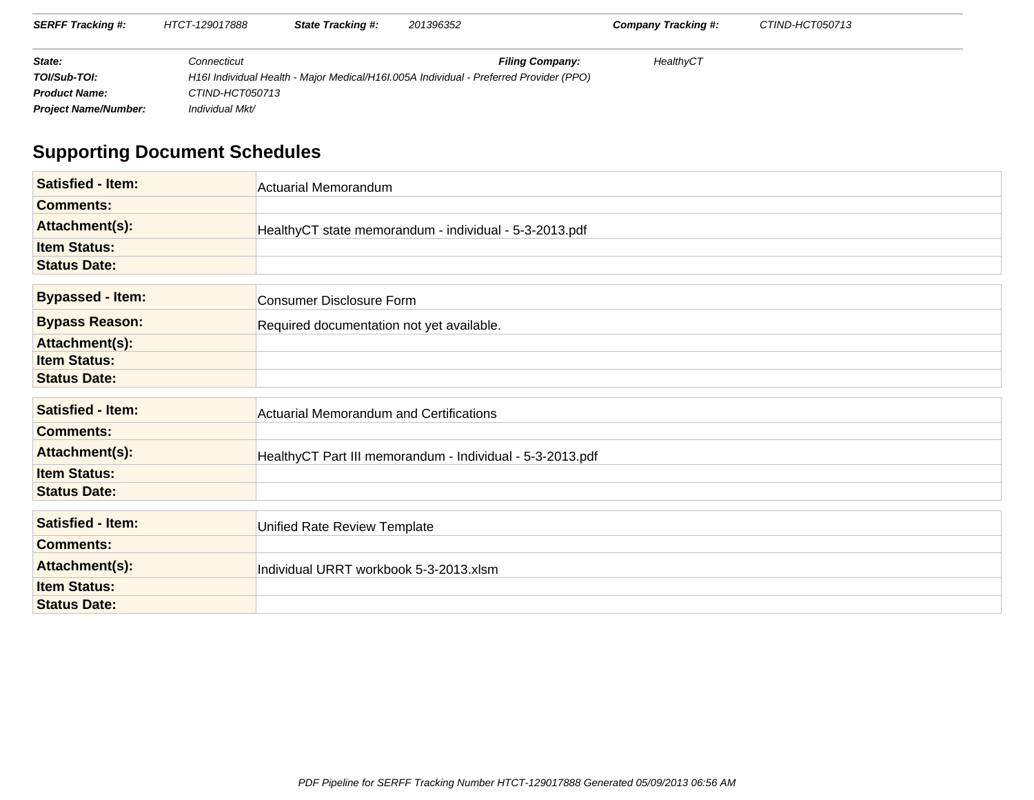| **SERFF Tracking #:** | HTCT-129017888 | **State Tracking #:** | 201396352 | **Company Tracking #:** | CTIND-HCT050713 |
|---|---|---|---|---|---|

| **State:** | Connecticut | **Filing Company:** | HealthyCT |
|---|---|---|---|
| **TOI/Sub-TOI:** | H16I Individual Health - Major Medical/H16I.005A Individual - Preferred Provider (PPO) | | |
| **Product Name:** | CTIND-HCT050713 | | |
| **Project Name/Number:** | Individual Mkt/ | | |

## Supporting Document Schedules

| **Satisfied - Item:** | Actuarial Memorandum |
|---|---|
| **Comments:** | |
| **Attachment(s):** | HealthyCT state memorandum - individual - 5-3-2013.pdf |
| **Item Status:** | |
| **Status Date:** | |

| **Bypassed - Item:** | Consumer Disclosure Form |
|---|---|
| **Bypass Reason:** | Required documentation not yet available. |
| **Attachment(s):** | |
| **Item Status:** | |
| **Status Date:** | |

| **Satisfied - Item:** | Actuarial Memorandum and Certifications |
|---|---|
| **Comments:** | |
| **Attachment(s):** | HealthyCT Part III memorandum - Individual - 5-3-2013.pdf |
| **Item Status:** | |
| **Status Date:** | |

| **Satisfied - Item:** | Unified Rate Review Template |
|---|---|
| **Comments:** | |
| **Attachment(s):** | Individual URRT workbook 5-3-2013.xlsm |
| **Item Status:** | |
| **Status Date:** | |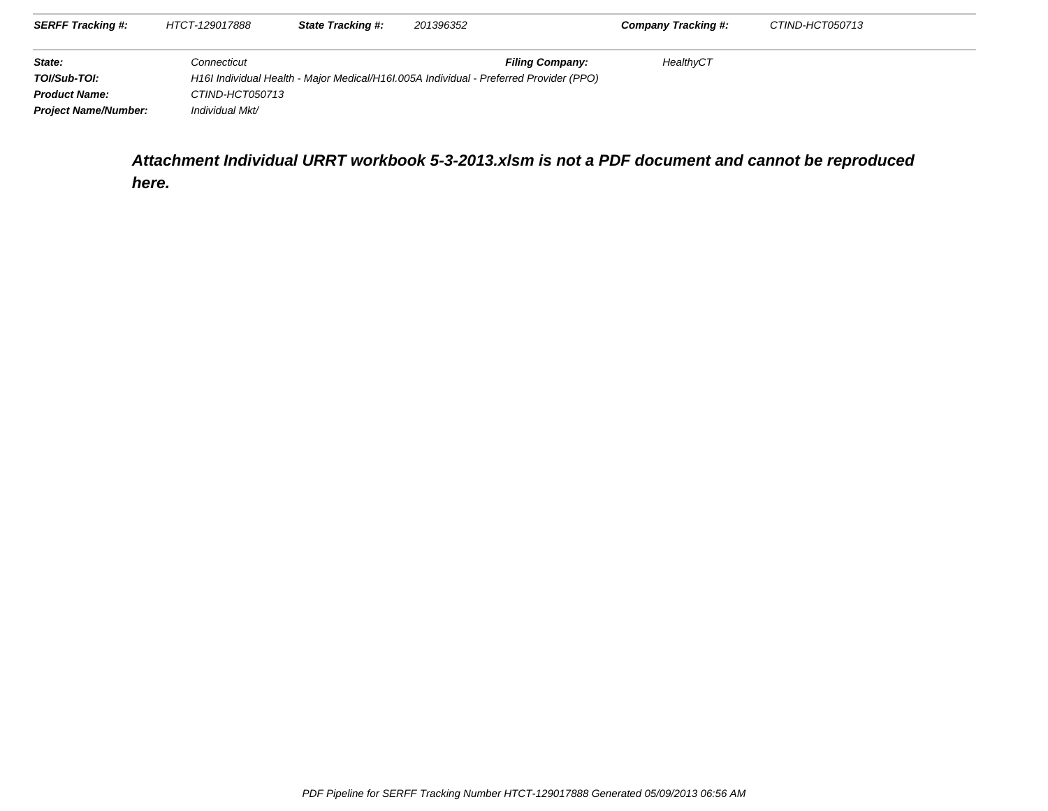| **SERFF Tracking #:** | HTCT-129017888 | **State Tracking #:** | 201396352 | **Company Tracking #:** | CTIND-HCT050713 |
|---|---|---|---|---|---|

| | | | |
|---|---|---|---|
| **State:** | Connecticut | **Filing Company:** | HealthyCT |
| **TOI/Sub-TOI:** | H16I Individual Health - Major Medical/H16I.005A Individual - Preferred Provider (PPO) | | |
| **Product Name:** | CTIND-HCT050713 | | |
| **Project Name/Number:** | Individual Mkt/ | | |

**Attachment Individual URRT workbook 5-3-2013.xlsm is not a PDF document and cannot be reproduced here.**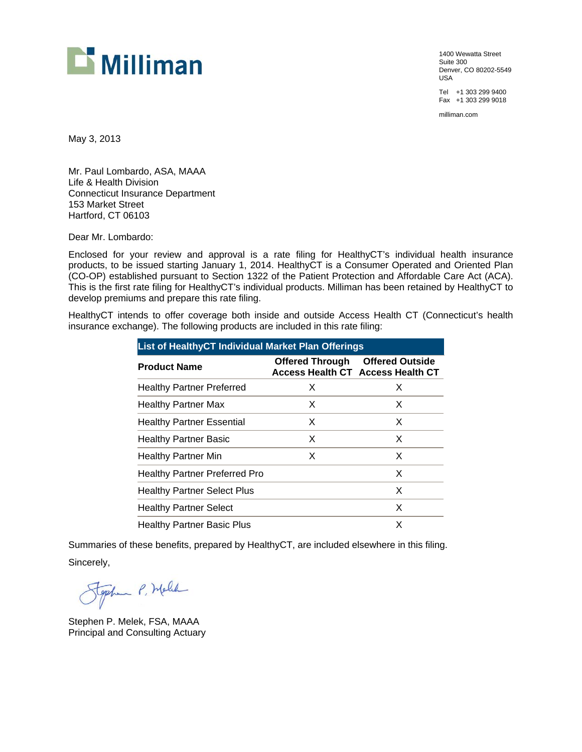Milliman

1400 Wewatta Street
Suite 300
Denver, CO 80202-5549
USA

Tel +1 303 299 9400
Fax +1 303 299 9018

milliman.com

May 3, 2013

Mr. Paul Lombardo, ASA, MAAA
Life & Health Division
Connecticut Insurance Department
153 Market Street
Hartford, CT 06103

Dear Mr. Lombardo:

Enclosed for your review and approval is a rate filing for HealthyCT's individual health insurance products, to be issued starting January 1, 2014. HealthyCT is a Consumer Operated and Oriented Plan (CO-OP) established pursuant to Section 1322 of the Patient Protection and Affordable Care Act (ACA). This is the first rate filing for HealthyCT's individual products. Milliman has been retained by HealthyCT to develop premiums and prepare this rate filing.

HealthyCT intends to offer coverage both inside and outside Access Health CT (Connecticut's health insurance exchange). The following products are included in this rate filing:

| List of HealthyCT Individual Market Plan Offerings | | |
|---|---|---|
| **Product Name** | **Offered Through Access Health CT** | **Offered Outside Access Health CT** |
| Healthy Partner Preferred | X | X |
| Healthy Partner Max | X | X |
| Healthy Partner Essential | X | X |
| Healthy Partner Basic | X | X |
| Healthy Partner Min | X | X |
| Healthy Partner Preferred Pro | | X |
| Healthy Partner Select Plus | | X |
| Healthy Partner Select | | X |
| Healthy Partner Basic Plus | | X |

Summaries of these benefits, prepared by HealthyCT, are included elsewhere in this filing.

Sincerely,

Stephen P. Melek, FSA, MAAA
Principal and Consulting Actuary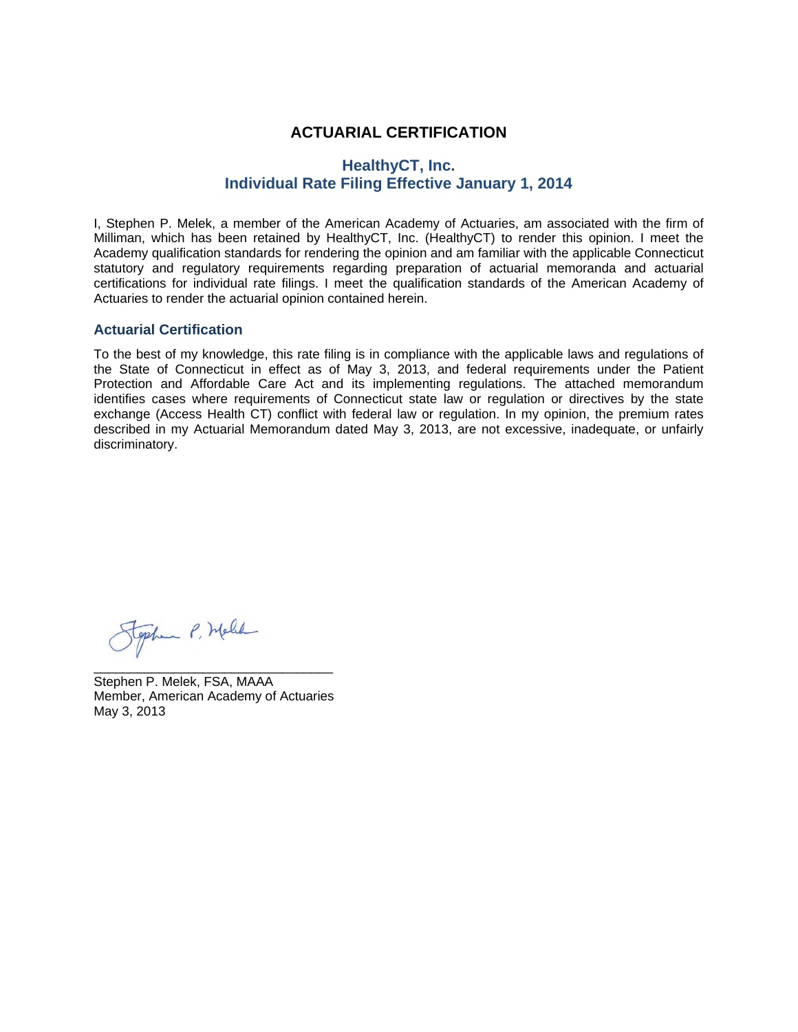# ACTUARIAL CERTIFICATION

## HealthyCT, Inc.
## Individual Rate Filing Effective January 1, 2014

I, Stephen P. Melek, a member of the American Academy of Actuaries, am associated with the firm of Milliman, which has been retained by HealthyCT, Inc. (HealthyCT) to render this opinion. I meet the Academy qualification standards for rendering the opinion and am familiar with the applicable Connecticut statutory and regulatory requirements regarding preparation of actuarial memoranda and actuarial certifications for individual rate filings. I meet the qualification standards of the American Academy of Actuaries to render the actuarial opinion contained herein.

### Actuarial Certification

To the best of my knowledge, this rate filing is in compliance with the applicable laws and regulations of the State of Connecticut in effect as of May 3, 2013, and federal requirements under the Patient Protection and Affordable Care Act and its implementing regulations. The attached memorandum identifies cases where requirements of Connecticut state law or regulation or directives by the state exchange (Access Health CT) conflict with federal law or regulation. In my opinion, the premium rates described in my Actuarial Memorandum dated May 3, 2013, are not excessive, inadequate, or unfairly discriminatory.

Stephen P. Melek, FSA, MAAA
Member, American Academy of Actuaries
May 3, 2013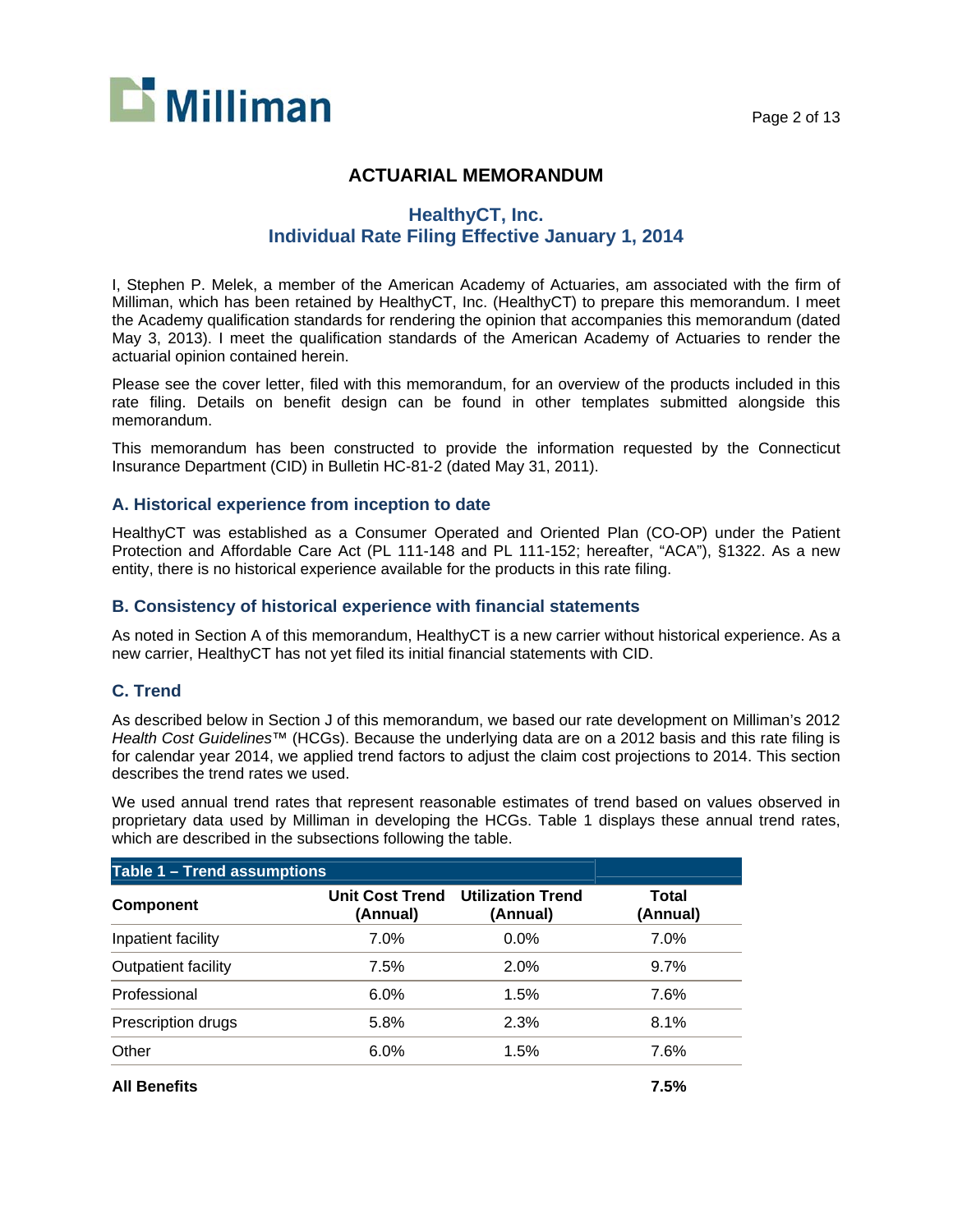# ACTUARIAL MEMORANDUM

## HealthyCT, Inc.
## Individual Rate Filing Effective January 1, 2014

I, Stephen P. Melek, a member of the American Academy of Actuaries, am associated with the firm of Milliman, which has been retained by HealthyCT, Inc. (HealthyCT) to prepare this memorandum. I meet the Academy qualification standards for rendering the opinion that accompanies this memorandum (dated May 3, 2013). I meet the qualification standards of the American Academy of Actuaries to render the actuarial opinion contained herein.

Please see the cover letter, filed with this memorandum, for an overview of the products included in this rate filing. Details on benefit design can be found in other templates submitted alongside this memorandum.

This memorandum has been constructed to provide the information requested by the Connecticut Insurance Department (CID) in Bulletin HC-81-2 (dated May 31, 2011).

### A. Historical experience from inception to date

HealthyCT was established as a Consumer Operated and Oriented Plan (CO-OP) under the Patient Protection and Affordable Care Act (PL 111-148 and PL 111-152; hereafter, "ACA"), §1322. As a new entity, there is no historical experience available for the products in this rate filing.

### B. Consistency of historical experience with financial statements

As noted in Section A of this memorandum, HealthyCT is a new carrier without historical experience. As a new carrier, HealthyCT has not yet filed its initial financial statements with CID.

### C. Trend

As described below in Section J of this memorandum, we based our rate development on Milliman's 2012 *Health Cost Guidelines*™ (HCGs). Because the underlying data are on a 2012 basis and this rate filing is for calendar year 2014, we applied trend factors to adjust the claim cost projections to 2014. This section describes the trend rates we used.

We used annual trend rates that represent reasonable estimates of trend based on values observed in proprietary data used by Milliman in developing the HCGs. Table 1 displays these annual trend rates, which are described in the subsections following the table.

| **Table 1 – Trend assumptions** | | | |
|---|---|---|---|
| **Component** | **Unit Cost Trend (Annual)** | **Utilization Trend (Annual)** | **Total (Annual)** |
| Inpatient facility | 7.0% | 0.0% | 7.0% |
| Outpatient facility | 7.5% | 2.0% | 9.7% |
| Professional | 6.0% | 1.5% | 7.6% |
| Prescription drugs | 5.8% | 2.3% | 8.1% |
| Other | 6.0% | 1.5% | 7.6% |
| **All Benefits** | | | **7.5%** |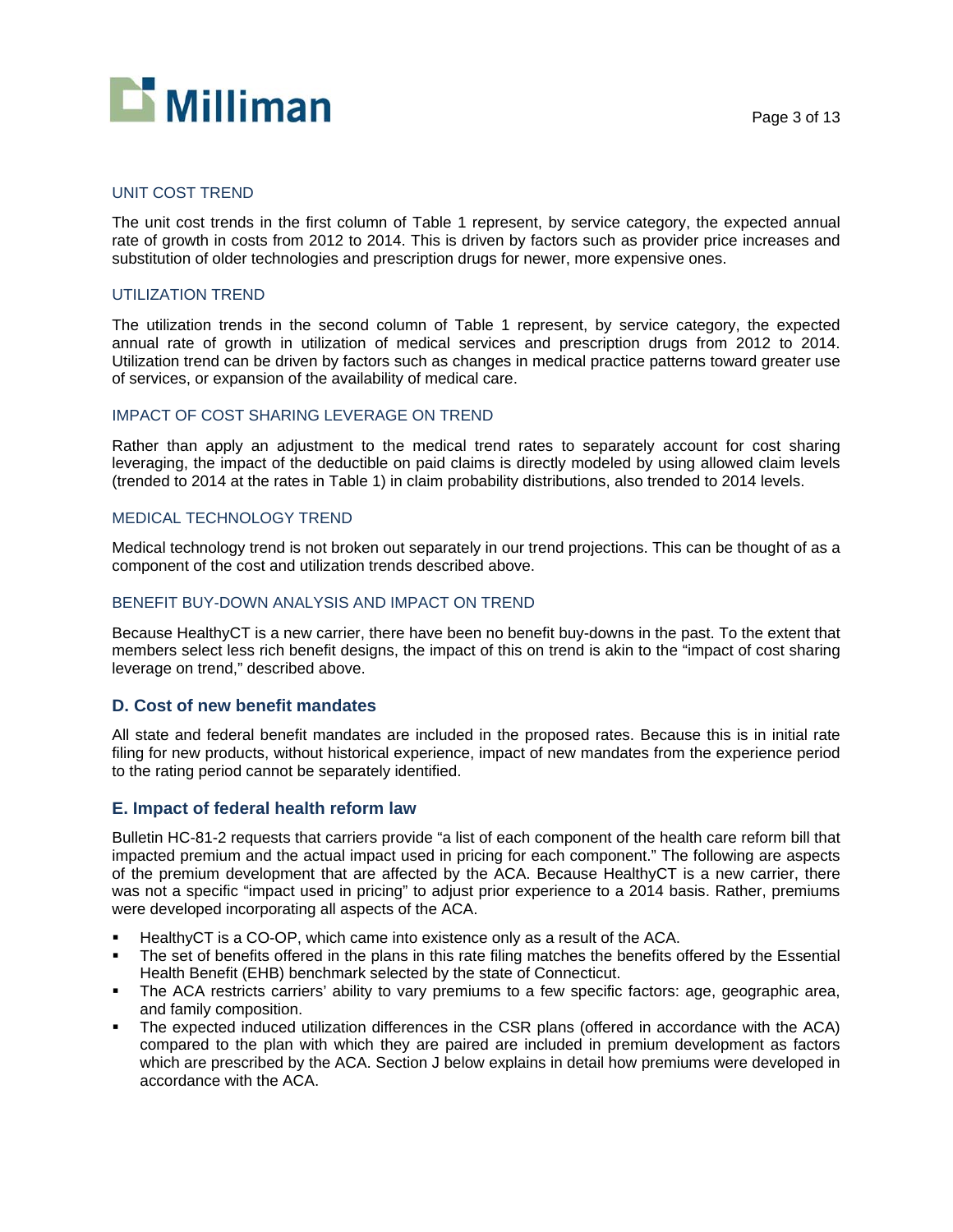### UNIT COST TREND

The unit cost trends in the first column of Table 1 represent, by service category, the expected annual rate of growth in costs from 2012 to 2014. This is driven by factors such as provider price increases and substitution of older technologies and prescription drugs for newer, more expensive ones.

### UTILIZATION TREND

The utilization trends in the second column of Table 1 represent, by service category, the expected annual rate of growth in utilization of medical services and prescription drugs from 2012 to 2014. Utilization trend can be driven by factors such as changes in medical practice patterns toward greater use of services, or expansion of the availability of medical care.

### IMPACT OF COST SHARING LEVERAGE ON TREND

Rather than apply an adjustment to the medical trend rates to separately account for cost sharing leveraging, the impact of the deductible on paid claims is directly modeled by using allowed claim levels (trended to 2014 at the rates in Table 1) in claim probability distributions, also trended to 2014 levels.

### MEDICAL TECHNOLOGY TREND

Medical technology trend is not broken out separately in our trend projections. This can be thought of as a component of the cost and utilization trends described above.

### BENEFIT BUY-DOWN ANALYSIS AND IMPACT ON TREND

Because HealthyCT is a new carrier, there have been no benefit buy-downs in the past. To the extent that members select less rich benefit designs, the impact of this on trend is akin to the "impact of cost sharing leverage on trend," described above.

## D. Cost of new benefit mandates

All state and federal benefit mandates are included in the proposed rates. Because this is in initial rate filing for new products, without historical experience, impact of new mandates from the experience period to the rating period cannot be separately identified.

## E. Impact of federal health reform law

Bulletin HC-81-2 requests that carriers provide "a list of each component of the health care reform bill that impacted premium and the actual impact used in pricing for each component." The following are aspects of the premium development that are affected by the ACA. Because HealthyCT is a new carrier, there was not a specific "impact used in pricing" to adjust prior experience to a 2014 basis. Rather, premiums were developed incorporating all aspects of the ACA.

- HealthyCT is a CO-OP, which came into existence only as a result of the ACA.
- The set of benefits offered in the plans in this rate filing matches the benefits offered by the Essential Health Benefit (EHB) benchmark selected by the state of Connecticut.
- The ACA restricts carriers' ability to vary premiums to a few specific factors: age, geographic area, and family composition.
- The expected induced utilization differences in the CSR plans (offered in accordance with the ACA) compared to the plan with which they are paired are included in premium development as factors which are prescribed by the ACA. Section J below explains in detail how premiums were developed in accordance with the ACA.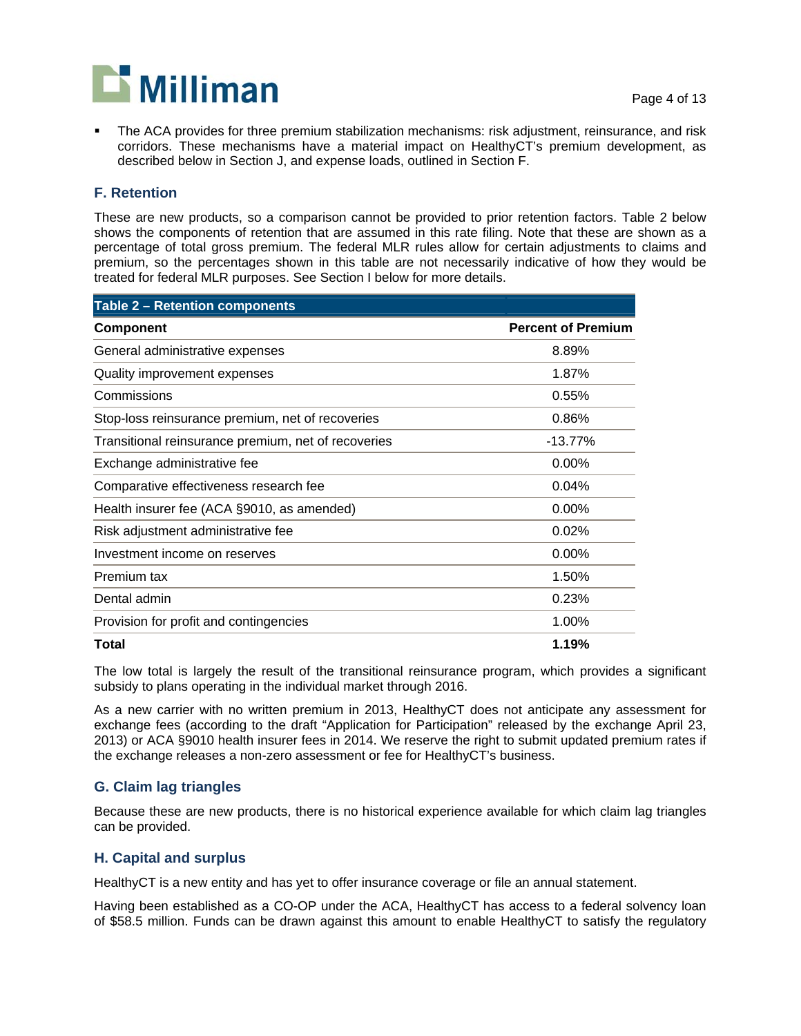- The ACA provides for three premium stabilization mechanisms: risk adjustment, reinsurance, and risk corridors. These mechanisms have a material impact on HealthyCT's premium development, as described below in Section J, and expense loads, outlined in Section F.

### F. Retention

These are new products, so a comparison cannot be provided to prior retention factors. Table 2 below shows the components of retention that are assumed in this rate filing. Note that these are shown as a percentage of total gross premium. The federal MLR rules allow for certain adjustments to claims and premium, so the percentages shown in this table are not necessarily indicative of how they would be treated for federal MLR purposes. See Section I below for more details.

**Table 2 – Retention components**

| Component | Percent of Premium |
|---|---|
| General administrative expenses | 8.89% |
| Quality improvement expenses | 1.87% |
| Commissions | 0.55% |
| Stop-loss reinsurance premium, net of recoveries | 0.86% |
| Transitional reinsurance premium, net of recoveries | -13.77% |
| Exchange administrative fee | 0.00% |
| Comparative effectiveness research fee | 0.04% |
| Health insurer fee (ACA §9010, as amended) | 0.00% |
| Risk adjustment administrative fee | 0.02% |
| Investment income on reserves | 0.00% |
| Premium tax | 1.50% |
| Dental admin | 0.23% |
| Provision for profit and contingencies | 1.00% |
| **Total** | **1.19%** |

The low total is largely the result of the transitional reinsurance program, which provides a significant subsidy to plans operating in the individual market through 2016.

As a new carrier with no written premium in 2013, HealthyCT does not anticipate any assessment for exchange fees (according to the draft "Application for Participation" released by the exchange April 23, 2013) or ACA §9010 health insurer fees in 2014. We reserve the right to submit updated premium rates if the exchange releases a non-zero assessment or fee for HealthyCT's business.

### G. Claim lag triangles

Because these are new products, there is no historical experience available for which claim lag triangles can be provided.

### H. Capital and surplus

HealthyCT is a new entity and has yet to offer insurance coverage or file an annual statement.

Having been established as a CO-OP under the ACA, HealthyCT has access to a federal solvency loan of $58.5 million. Funds can be drawn against this amount to enable HealthyCT to satisfy the regulatory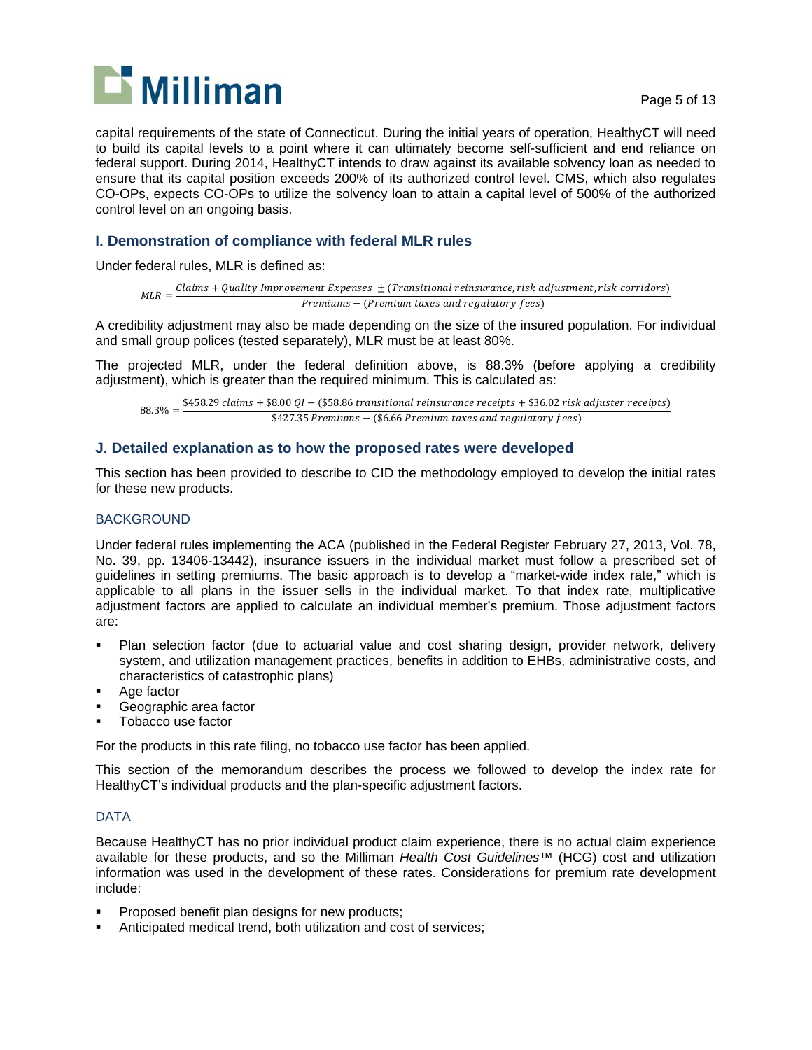capital requirements of the state of Connecticut. During the initial years of operation, HealthyCT will need to build its capital levels to a point where it can ultimately become self-sufficient and end reliance on federal support. During 2014, HealthyCT intends to draw against its available solvency loan as needed to ensure that its capital position exceeds 200% of its authorized control level. CMS, which also regulates CO-OPs, expects CO-OPs to utilize the solvency loan to attain a capital level of 500% of the authorized control level on an ongoing basis.

### I. Demonstration of compliance with federal MLR rules

Under federal rules, MLR is defined as:

$$MLR = \frac{Claims + Quality\ Improvement\ Expenses\ \pm (Transitional\ reinsurance, risk\ adjustment, risk\ corridors)}{Premiums - (Premium\ taxes\ and\ regulatory\ fees)}$$

A credibility adjustment may also be made depending on the size of the insured population. For individual and small group polices (tested separately), MLR must be at least 80%.

The projected MLR, under the federal definition above, is 88.3% (before applying a credibility adjustment), which is greater than the required minimum. This is calculated as:

$$88.3\% = \frac{\$458.29\ claims + \$8.00\ QI - (\$58.86\ transitional\ reinsurance\ receipts + \$36.02\ risk\ adjuster\ receipts)}{\$427.35\ Premiums - (\$6.66\ Premium\ taxes\ and\ regulatory\ fees)}$$

### J. Detailed explanation as to how the proposed rates were developed

This section has been provided to describe to CID the methodology employed to develop the initial rates for these new products.

#### BACKGROUND

Under federal rules implementing the ACA (published in the Federal Register February 27, 2013, Vol. 78, No. 39, pp. 13406-13442), insurance issuers in the individual market must follow a prescribed set of guidelines in setting premiums. The basic approach is to develop a "market-wide index rate," which is applicable to all plans in the issuer sells in the individual market. To that index rate, multiplicative adjustment factors are applied to calculate an individual member's premium. Those adjustment factors are:

- Plan selection factor (due to actuarial value and cost sharing design, provider network, delivery system, and utilization management practices, benefits in addition to EHBs, administrative costs, and characteristics of catastrophic plans)
- Age factor
- Geographic area factor
- Tobacco use factor

For the products in this rate filing, no tobacco use factor has been applied.

This section of the memorandum describes the process we followed to develop the index rate for HealthyCT's individual products and the plan-specific adjustment factors.

#### DATA

Because HealthyCT has no prior individual product claim experience, there is no actual claim experience available for these products, and so the Milliman *Health Cost Guidelines*™ (HCG) cost and utilization information was used in the development of these rates. Considerations for premium rate development include:

- Proposed benefit plan designs for new products;
- Anticipated medical trend, both utilization and cost of services;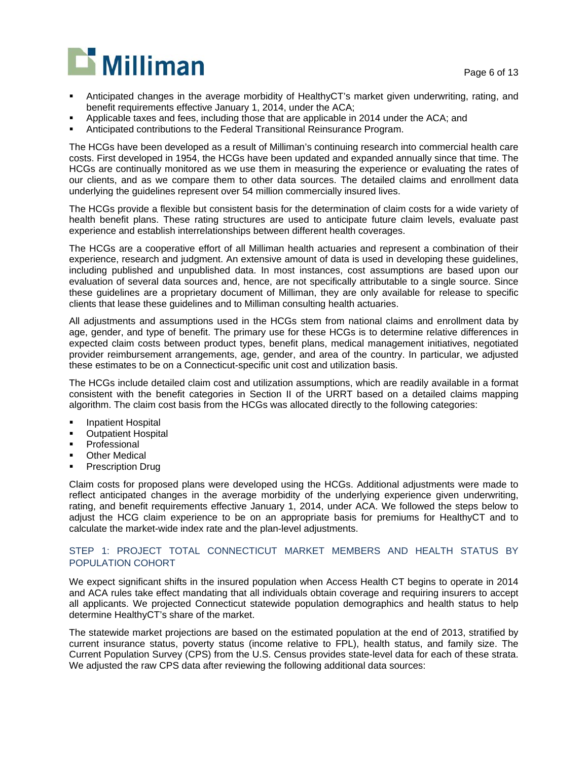- Anticipated changes in the average morbidity of HealthyCT's market given underwriting, rating, and benefit requirements effective January 1, 2014, under the ACA;
- Applicable taxes and fees, including those that are applicable in 2014 under the ACA; and
- Anticipated contributions to the Federal Transitional Reinsurance Program.

The HCGs have been developed as a result of Milliman's continuing research into commercial health care costs. First developed in 1954, the HCGs have been updated and expanded annually since that time. The HCGs are continually monitored as we use them in measuring the experience or evaluating the rates of our clients, and as we compare them to other data sources. The detailed claims and enrollment data underlying the guidelines represent over 54 million commercially insured lives.

The HCGs provide a flexible but consistent basis for the determination of claim costs for a wide variety of health benefit plans. These rating structures are used to anticipate future claim levels, evaluate past experience and establish interrelationships between different health coverages.

The HCGs are a cooperative effort of all Milliman health actuaries and represent a combination of their experience, research and judgment. An extensive amount of data is used in developing these guidelines, including published and unpublished data. In most instances, cost assumptions are based upon our evaluation of several data sources and, hence, are not specifically attributable to a single source. Since these guidelines are a proprietary document of Milliman, they are only available for release to specific clients that lease these guidelines and to Milliman consulting health actuaries.

All adjustments and assumptions used in the HCGs stem from national claims and enrollment data by age, gender, and type of benefit. The primary use for these HCGs is to determine relative differences in expected claim costs between product types, benefit plans, medical management initiatives, negotiated provider reimbursement arrangements, age, gender, and area of the country. In particular, we adjusted these estimates to be on a Connecticut-specific unit cost and utilization basis.

The HCGs include detailed claim cost and utilization assumptions, which are readily available in a format consistent with the benefit categories in Section II of the URRT based on a detailed claims mapping algorithm. The claim cost basis from the HCGs was allocated directly to the following categories:

- Inpatient Hospital
- Outpatient Hospital
- Professional
- Other Medical
- Prescription Drug

Claim costs for proposed plans were developed using the HCGs. Additional adjustments were made to reflect anticipated changes in the average morbidity of the underlying experience given underwriting, rating, and benefit requirements effective January 1, 2014, under ACA. We followed the steps below to adjust the HCG claim experience to be on an appropriate basis for premiums for HealthyCT and to calculate the market-wide index rate and the plan-level adjustments.

### STEP 1: PROJECT TOTAL CONNECTICUT MARKET MEMBERS AND HEALTH STATUS BY POPULATION COHORT

We expect significant shifts in the insured population when Access Health CT begins to operate in 2014 and ACA rules take effect mandating that all individuals obtain coverage and requiring insurers to accept all applicants. We projected Connecticut statewide population demographics and health status to help determine HealthyCT's share of the market.

The statewide market projections are based on the estimated population at the end of 2013, stratified by current insurance status, poverty status (income relative to FPL), health status, and family size. The Current Population Survey (CPS) from the U.S. Census provides state-level data for each of these strata. We adjusted the raw CPS data after reviewing the following additional data sources: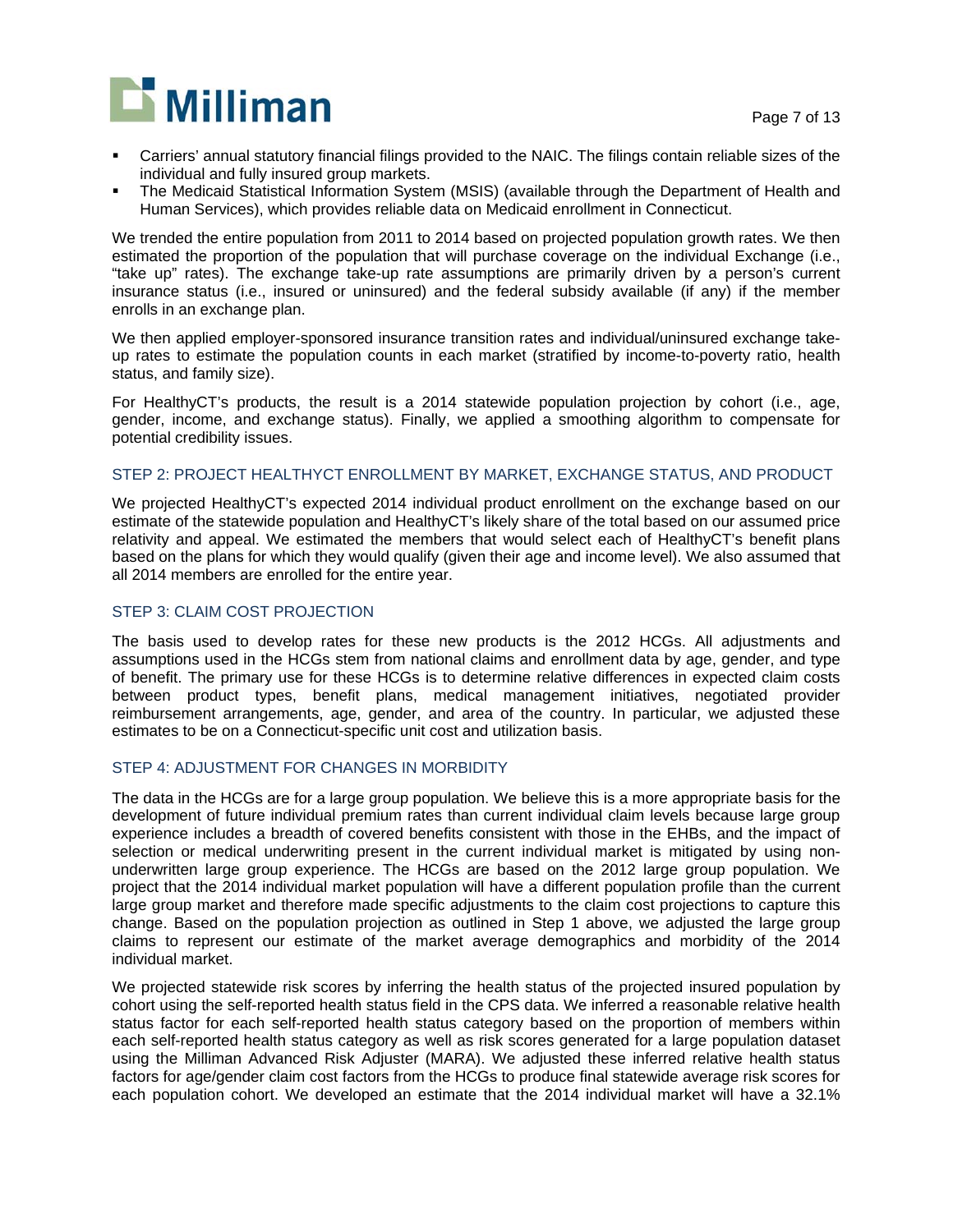- Carriers' annual statutory financial filings provided to the NAIC. The filings contain reliable sizes of the individual and fully insured group markets.
- The Medicaid Statistical Information System (MSIS) (available through the Department of Health and Human Services), which provides reliable data on Medicaid enrollment in Connecticut.

We trended the entire population from 2011 to 2014 based on projected population growth rates. We then estimated the proportion of the population that will purchase coverage on the individual Exchange (i.e., "take up" rates). The exchange take-up rate assumptions are primarily driven by a person's current insurance status (i.e., insured or uninsured) and the federal subsidy available (if any) if the member enrolls in an exchange plan.

We then applied employer-sponsored insurance transition rates and individual/uninsured exchange take-up rates to estimate the population counts in each market (stratified by income-to-poverty ratio, health status, and family size).

For HealthyCT's products, the result is a 2014 statewide population projection by cohort (i.e., age, gender, income, and exchange status). Finally, we applied a smoothing algorithm to compensate for potential credibility issues.

### STEP 2: PROJECT HEALTHYCT ENROLLMENT BY MARKET, EXCHANGE STATUS, AND PRODUCT

We projected HealthyCT's expected 2014 individual product enrollment on the exchange based on our estimate of the statewide population and HealthyCT's likely share of the total based on our assumed price relativity and appeal. We estimated the members that would select each of HealthyCT's benefit plans based on the plans for which they would qualify (given their age and income level). We also assumed that all 2014 members are enrolled for the entire year.

### STEP 3: CLAIM COST PROJECTION

The basis used to develop rates for these new products is the 2012 HCGs. All adjustments and assumptions used in the HCGs stem from national claims and enrollment data by age, gender, and type of benefit. The primary use for these HCGs is to determine relative differences in expected claim costs between product types, benefit plans, medical management initiatives, negotiated provider reimbursement arrangements, age, gender, and area of the country. In particular, we adjusted these estimates to be on a Connecticut-specific unit cost and utilization basis.

### STEP 4: ADJUSTMENT FOR CHANGES IN MORBIDITY

The data in the HCGs are for a large group population. We believe this is a more appropriate basis for the development of future individual premium rates than current individual claim levels because large group experience includes a breadth of covered benefits consistent with those in the EHBs, and the impact of selection or medical underwriting present in the current individual market is mitigated by using non-underwritten large group experience. The HCGs are based on the 2012 large group population. We project that the 2014 individual market population will have a different population profile than the current large group market and therefore made specific adjustments to the claim cost projections to capture this change. Based on the population projection as outlined in Step 1 above, we adjusted the large group claims to represent our estimate of the market average demographics and morbidity of the 2014 individual market.

We projected statewide risk scores by inferring the health status of the projected insured population by cohort using the self-reported health status field in the CPS data. We inferred a reasonable relative health status factor for each self-reported health status category based on the proportion of members within each self-reported health status category as well as risk scores generated for a large population dataset using the Milliman Advanced Risk Adjuster (MARA). We adjusted these inferred relative health status factors for age/gender claim cost factors from the HCGs to produce final statewide average risk scores for each population cohort. We developed an estimate that the 2014 individual market will have a 32.1%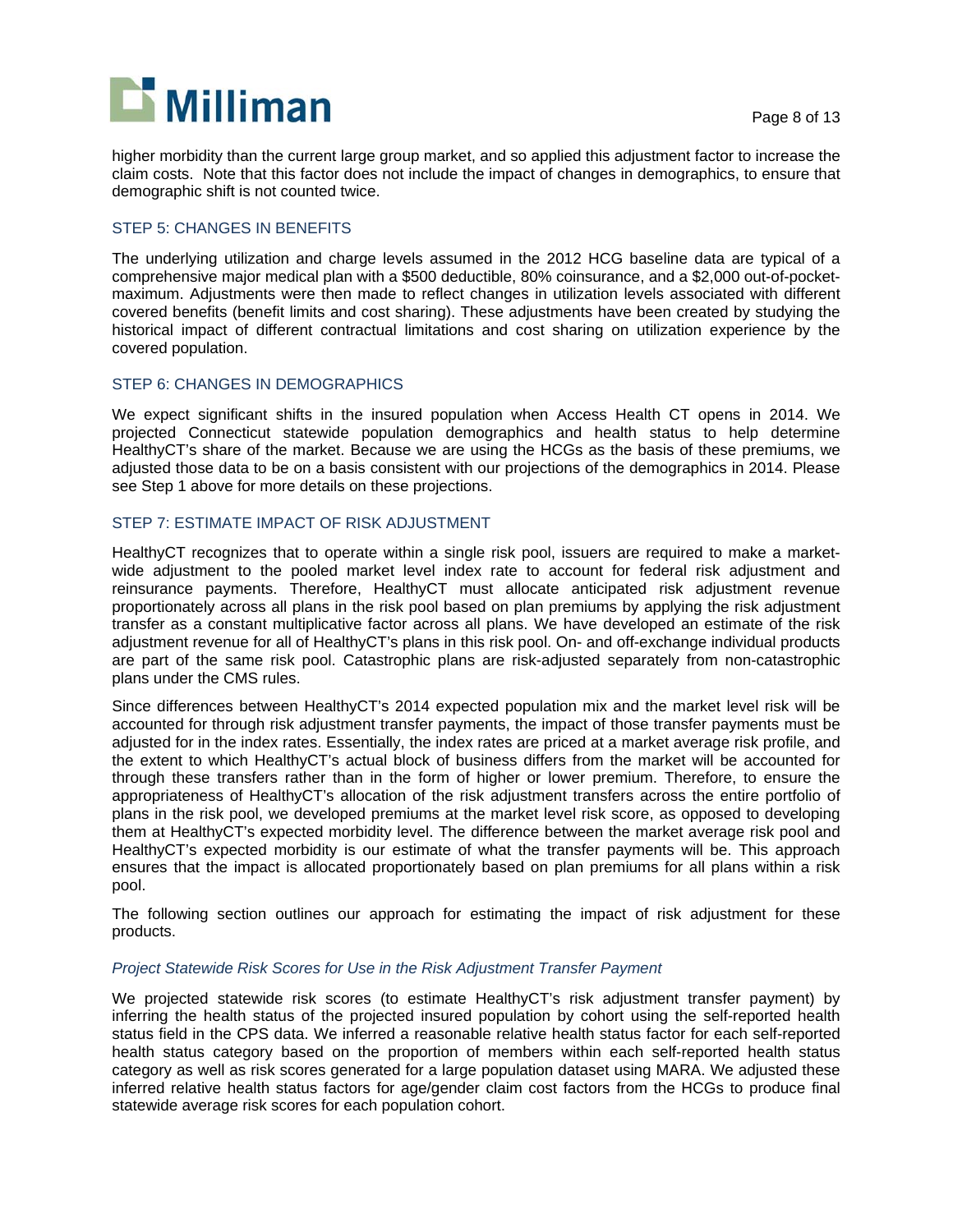higher morbidity than the current large group market, and so applied this adjustment factor to increase the claim costs. Note that this factor does not include the impact of changes in demographics, to ensure that demographic shift is not counted twice.

### STEP 5: CHANGES IN BENEFITS

The underlying utilization and charge levels assumed in the 2012 HCG baseline data are typical of a comprehensive major medical plan with a $500 deductible, 80% coinsurance, and a $2,000 out-of-pocket-maximum. Adjustments were then made to reflect changes in utilization levels associated with different covered benefits (benefit limits and cost sharing). These adjustments have been created by studying the historical impact of different contractual limitations and cost sharing on utilization experience by the covered population.

### STEP 6: CHANGES IN DEMOGRAPHICS

We expect significant shifts in the insured population when Access Health CT opens in 2014. We projected Connecticut statewide population demographics and health status to help determine HealthyCT's share of the market. Because we are using the HCGs as the basis of these premiums, we adjusted those data to be on a basis consistent with our projections of the demographics in 2014. Please see Step 1 above for more details on these projections.

### STEP 7: ESTIMATE IMPACT OF RISK ADJUSTMENT

HealthyCT recognizes that to operate within a single risk pool, issuers are required to make a market-wide adjustment to the pooled market level index rate to account for federal risk adjustment and reinsurance payments. Therefore, HealthyCT must allocate anticipated risk adjustment revenue proportionately across all plans in the risk pool based on plan premiums by applying the risk adjustment transfer as a constant multiplicative factor across all plans. We have developed an estimate of the risk adjustment revenue for all of HealthyCT's plans in this risk pool. On- and off-exchange individual products are part of the same risk pool. Catastrophic plans are risk-adjusted separately from non-catastrophic plans under the CMS rules.

Since differences between HealthyCT's 2014 expected population mix and the market level risk will be accounted for through risk adjustment transfer payments, the impact of those transfer payments must be adjusted for in the index rates. Essentially, the index rates are priced at a market average risk profile, and the extent to which HealthyCT's actual block of business differs from the market will be accounted for through these transfers rather than in the form of higher or lower premium. Therefore, to ensure the appropriateness of HealthyCT's allocation of the risk adjustment transfers across the entire portfolio of plans in the risk pool, we developed premiums at the market level risk score, as opposed to developing them at HealthyCT's expected morbidity level. The difference between the market average risk pool and HealthyCT's expected morbidity is our estimate of what the transfer payments will be. This approach ensures that the impact is allocated proportionately based on plan premiums for all plans within a risk pool.

The following section outlines our approach for estimating the impact of risk adjustment for these products.

#### *Project Statewide Risk Scores for Use in the Risk Adjustment Transfer Payment*

We projected statewide risk scores (to estimate HealthyCT's risk adjustment transfer payment) by inferring the health status of the projected insured population by cohort using the self-reported health status field in the CPS data. We inferred a reasonable relative health status factor for each self-reported health status category based on the proportion of members within each self-reported health status category as well as risk scores generated for a large population dataset using MARA. We adjusted these inferred relative health status factors for age/gender claim cost factors from the HCGs to produce final statewide average risk scores for each population cohort.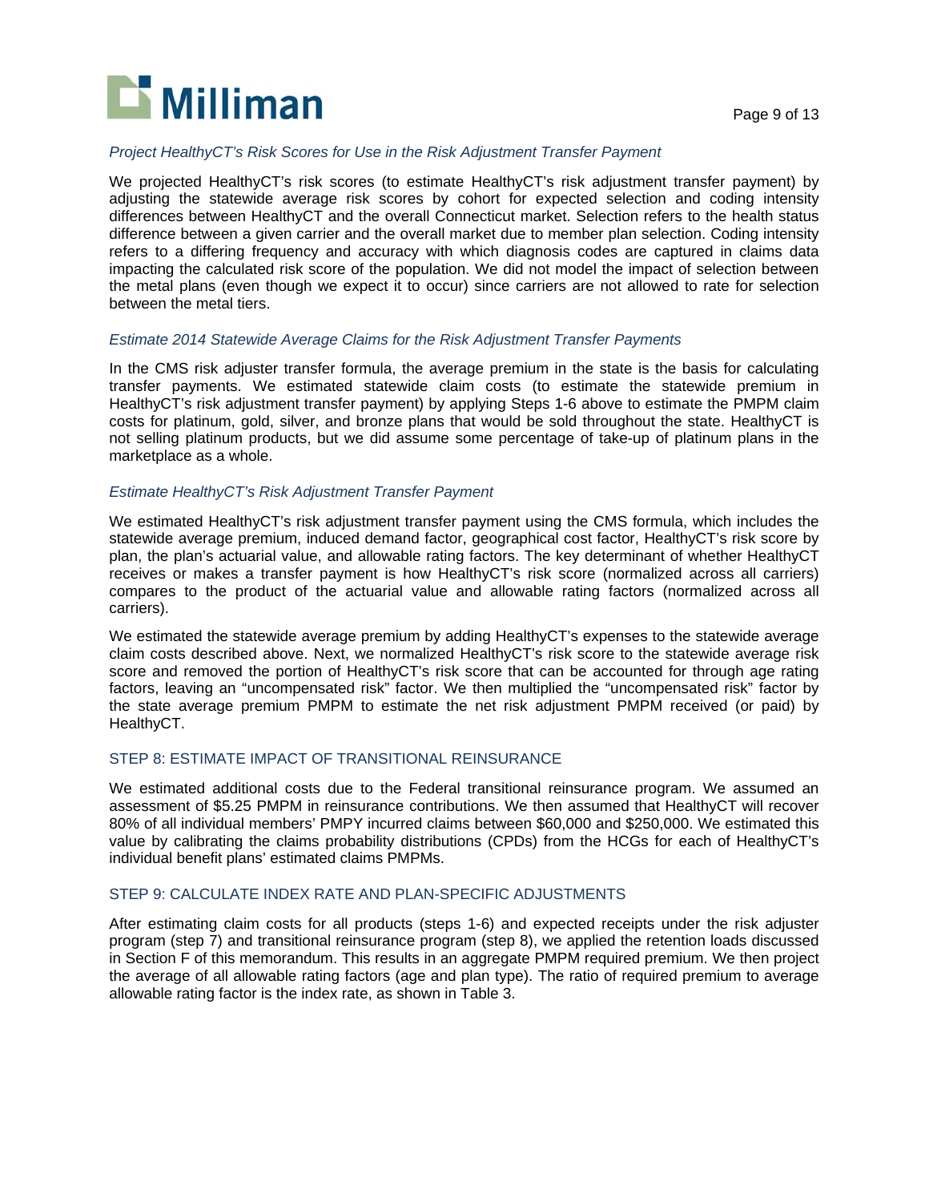*Project HealthyCT's Risk Scores for Use in the Risk Adjustment Transfer Payment*

We projected HealthyCT's risk scores (to estimate HealthyCT's risk adjustment transfer payment) by adjusting the statewide average risk scores by cohort for expected selection and coding intensity differences between HealthyCT and the overall Connecticut market. Selection refers to the health status difference between a given carrier and the overall market due to member plan selection. Coding intensity refers to a differing frequency and accuracy with which diagnosis codes are captured in claims data impacting the calculated risk score of the population. We did not model the impact of selection between the metal plans (even though we expect it to occur) since carriers are not allowed to rate for selection between the metal tiers.

*Estimate 2014 Statewide Average Claims for the Risk Adjustment Transfer Payments*

In the CMS risk adjuster transfer formula, the average premium in the state is the basis for calculating transfer payments. We estimated statewide claim costs (to estimate the statewide premium in HealthyCT's risk adjustment transfer payment) by applying Steps 1-6 above to estimate the PMPM claim costs for platinum, gold, silver, and bronze plans that would be sold throughout the state. HealthyCT is not selling platinum products, but we did assume some percentage of take-up of platinum plans in the marketplace as a whole.

*Estimate HealthyCT's Risk Adjustment Transfer Payment*

We estimated HealthyCT's risk adjustment transfer payment using the CMS formula, which includes the statewide average premium, induced demand factor, geographical cost factor, HealthyCT's risk score by plan, the plan's actuarial value, and allowable rating factors. The key determinant of whether HealthyCT receives or makes a transfer payment is how HealthyCT's risk score (normalized across all carriers) compares to the product of the actuarial value and allowable rating factors (normalized across all carriers).

We estimated the statewide average premium by adding HealthyCT's expenses to the statewide average claim costs described above. Next, we normalized HealthyCT's risk score to the statewide average risk score and removed the portion of HealthyCT's risk score that can be accounted for through age rating factors, leaving an "uncompensated risk" factor. We then multiplied the "uncompensated risk" factor by the state average premium PMPM to estimate the net risk adjustment PMPM received (or paid) by HealthyCT.

### STEP 8: ESTIMATE IMPACT OF TRANSITIONAL REINSURANCE

We estimated additional costs due to the Federal transitional reinsurance program. We assumed an assessment of $5.25 PMPM in reinsurance contributions. We then assumed that HealthyCT will recover 80% of all individual members' PMPY incurred claims between $60,000 and $250,000. We estimated this value by calibrating the claims probability distributions (CPDs) from the HCGs for each of HealthyCT's individual benefit plans' estimated claims PMPMs.

### STEP 9: CALCULATE INDEX RATE AND PLAN-SPECIFIC ADJUSTMENTS

After estimating claim costs for all products (steps 1-6) and expected receipts under the risk adjuster program (step 7) and transitional reinsurance program (step 8), we applied the retention loads discussed in Section F of this memorandum. This results in an aggregate PMPM required premium. We then project the average of all allowable rating factors (age and plan type). The ratio of required premium to average allowable rating factor is the index rate, as shown in Table 3.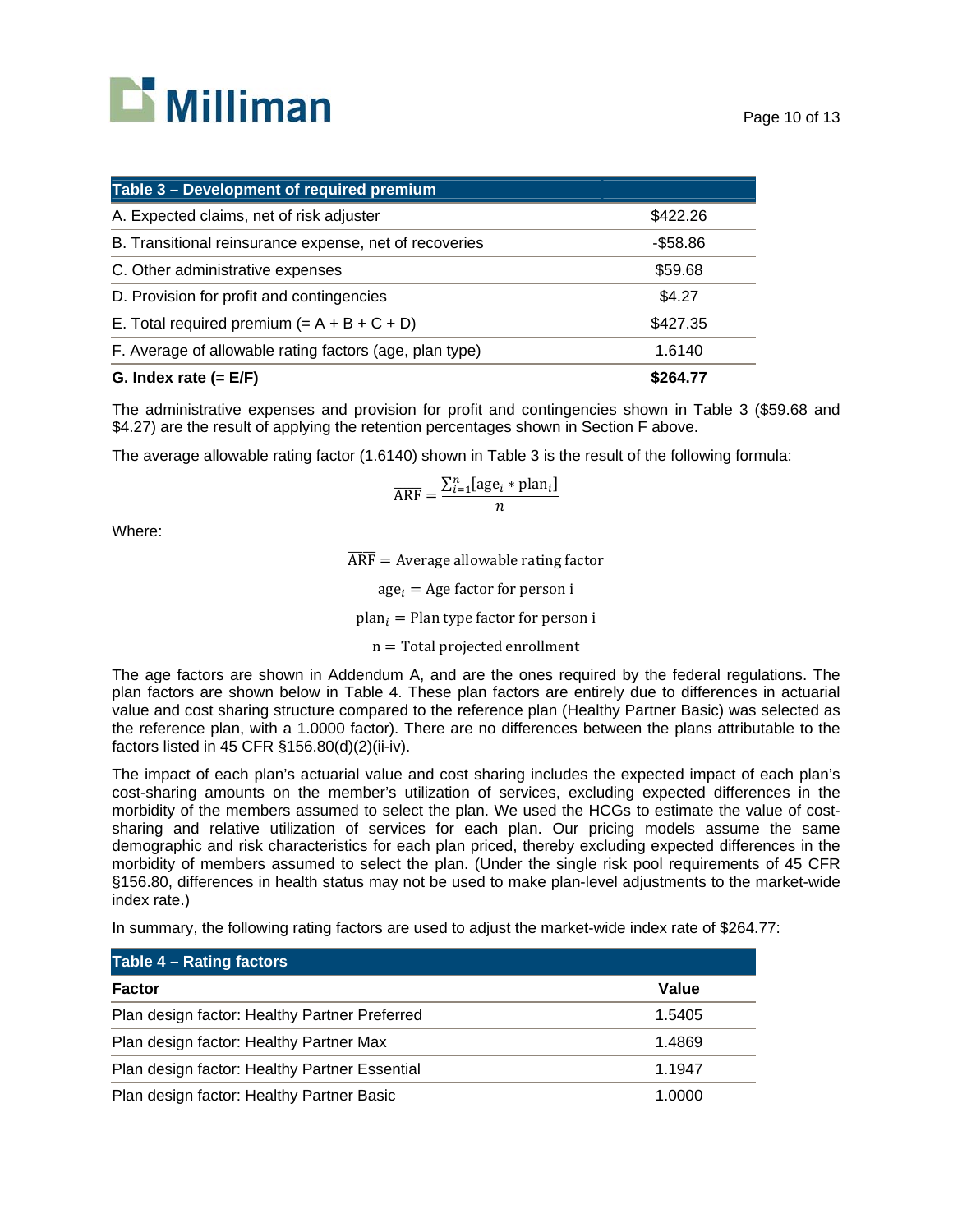| Table 3 – Development of required premium | |
|---|---|
| A. Expected claims, net of risk adjuster | $422.26 |
| B. Transitional reinsurance expense, net of recoveries | -$58.86 |
| C. Other administrative expenses | $59.68 |
| D. Provision for profit and contingencies | $4.27 |
| E. Total required premium (= A + B + C + D) | $427.35 |
| F. Average of allowable rating factors (age, plan type) | 1.6140 |
| **G. Index rate (= E/F)** | **$264.77** |

The administrative expenses and provision for profit and contingencies shown in Table 3 ($59.68 and $4.27) are the result of applying the retention percentages shown in Section F above.

The average allowable rating factor (1.6140) shown in Table 3 is the result of the following formula:

$$\overline{\text{ARF}} = \frac{\sum_{i=1}^{n}[\text{age}_i * \text{plan}_i]}{n}$$

Where:

$$\overline{\text{ARF}} = \text{Average allowable rating factor}$$

$$\text{age}_i = \text{Age factor for person i}$$

$$\text{plan}_i = \text{Plan type factor for person i}$$

$$\text{n} = \text{Total projected enrollment}$$

The age factors are shown in Addendum A, and are the ones required by the federal regulations. The plan factors are shown below in Table 4. These plan factors are entirely due to differences in actuarial value and cost sharing structure compared to the reference plan (Healthy Partner Basic) was selected as the reference plan, with a 1.0000 factor). There are no differences between the plans attributable to the factors listed in 45 CFR §156.80(d)(2)(ii-iv).

The impact of each plan's actuarial value and cost sharing includes the expected impact of each plan's cost-sharing amounts on the member's utilization of services, excluding expected differences in the morbidity of the members assumed to select the plan. We used the HCGs to estimate the value of cost-sharing and relative utilization of services for each plan. Our pricing models assume the same demographic and risk characteristics for each plan priced, thereby excluding expected differences in the morbidity of members assumed to select the plan. (Under the single risk pool requirements of 45 CFR §156.80, differences in health status may not be used to make plan-level adjustments to the market-wide index rate.)

In summary, the following rating factors are used to adjust the market-wide index rate of $264.77:

| Table 4 – Rating factors | |
|---|---|
| **Factor** | **Value** |
| Plan design factor: Healthy Partner Preferred | 1.5405 |
| Plan design factor: Healthy Partner Max | 1.4869 |
| Plan design factor: Healthy Partner Essential | 1.1947 |
| Plan design factor: Healthy Partner Basic | 1.0000 |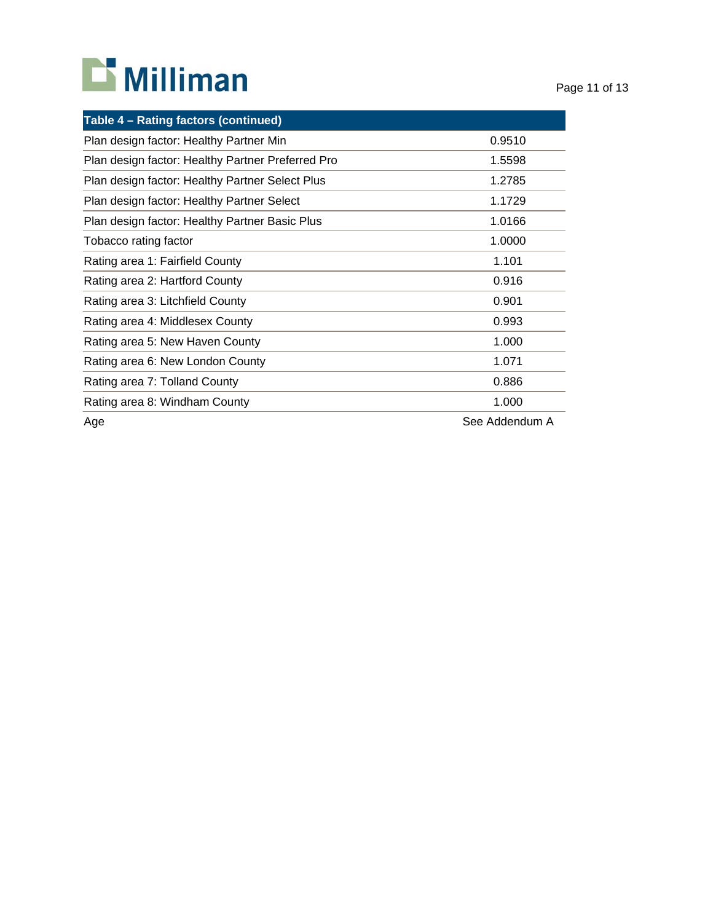| Table 4 – Rating factors (continued) | |
|---|---|
| Plan design factor: Healthy Partner Min | 0.9510 |
| Plan design factor: Healthy Partner Preferred Pro | 1.5598 |
| Plan design factor: Healthy Partner Select Plus | 1.2785 |
| Plan design factor: Healthy Partner Select | 1.1729 |
| Plan design factor: Healthy Partner Basic Plus | 1.0166 |
| Tobacco rating factor | 1.0000 |
| Rating area 1: Fairfield County | 1.101 |
| Rating area 2: Hartford County | 0.916 |
| Rating area 3: Litchfield County | 0.901 |
| Rating area 4: Middlesex County | 0.993 |
| Rating area 5: New Haven County | 1.000 |
| Rating area 6: New London County | 1.071 |
| Rating area 7: Tolland County | 0.886 |
| Rating area 8: Windham County | 1.000 |
| Age | See Addendum A |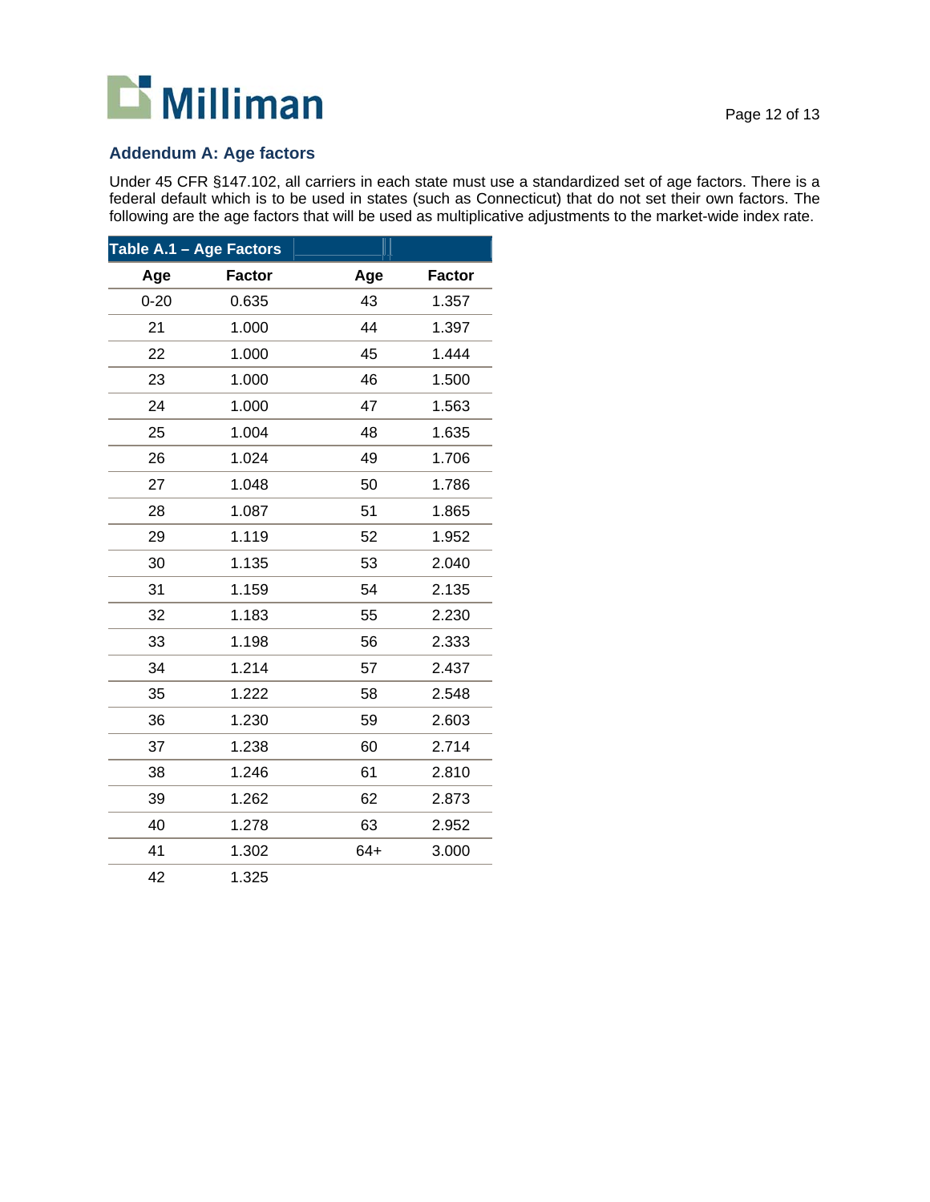## Addendum A: Age factors

Under 45 CFR §147.102, all carriers in each state must use a standardized set of age factors. There is a federal default which is to be used in states (such as Connecticut) that do not set their own factors. The following are the age factors that will be used as multiplicative adjustments to the market-wide index rate.

**Table A.1 – Age Factors**

| Age | Factor | Age | Factor |
|---|---|---|---|
| 0-20 | 0.635 | 43 | 1.357 |
| 21 | 1.000 | 44 | 1.397 |
| 22 | 1.000 | 45 | 1.444 |
| 23 | 1.000 | 46 | 1.500 |
| 24 | 1.000 | 47 | 1.563 |
| 25 | 1.004 | 48 | 1.635 |
| 26 | 1.024 | 49 | 1.706 |
| 27 | 1.048 | 50 | 1.786 |
| 28 | 1.087 | 51 | 1.865 |
| 29 | 1.119 | 52 | 1.952 |
| 30 | 1.135 | 53 | 2.040 |
| 31 | 1.159 | 54 | 2.135 |
| 32 | 1.183 | 55 | 2.230 |
| 33 | 1.198 | 56 | 2.333 |
| 34 | 1.214 | 57 | 2.437 |
| 35 | 1.222 | 58 | 2.548 |
| 36 | 1.230 | 59 | 2.603 |
| 37 | 1.238 | 60 | 2.714 |
| 38 | 1.246 | 61 | 2.810 |
| 39 | 1.262 | 62 | 2.873 |
| 40 | 1.278 | 63 | 2.952 |
| 41 | 1.302 | 64+ | 3.000 |
| 42 | 1.325 | | |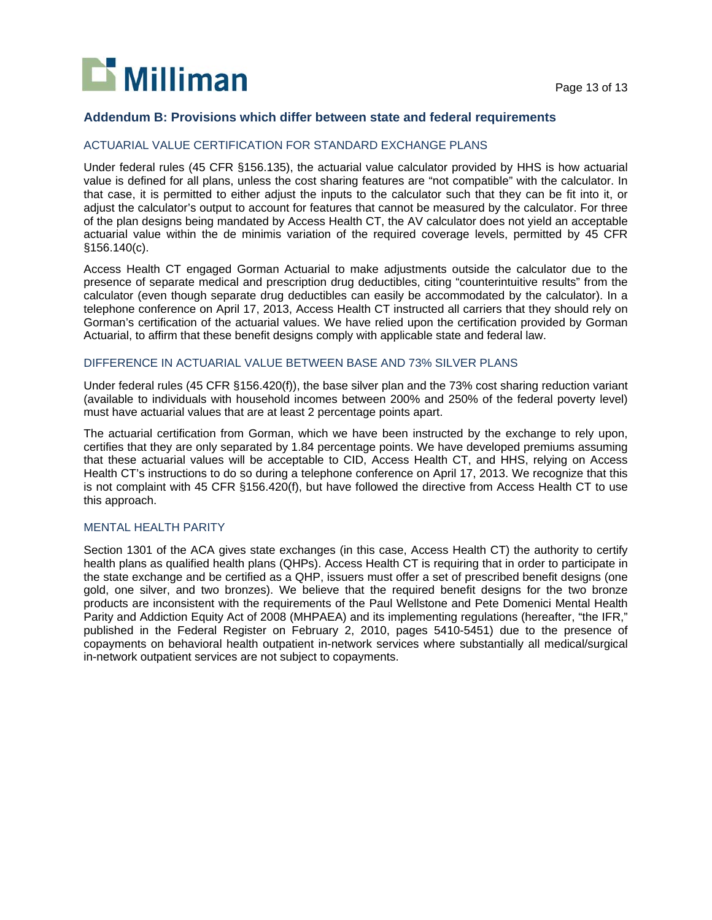## Addendum B: Provisions which differ between state and federal requirements

### ACTUARIAL VALUE CERTIFICATION FOR STANDARD EXCHANGE PLANS

Under federal rules (45 CFR §156.135), the actuarial value calculator provided by HHS is how actuarial value is defined for all plans, unless the cost sharing features are "not compatible" with the calculator. In that case, it is permitted to either adjust the inputs to the calculator such that they can be fit into it, or adjust the calculator's output to account for features that cannot be measured by the calculator. For three of the plan designs being mandated by Access Health CT, the AV calculator does not yield an acceptable actuarial value within the de minimis variation of the required coverage levels, permitted by 45 CFR §156.140(c).

Access Health CT engaged Gorman Actuarial to make adjustments outside the calculator due to the presence of separate medical and prescription drug deductibles, citing "counterintuitive results" from the calculator (even though separate drug deductibles can easily be accommodated by the calculator). In a telephone conference on April 17, 2013, Access Health CT instructed all carriers that they should rely on Gorman's certification of the actuarial values. We have relied upon the certification provided by Gorman Actuarial, to affirm that these benefit designs comply with applicable state and federal law.

### DIFFERENCE IN ACTUARIAL VALUE BETWEEN BASE AND 73% SILVER PLANS

Under federal rules (45 CFR §156.420(f)), the base silver plan and the 73% cost sharing reduction variant (available to individuals with household incomes between 200% and 250% of the federal poverty level) must have actuarial values that are at least 2 percentage points apart.

The actuarial certification from Gorman, which we have been instructed by the exchange to rely upon, certifies that they are only separated by 1.84 percentage points. We have developed premiums assuming that these actuarial values will be acceptable to CID, Access Health CT, and HHS, relying on Access Health CT's instructions to do so during a telephone conference on April 17, 2013. We recognize that this is not complaint with 45 CFR §156.420(f), but have followed the directive from Access Health CT to use this approach.

### MENTAL HEALTH PARITY

Section 1301 of the ACA gives state exchanges (in this case, Access Health CT) the authority to certify health plans as qualified health plans (QHPs). Access Health CT is requiring that in order to participate in the state exchange and be certified as a QHP, issuers must offer a set of prescribed benefit designs (one gold, one silver, and two bronzes). We believe that the required benefit designs for the two bronze products are inconsistent with the requirements of the Paul Wellstone and Pete Domenici Mental Health Parity and Addiction Equity Act of 2008 (MHPAEA) and its implementing regulations (hereafter, "the IFR," published in the Federal Register on February 2, 2010, pages 5410-5451) due to the presence of copayments on behavioral health outpatient in-network services where substantially all medical/surgical in-network outpatient services are not subject to copayments.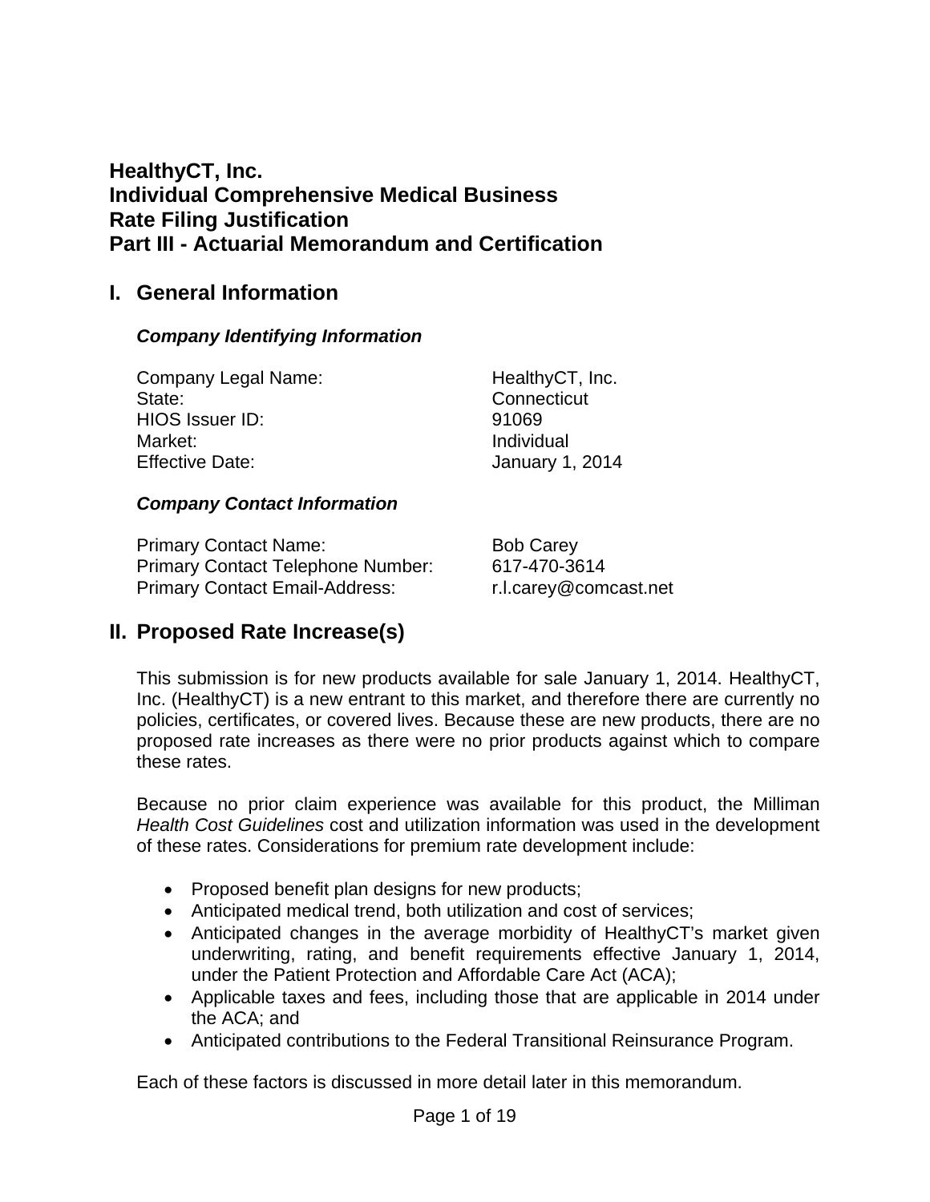# HealthyCT, Inc.
# Individual Comprehensive Medical Business
# Rate Filing Justification
# Part III - Actuarial Memorandum and Certification

## I. General Information

### *Company Identifying Information*

| | |
|---|---|
| Company Legal Name: | HealthyCT, Inc. |
| State: | Connecticut |
| HIOS Issuer ID: | 91069 |
| Market: | Individual |
| Effective Date: | January 1, 2014 |

### *Company Contact Information*

| | |
|---|---|
| Primary Contact Name: | Bob Carey |
| Primary Contact Telephone Number: | 617-470-3614 |
| Primary Contact Email-Address: | r.l.carey@comcast.net |

## II. Proposed Rate Increase(s)

This submission is for new products available for sale January 1, 2014. HealthyCT, Inc. (HealthyCT) is a new entrant to this market, and therefore there are currently no policies, certificates, or covered lives. Because these are new products, there are no proposed rate increases as there were no prior products against which to compare these rates.

Because no prior claim experience was available for this product, the Milliman *Health Cost Guidelines* cost and utilization information was used in the development of these rates. Considerations for premium rate development include:

- Proposed benefit plan designs for new products;
- Anticipated medical trend, both utilization and cost of services;
- Anticipated changes in the average morbidity of HealthyCT's market given underwriting, rating, and benefit requirements effective January 1, 2014, under the Patient Protection and Affordable Care Act (ACA);
- Applicable taxes and fees, including those that are applicable in 2014 under the ACA; and
- Anticipated contributions to the Federal Transitional Reinsurance Program.

Each of these factors is discussed in more detail later in this memorandum.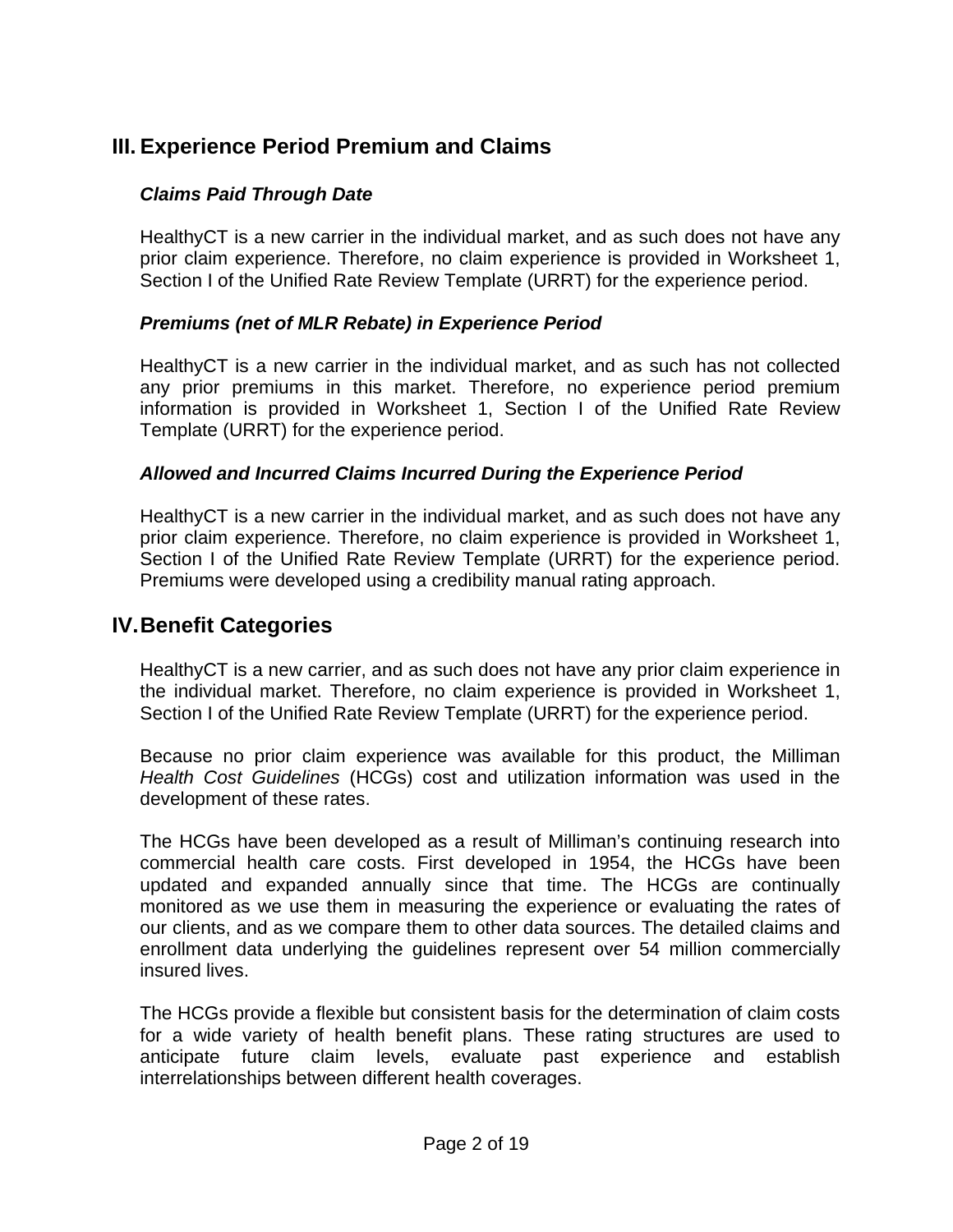## III. Experience Period Premium and Claims

### *Claims Paid Through Date*

HealthyCT is a new carrier in the individual market, and as such does not have any prior claim experience. Therefore, no claim experience is provided in Worksheet 1, Section I of the Unified Rate Review Template (URRT) for the experience period.

### *Premiums (net of MLR Rebate) in Experience Period*

HealthyCT is a new carrier in the individual market, and as such has not collected any prior premiums in this market. Therefore, no experience period premium information is provided in Worksheet 1, Section I of the Unified Rate Review Template (URRT) for the experience period.

### *Allowed and Incurred Claims Incurred During the Experience Period*

HealthyCT is a new carrier in the individual market, and as such does not have any prior claim experience. Therefore, no claim experience is provided in Worksheet 1, Section I of the Unified Rate Review Template (URRT) for the experience period. Premiums were developed using a credibility manual rating approach.

## IV. Benefit Categories

HealthyCT is a new carrier, and as such does not have any prior claim experience in the individual market. Therefore, no claim experience is provided in Worksheet 1, Section I of the Unified Rate Review Template (URRT) for the experience period.

Because no prior claim experience was available for this product, the Milliman *Health Cost Guidelines* (HCGs) cost and utilization information was used in the development of these rates.

The HCGs have been developed as a result of Milliman's continuing research into commercial health care costs. First developed in 1954, the HCGs have been updated and expanded annually since that time. The HCGs are continually monitored as we use them in measuring the experience or evaluating the rates of our clients, and as we compare them to other data sources. The detailed claims and enrollment data underlying the guidelines represent over 54 million commercially insured lives.

The HCGs provide a flexible but consistent basis for the determination of claim costs for a wide variety of health benefit plans. These rating structures are used to anticipate future claim levels, evaluate past experience and establish interrelationships between different health coverages.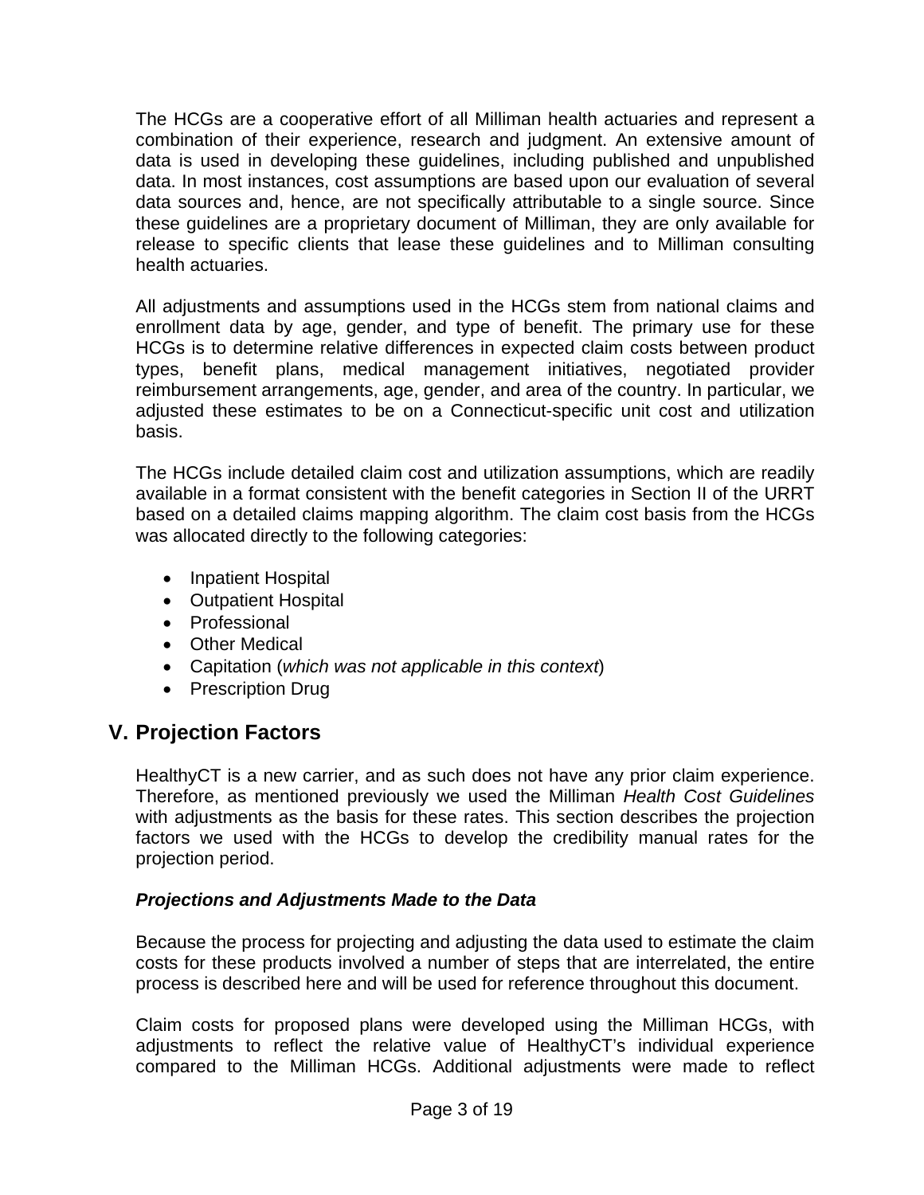The HCGs are a cooperative effort of all Milliman health actuaries and represent a combination of their experience, research and judgment. An extensive amount of data is used in developing these guidelines, including published and unpublished data. In most instances, cost assumptions are based upon our evaluation of several data sources and, hence, are not specifically attributable to a single source. Since these guidelines are a proprietary document of Milliman, they are only available for release to specific clients that lease these guidelines and to Milliman consulting health actuaries.

All adjustments and assumptions used in the HCGs stem from national claims and enrollment data by age, gender, and type of benefit. The primary use for these HCGs is to determine relative differences in expected claim costs between product types, benefit plans, medical management initiatives, negotiated provider reimbursement arrangements, age, gender, and area of the country. In particular, we adjusted these estimates to be on a Connecticut-specific unit cost and utilization basis.

The HCGs include detailed claim cost and utilization assumptions, which are readily available in a format consistent with the benefit categories in Section II of the URRT based on a detailed claims mapping algorithm. The claim cost basis from the HCGs was allocated directly to the following categories:

- Inpatient Hospital
- Outpatient Hospital
- Professional
- Other Medical
- Capitation (*which was not applicable in this context*)
- Prescription Drug

## V. Projection Factors

HealthyCT is a new carrier, and as such does not have any prior claim experience. Therefore, as mentioned previously we used the Milliman *Health Cost Guidelines* with adjustments as the basis for these rates. This section describes the projection factors we used with the HCGs to develop the credibility manual rates for the projection period.

***Projections and Adjustments Made to the Data***

Because the process for projecting and adjusting the data used to estimate the claim costs for these products involved a number of steps that are interrelated, the entire process is described here and will be used for reference throughout this document.

Claim costs for proposed plans were developed using the Milliman HCGs, with adjustments to reflect the relative value of HealthyCT's individual experience compared to the Milliman HCGs. Additional adjustments were made to reflect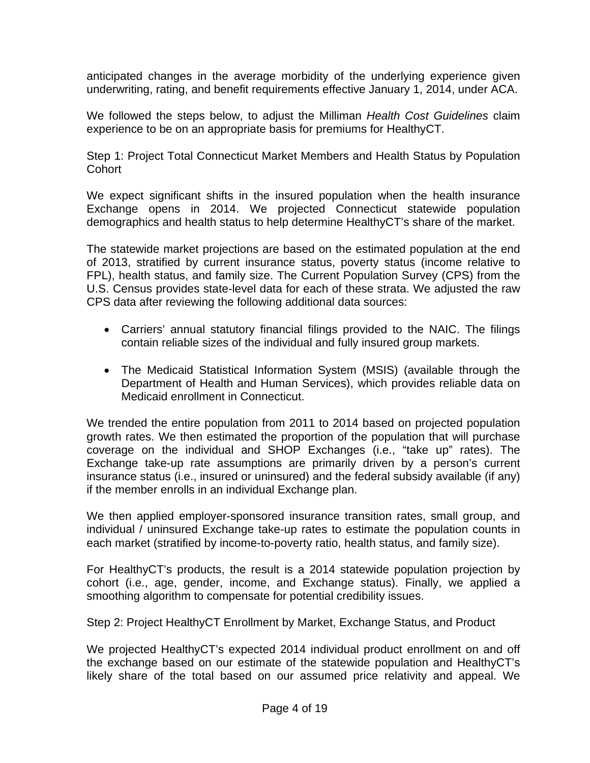anticipated changes in the average morbidity of the underlying experience given underwriting, rating, and benefit requirements effective January 1, 2014, under ACA.

We followed the steps below, to adjust the Milliman *Health Cost Guidelines* claim experience to be on an appropriate basis for premiums for HealthyCT.

Step 1: Project Total Connecticut Market Members and Health Status by Population Cohort

We expect significant shifts in the insured population when the health insurance Exchange opens in 2014. We projected Connecticut statewide population demographics and health status to help determine HealthyCT's share of the market.

The statewide market projections are based on the estimated population at the end of 2013, stratified by current insurance status, poverty status (income relative to FPL), health status, and family size. The Current Population Survey (CPS) from the U.S. Census provides state-level data for each of these strata. We adjusted the raw CPS data after reviewing the following additional data sources:

- Carriers' annual statutory financial filings provided to the NAIC. The filings contain reliable sizes of the individual and fully insured group markets.

- The Medicaid Statistical Information System (MSIS) (available through the Department of Health and Human Services), which provides reliable data on Medicaid enrollment in Connecticut.

We trended the entire population from 2011 to 2014 based on projected population growth rates. We then estimated the proportion of the population that will purchase coverage on the individual and SHOP Exchanges (i.e., "take up" rates). The Exchange take-up rate assumptions are primarily driven by a person's current insurance status (i.e., insured or uninsured) and the federal subsidy available (if any) if the member enrolls in an individual Exchange plan.

We then applied employer-sponsored insurance transition rates, small group, and individual / uninsured Exchange take-up rates to estimate the population counts in each market (stratified by income-to-poverty ratio, health status, and family size).

For HealthyCT's products, the result is a 2014 statewide population projection by cohort (i.e., age, gender, income, and Exchange status). Finally, we applied a smoothing algorithm to compensate for potential credibility issues.

Step 2: Project HealthyCT Enrollment by Market, Exchange Status, and Product

We projected HealthyCT's expected 2014 individual product enrollment on and off the exchange based on our estimate of the statewide population and HealthyCT's likely share of the total based on our assumed price relativity and appeal. We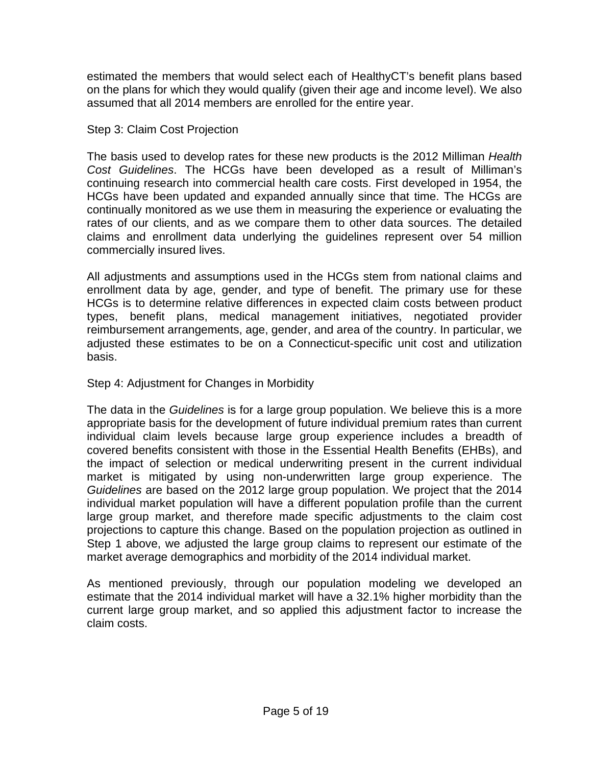estimated the members that would select each of HealthyCT's benefit plans based on the plans for which they would qualify (given their age and income level). We also assumed that all 2014 members are enrolled for the entire year.

Step 3: Claim Cost Projection

The basis used to develop rates for these new products is the 2012 Milliman *Health Cost Guidelines*. The HCGs have been developed as a result of Milliman's continuing research into commercial health care costs. First developed in 1954, the HCGs have been updated and expanded annually since that time. The HCGs are continually monitored as we use them in measuring the experience or evaluating the rates of our clients, and as we compare them to other data sources. The detailed claims and enrollment data underlying the guidelines represent over 54 million commercially insured lives.

All adjustments and assumptions used in the HCGs stem from national claims and enrollment data by age, gender, and type of benefit. The primary use for these HCGs is to determine relative differences in expected claim costs between product types, benefit plans, medical management initiatives, negotiated provider reimbursement arrangements, age, gender, and area of the country. In particular, we adjusted these estimates to be on a Connecticut-specific unit cost and utilization basis.

Step 4: Adjustment for Changes in Morbidity

The data in the *Guidelines* is for a large group population. We believe this is a more appropriate basis for the development of future individual premium rates than current individual claim levels because large group experience includes a breadth of covered benefits consistent with those in the Essential Health Benefits (EHBs), and the impact of selection or medical underwriting present in the current individual market is mitigated by using non-underwritten large group experience. The *Guidelines* are based on the 2012 large group population. We project that the 2014 individual market population will have a different population profile than the current large group market, and therefore made specific adjustments to the claim cost projections to capture this change. Based on the population projection as outlined in Step 1 above, we adjusted the large group claims to represent our estimate of the market average demographics and morbidity of the 2014 individual market.

As mentioned previously, through our population modeling we developed an estimate that the 2014 individual market will have a 32.1% higher morbidity than the current large group market, and so applied this adjustment factor to increase the claim costs.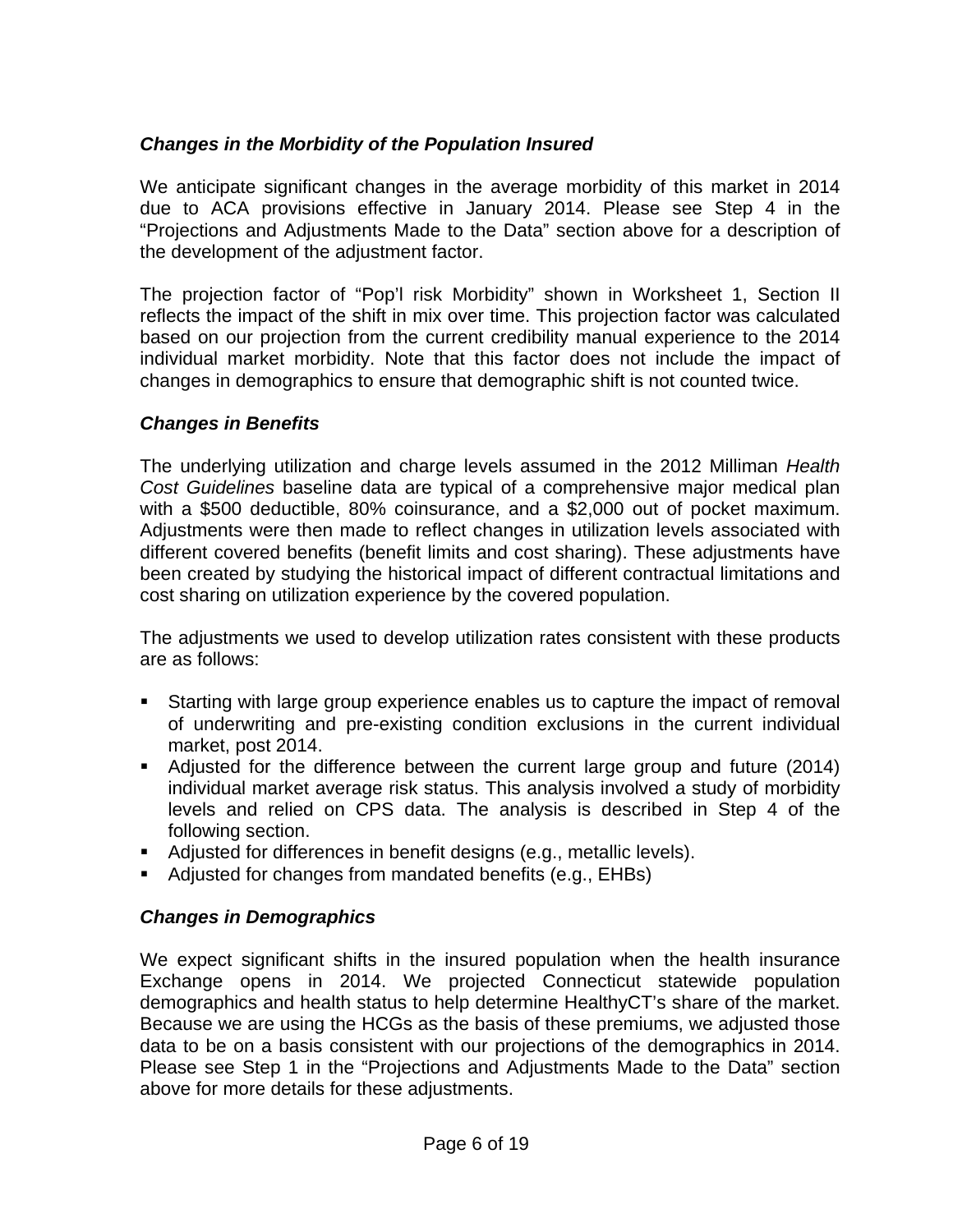### *Changes in the Morbidity of the Population Insured*

We anticipate significant changes in the average morbidity of this market in 2014 due to ACA provisions effective in January 2014. Please see Step 4 in the "Projections and Adjustments Made to the Data" section above for a description of the development of the adjustment factor.

The projection factor of "Pop'l risk Morbidity" shown in Worksheet 1, Section II reflects the impact of the shift in mix over time. This projection factor was calculated based on our projection from the current credibility manual experience to the 2014 individual market morbidity. Note that this factor does not include the impact of changes in demographics to ensure that demographic shift is not counted twice.

### *Changes in Benefits*

The underlying utilization and charge levels assumed in the 2012 Milliman *Health Cost Guidelines* baseline data are typical of a comprehensive major medical plan with a $500 deductible, 80% coinsurance, and a $2,000 out of pocket maximum. Adjustments were then made to reflect changes in utilization levels associated with different covered benefits (benefit limits and cost sharing). These adjustments have been created by studying the historical impact of different contractual limitations and cost sharing on utilization experience by the covered population.

The adjustments we used to develop utilization rates consistent with these products are as follows:

- Starting with large group experience enables us to capture the impact of removal of underwriting and pre-existing condition exclusions in the current individual market, post 2014.
- Adjusted for the difference between the current large group and future (2014) individual market average risk status. This analysis involved a study of morbidity levels and relied on CPS data. The analysis is described in Step 4 of the following section.
- Adjusted for differences in benefit designs (e.g., metallic levels).
- Adjusted for changes from mandated benefits (e.g., EHBs)

### *Changes in Demographics*

We expect significant shifts in the insured population when the health insurance Exchange opens in 2014. We projected Connecticut statewide population demographics and health status to help determine HealthyCT's share of the market. Because we are using the HCGs as the basis of these premiums, we adjusted those data to be on a basis consistent with our projections of the demographics in 2014. Please see Step 1 in the "Projections and Adjustments Made to the Data" section above for more details for these adjustments.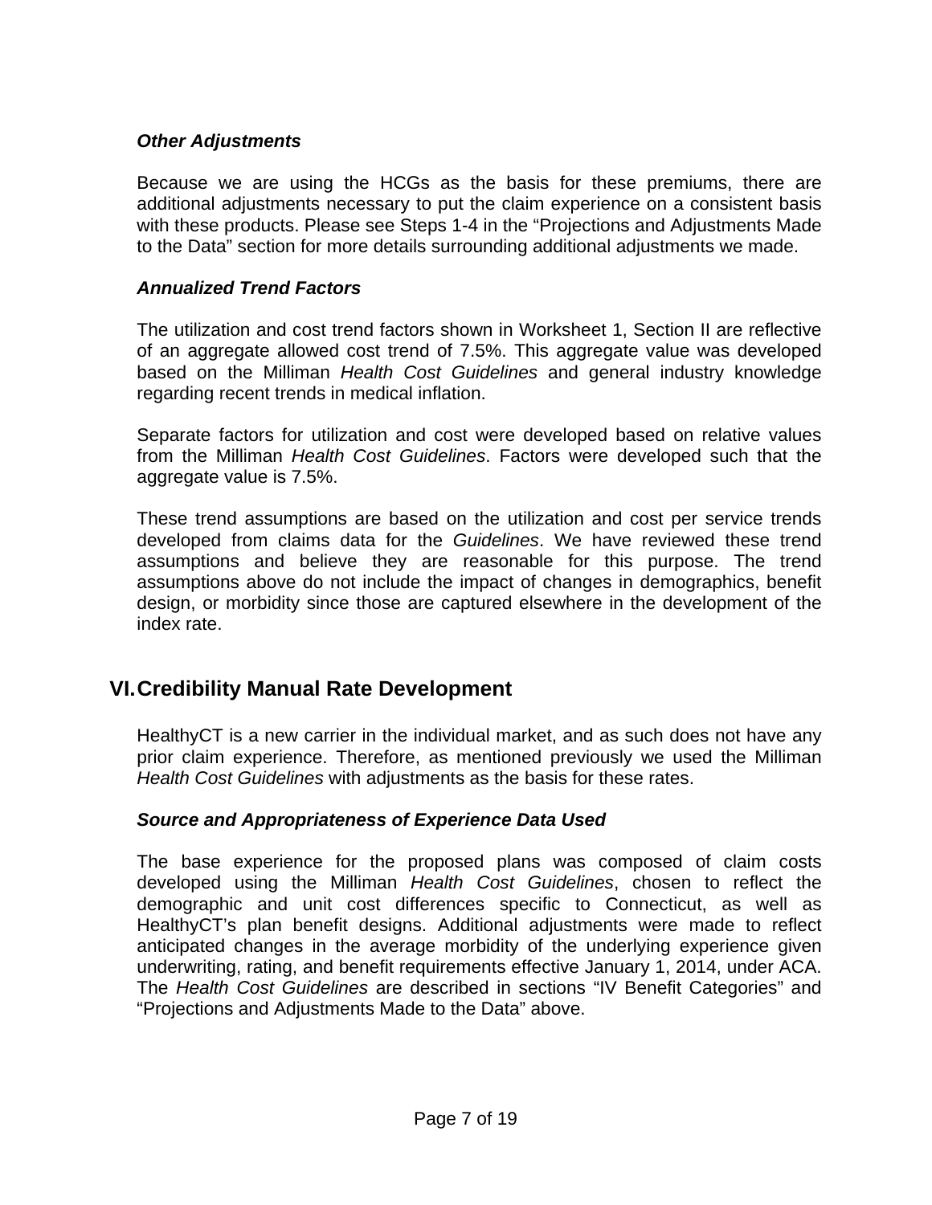### *Other Adjustments*

Because we are using the HCGs as the basis for these premiums, there are additional adjustments necessary to put the claim experience on a consistent basis with these products. Please see Steps 1-4 in the "Projections and Adjustments Made to the Data" section for more details surrounding additional adjustments we made.

### *Annualized Trend Factors*

The utilization and cost trend factors shown in Worksheet 1, Section II are reflective of an aggregate allowed cost trend of 7.5%. This aggregate value was developed based on the Milliman *Health Cost Guidelines* and general industry knowledge regarding recent trends in medical inflation.

Separate factors for utilization and cost were developed based on relative values from the Milliman *Health Cost Guidelines*. Factors were developed such that the aggregate value is 7.5%.

These trend assumptions are based on the utilization and cost per service trends developed from claims data for the *Guidelines*. We have reviewed these trend assumptions and believe they are reasonable for this purpose. The trend assumptions above do not include the impact of changes in demographics, benefit design, or morbidity since those are captured elsewhere in the development of the index rate.

## VI. Credibility Manual Rate Development

HealthyCT is a new carrier in the individual market, and as such does not have any prior claim experience. Therefore, as mentioned previously we used the Milliman *Health Cost Guidelines* with adjustments as the basis for these rates.

### *Source and Appropriateness of Experience Data Used*

The base experience for the proposed plans was composed of claim costs developed using the Milliman *Health Cost Guidelines*, chosen to reflect the demographic and unit cost differences specific to Connecticut, as well as HealthyCT's plan benefit designs. Additional adjustments were made to reflect anticipated changes in the average morbidity of the underlying experience given underwriting, rating, and benefit requirements effective January 1, 2014, under ACA. The *Health Cost Guidelines* are described in sections "IV Benefit Categories" and "Projections and Adjustments Made to the Data" above.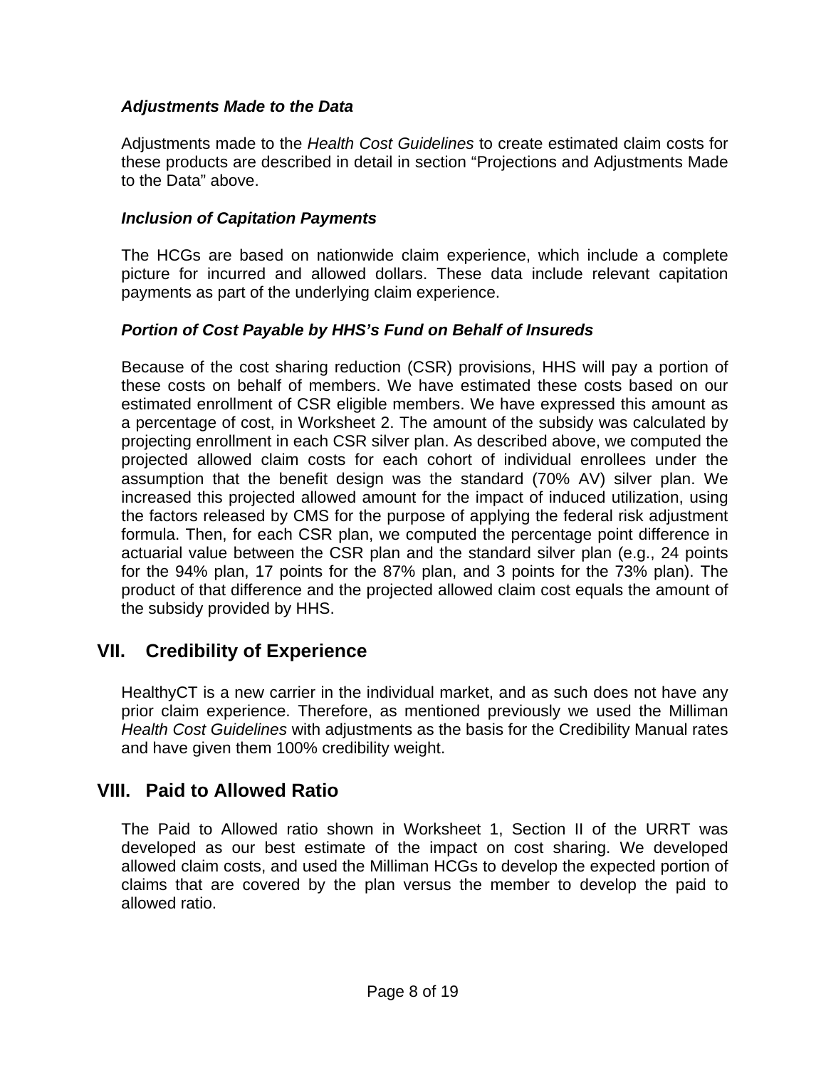### *Adjustments Made to the Data*

Adjustments made to the *Health Cost Guidelines* to create estimated claim costs for these products are described in detail in section "Projections and Adjustments Made to the Data" above.

### *Inclusion of Capitation Payments*

The HCGs are based on nationwide claim experience, which include a complete picture for incurred and allowed dollars. These data include relevant capitation payments as part of the underlying claim experience.

### *Portion of Cost Payable by HHS's Fund on Behalf of Insureds*

Because of the cost sharing reduction (CSR) provisions, HHS will pay a portion of these costs on behalf of members. We have estimated these costs based on our estimated enrollment of CSR eligible members. We have expressed this amount as a percentage of cost, in Worksheet 2. The amount of the subsidy was calculated by projecting enrollment in each CSR silver plan. As described above, we computed the projected allowed claim costs for each cohort of individual enrollees under the assumption that the benefit design was the standard (70% AV) silver plan. We increased this projected allowed amount for the impact of induced utilization, using the factors released by CMS for the purpose of applying the federal risk adjustment formula. Then, for each CSR plan, we computed the percentage point difference in actuarial value between the CSR plan and the standard silver plan (e.g., 24 points for the 94% plan, 17 points for the 87% plan, and 3 points for the 73% plan). The product of that difference and the projected allowed claim cost equals the amount of the subsidy provided by HHS.

## VII. Credibility of Experience

HealthyCT is a new carrier in the individual market, and as such does not have any prior claim experience. Therefore, as mentioned previously we used the Milliman *Health Cost Guidelines* with adjustments as the basis for the Credibility Manual rates and have given them 100% credibility weight.

## VIII. Paid to Allowed Ratio

The Paid to Allowed ratio shown in Worksheet 1, Section II of the URRT was developed as our best estimate of the impact on cost sharing. We developed allowed claim costs, and used the Milliman HCGs to develop the expected portion of claims that are covered by the plan versus the member to develop the paid to allowed ratio.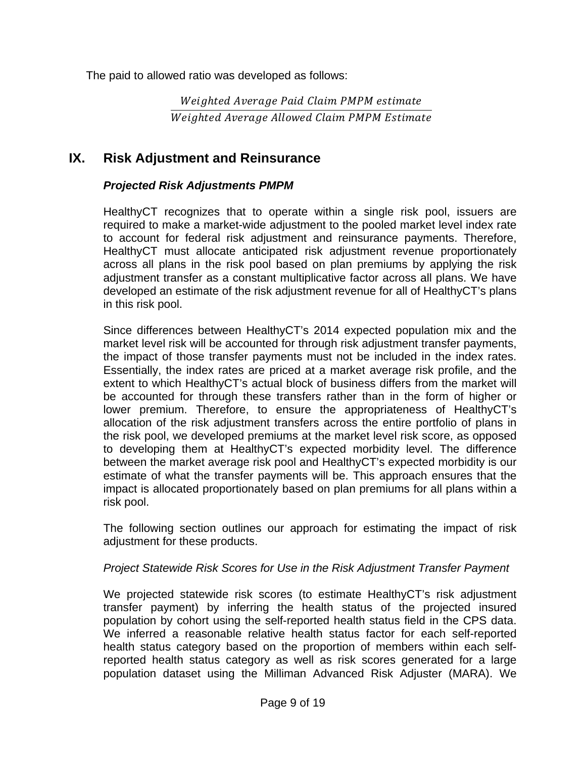The paid to allowed ratio was developed as follows:

$$\frac{Weighted\ Average\ Paid\ Claim\ PMPM\ estimate}{Weighted\ Average\ Allowed\ Claim\ PMPM\ Estimate}$$

## IX. Risk Adjustment and Reinsurance

### *Projected Risk Adjustments PMPM*

HealthyCT recognizes that to operate within a single risk pool, issuers are required to make a market-wide adjustment to the pooled market level index rate to account for federal risk adjustment and reinsurance payments. Therefore, HealthyCT must allocate anticipated risk adjustment revenue proportionately across all plans in the risk pool based on plan premiums by applying the risk adjustment transfer as a constant multiplicative factor across all plans. We have developed an estimate of the risk adjustment revenue for all of HealthyCT's plans in this risk pool.

Since differences between HealthyCT's 2014 expected population mix and the market level risk will be accounted for through risk adjustment transfer payments, the impact of those transfer payments must not be included in the index rates. Essentially, the index rates are priced at a market average risk profile, and the extent to which HealthyCT's actual block of business differs from the market will be accounted for through these transfers rather than in the form of higher or lower premium. Therefore, to ensure the appropriateness of HealthyCT's allocation of the risk adjustment transfers across the entire portfolio of plans in the risk pool, we developed premiums at the market level risk score, as opposed to developing them at HealthyCT's expected morbidity level. The difference between the market average risk pool and HealthyCT's expected morbidity is our estimate of what the transfer payments will be. This approach ensures that the impact is allocated proportionately based on plan premiums for all plans within a risk pool.

The following section outlines our approach for estimating the impact of risk adjustment for these products.

*Project Statewide Risk Scores for Use in the Risk Adjustment Transfer Payment*

We projected statewide risk scores (to estimate HealthyCT's risk adjustment transfer payment) by inferring the health status of the projected insured population by cohort using the self-reported health status field in the CPS data. We inferred a reasonable relative health status factor for each self-reported health status category based on the proportion of members within each self-reported health status category as well as risk scores generated for a large population dataset using the Milliman Advanced Risk Adjuster (MARA). We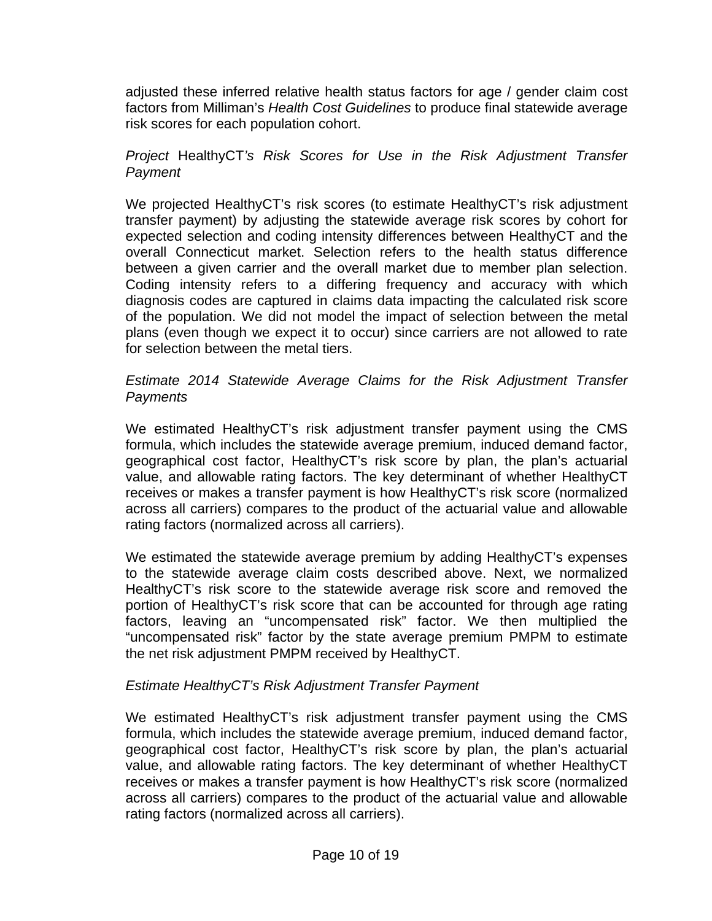adjusted these inferred relative health status factors for age / gender claim cost factors from Milliman's *Health Cost Guidelines* to produce final statewide average risk scores for each population cohort.

*Project* HealthyCT*'s Risk Scores for Use in the Risk Adjustment Transfer Payment*

We projected HealthyCT's risk scores (to estimate HealthyCT's risk adjustment transfer payment) by adjusting the statewide average risk scores by cohort for expected selection and coding intensity differences between HealthyCT and the overall Connecticut market. Selection refers to the health status difference between a given carrier and the overall market due to member plan selection. Coding intensity refers to a differing frequency and accuracy with which diagnosis codes are captured in claims data impacting the calculated risk score of the population. We did not model the impact of selection between the metal plans (even though we expect it to occur) since carriers are not allowed to rate for selection between the metal tiers.

*Estimate 2014 Statewide Average Claims for the Risk Adjustment Transfer Payments*

We estimated HealthyCT's risk adjustment transfer payment using the CMS formula, which includes the statewide average premium, induced demand factor, geographical cost factor, HealthyCT's risk score by plan, the plan's actuarial value, and allowable rating factors. The key determinant of whether HealthyCT receives or makes a transfer payment is how HealthyCT's risk score (normalized across all carriers) compares to the product of the actuarial value and allowable rating factors (normalized across all carriers).

We estimated the statewide average premium by adding HealthyCT's expenses to the statewide average claim costs described above. Next, we normalized HealthyCT's risk score to the statewide average risk score and removed the portion of HealthyCT's risk score that can be accounted for through age rating factors, leaving an "uncompensated risk" factor. We then multiplied the "uncompensated risk" factor by the state average premium PMPM to estimate the net risk adjustment PMPM received by HealthyCT.

*Estimate HealthyCT's Risk Adjustment Transfer Payment*

We estimated HealthyCT's risk adjustment transfer payment using the CMS formula, which includes the statewide average premium, induced demand factor, geographical cost factor, HealthyCT's risk score by plan, the plan's actuarial value, and allowable rating factors. The key determinant of whether HealthyCT receives or makes a transfer payment is how HealthyCT's risk score (normalized across all carriers) compares to the product of the actuarial value and allowable rating factors (normalized across all carriers).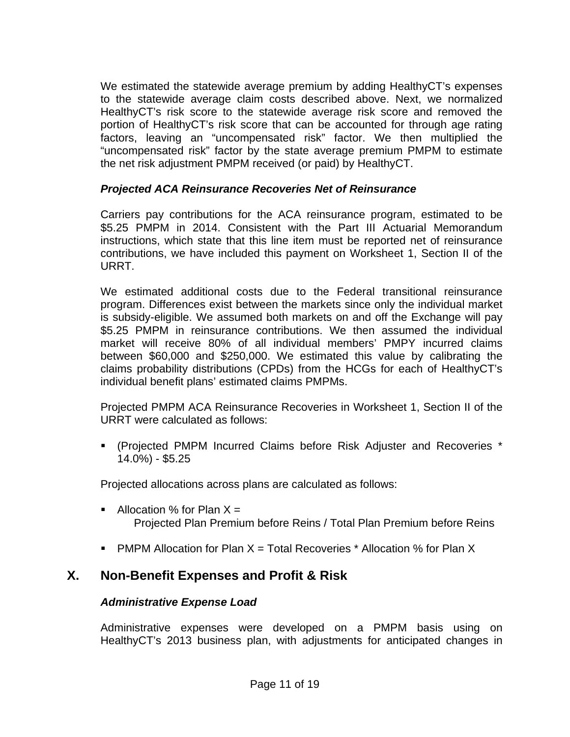We estimated the statewide average premium by adding HealthyCT's expenses to the statewide average claim costs described above. Next, we normalized HealthyCT's risk score to the statewide average risk score and removed the portion of HealthyCT's risk score that can be accounted for through age rating factors, leaving an "uncompensated risk" factor. We then multiplied the "uncompensated risk" factor by the state average premium PMPM to estimate the net risk adjustment PMPM received (or paid) by HealthyCT.

### *Projected ACA Reinsurance Recoveries Net of Reinsurance*

Carriers pay contributions for the ACA reinsurance program, estimated to be $5.25 PMPM in 2014. Consistent with the Part III Actuarial Memorandum instructions, which state that this line item must be reported net of reinsurance contributions, we have included this payment on Worksheet 1, Section II of the URRT.

We estimated additional costs due to the Federal transitional reinsurance program. Differences exist between the markets since only the individual market is subsidy-eligible. We assumed both markets on and off the Exchange will pay $5.25 PMPM in reinsurance contributions. We then assumed the individual market will receive 80% of all individual members' PMPY incurred claims between $60,000 and $250,000. We estimated this value by calibrating the claims probability distributions (CPDs) from the HCGs for each of HealthyCT's individual benefit plans' estimated claims PMPMs.

Projected PMPM ACA Reinsurance Recoveries in Worksheet 1, Section II of the URRT were calculated as follows:

- (Projected PMPM Incurred Claims before Risk Adjuster and Recoveries * 14.0%) - $5.25

Projected allocations across plans are calculated as follows:

- Allocation % for Plan X =
  Projected Plan Premium before Reins / Total Plan Premium before Reins

- PMPM Allocation for Plan X = Total Recoveries * Allocation % for Plan X

## X. Non-Benefit Expenses and Profit & Risk

### *Administrative Expense Load*

Administrative expenses were developed on a PMPM basis using on HealthyCT's 2013 business plan, with adjustments for anticipated changes in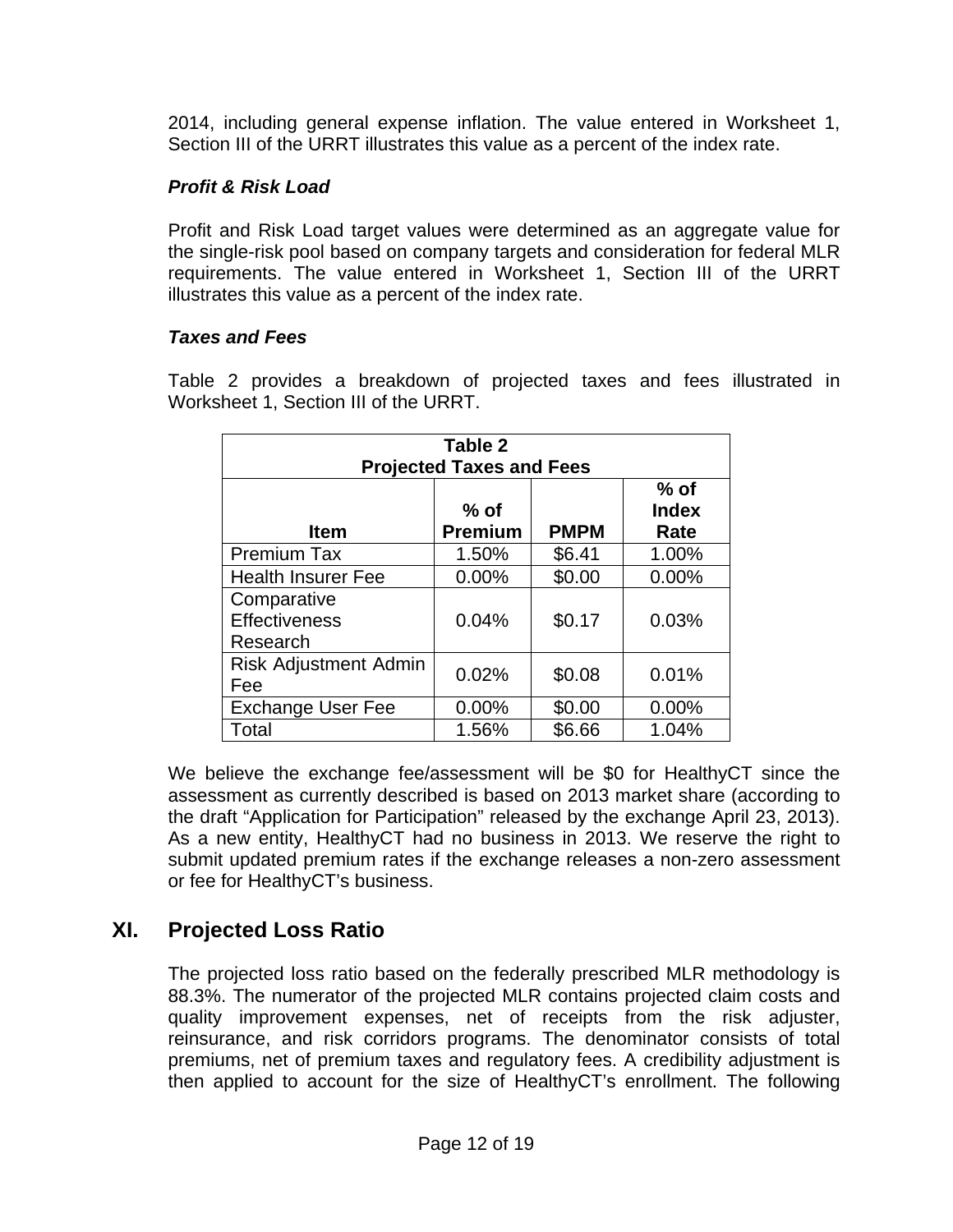2014, including general expense inflation. The value entered in Worksheet 1, Section III of the URRT illustrates this value as a percent of the index rate.

### *Profit & Risk Load*

Profit and Risk Load target values were determined as an aggregate value for the single-risk pool based on company targets and consideration for federal MLR requirements. The value entered in Worksheet 1, Section III of the URRT illustrates this value as a percent of the index rate.

### *Taxes and Fees*

Table 2 provides a breakdown of projected taxes and fees illustrated in Worksheet 1, Section III of the URRT.

**Table 2**
**Projected Taxes and Fees**

| Item | % of Premium | PMPM | % of Index Rate |
|---|---|---|---|
| Premium Tax | 1.50% | $6.41 | 1.00% |
| Health Insurer Fee | 0.00% | $0.00 | 0.00% |
| Comparative Effectiveness Research | 0.04% | $0.17 | 0.03% |
| Risk Adjustment Admin Fee | 0.02% | $0.08 | 0.01% |
| Exchange User Fee | 0.00% | $0.00 | 0.00% |
| Total | 1.56% | $6.66 | 1.04% |

We believe the exchange fee/assessment will be $0 for HealthyCT since the assessment as currently described is based on 2013 market share (according to the draft "Application for Participation" released by the exchange April 23, 2013). As a new entity, HealthyCT had no business in 2013. We reserve the right to submit updated premium rates if the exchange releases a non-zero assessment or fee for HealthyCT's business.

## XI. Projected Loss Ratio

The projected loss ratio based on the federally prescribed MLR methodology is 88.3%. The numerator of the projected MLR contains projected claim costs and quality improvement expenses, net of receipts from the risk adjuster, reinsurance, and risk corridors programs. The denominator consists of total premiums, net of premium taxes and regulatory fees. A credibility adjustment is then applied to account for the size of HealthyCT's enrollment. The following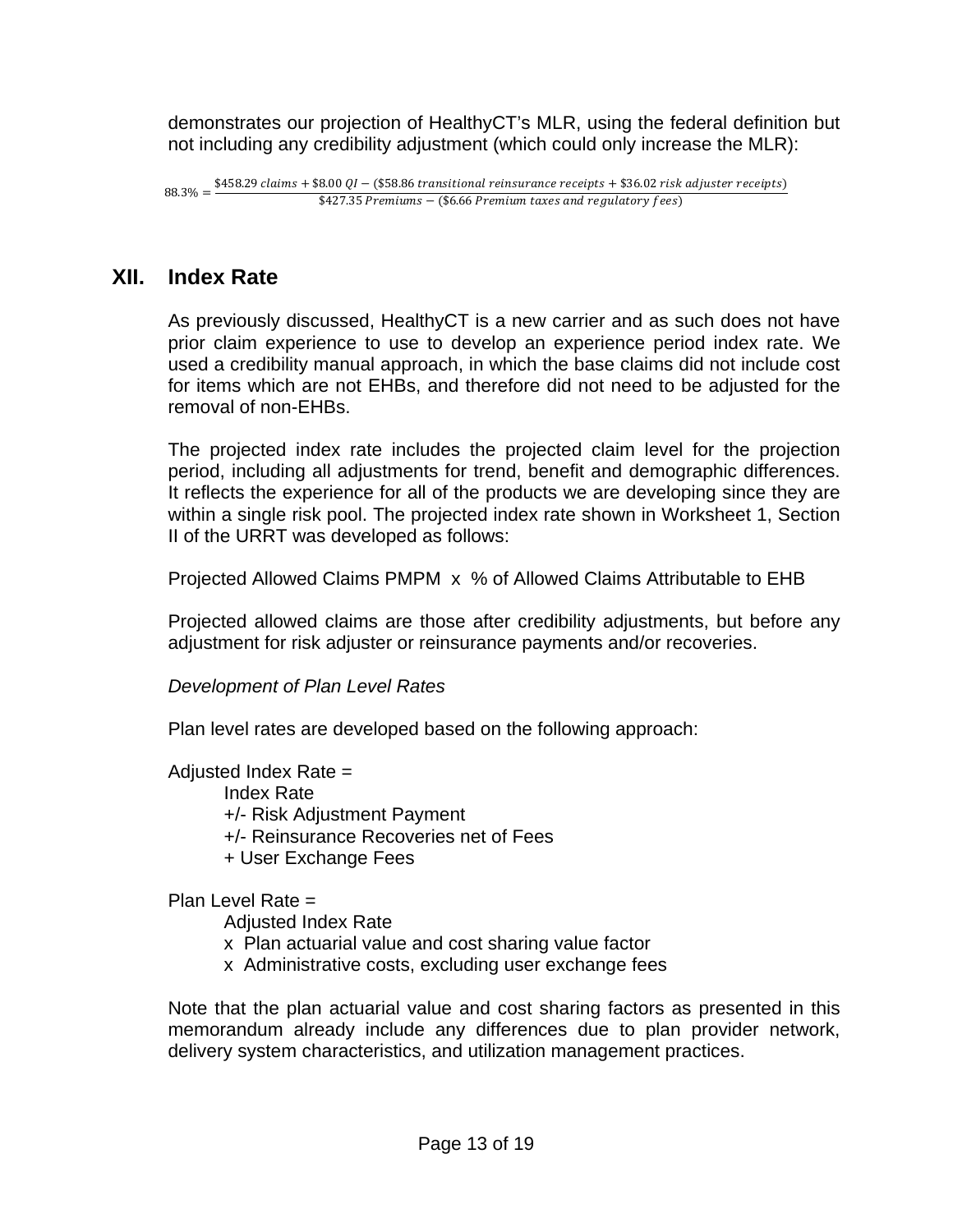demonstrates our projection of HealthyCT's MLR, using the federal definition but not including any credibility adjustment (which could only increase the MLR):

$$88.3\% = \frac{\$458.29\ claims + \$8.00\ QI - (\$58.86\ transitional\ reinsurance\ receipts + \$36.02\ risk\ adjuster\ receipts)}{\$427.35\ Premiums - (\$6.66\ Premium\ taxes\ and\ regulatory\ fees)}$$

## XII. Index Rate

As previously discussed, HealthyCT is a new carrier and as such does not have prior claim experience to use to develop an experience period index rate. We used a credibility manual approach, in which the base claims did not include cost for items which are not EHBs, and therefore did not need to be adjusted for the removal of non-EHBs.

The projected index rate includes the projected claim level for the projection period, including all adjustments for trend, benefit and demographic differences. It reflects the experience for all of the products we are developing since they are within a single risk pool. The projected index rate shown in Worksheet 1, Section II of the URRT was developed as follows:

Projected Allowed Claims PMPM x % of Allowed Claims Attributable to EHB

Projected allowed claims are those after credibility adjustments, but before any adjustment for risk adjuster or reinsurance payments and/or recoveries.

*Development of Plan Level Rates*

Plan level rates are developed based on the following approach:

Adjusted Index Rate =
- Index Rate
- +/- Risk Adjustment Payment
- +/- Reinsurance Recoveries net of Fees
- + User Exchange Fees

Plan Level Rate =
- Adjusted Index Rate
- x Plan actuarial value and cost sharing value factor
- x Administrative costs, excluding user exchange fees

Note that the plan actuarial value and cost sharing factors as presented in this memorandum already include any differences due to plan provider network, delivery system characteristics, and utilization management practices.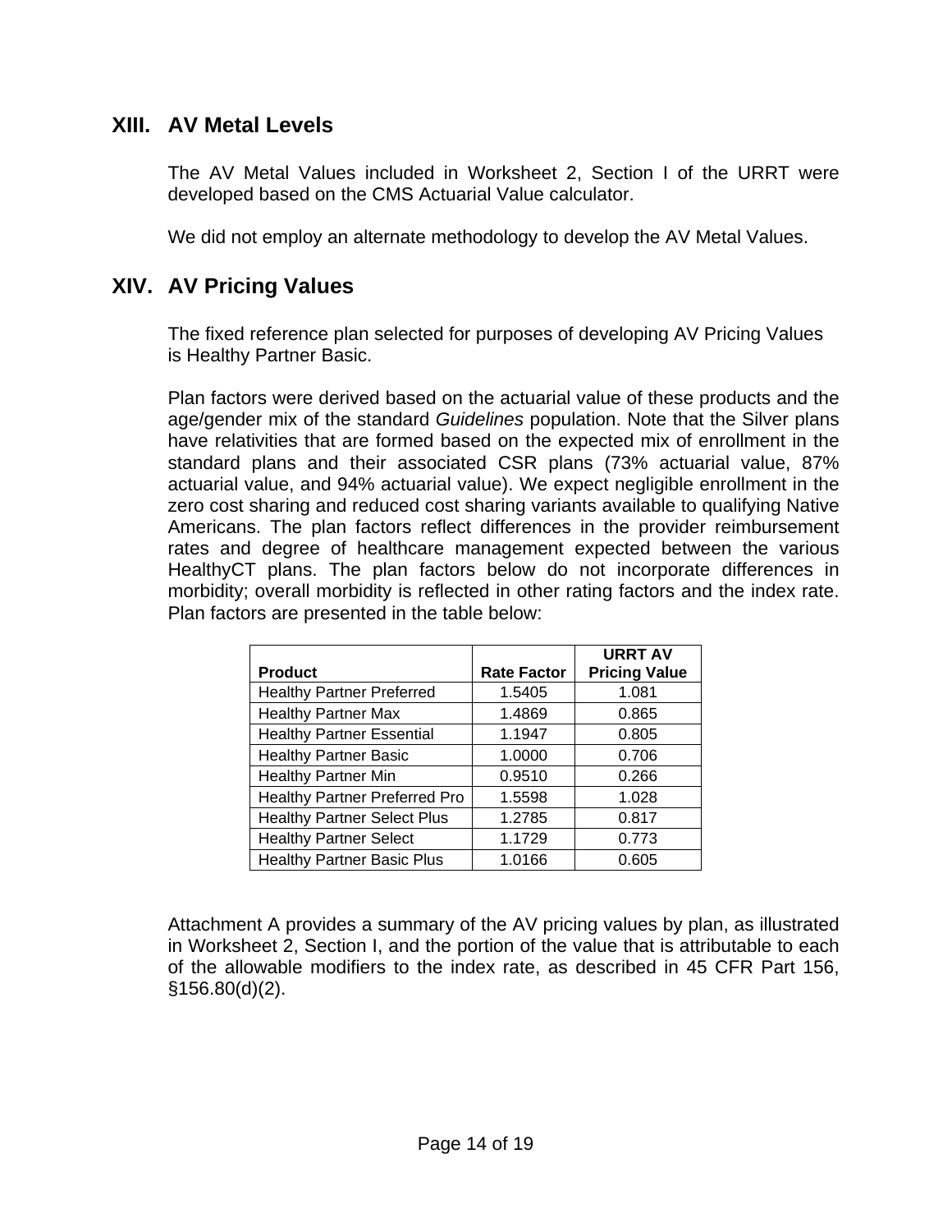## XIII. AV Metal Levels

The AV Metal Values included in Worksheet 2, Section I of the URRT were developed based on the CMS Actuarial Value calculator.

We did not employ an alternate methodology to develop the AV Metal Values.

## XIV. AV Pricing Values

The fixed reference plan selected for purposes of developing AV Pricing Values is Healthy Partner Basic.

Plan factors were derived based on the actuarial value of these products and the age/gender mix of the standard *Guidelines* population. Note that the Silver plans have relativities that are formed based on the expected mix of enrollment in the standard plans and their associated CSR plans (73% actuarial value, 87% actuarial value, and 94% actuarial value). We expect negligible enrollment in the zero cost sharing and reduced cost sharing variants available to qualifying Native Americans. The plan factors reflect differences in the provider reimbursement rates and degree of healthcare management expected between the various HealthyCT plans. The plan factors below do not incorporate differences in morbidity; overall morbidity is reflected in other rating factors and the index rate. Plan factors are presented in the table below:

| Product | Rate Factor | URRT AV Pricing Value |
|---|---|---|
| Healthy Partner Preferred | 1.5405 | 1.081 |
| Healthy Partner Max | 1.4869 | 0.865 |
| Healthy Partner Essential | 1.1947 | 0.805 |
| Healthy Partner Basic | 1.0000 | 0.706 |
| Healthy Partner Min | 0.9510 | 0.266 |
| Healthy Partner Preferred Pro | 1.5598 | 1.028 |
| Healthy Partner Select Plus | 1.2785 | 0.817 |
| Healthy Partner Select | 1.1729 | 0.773 |
| Healthy Partner Basic Plus | 1.0166 | 0.605 |

Attachment A provides a summary of the AV pricing values by plan, as illustrated in Worksheet 2, Section I, and the portion of the value that is attributable to each of the allowable modifiers to the index rate, as described in 45 CFR Part 156, §156.80(d)(2).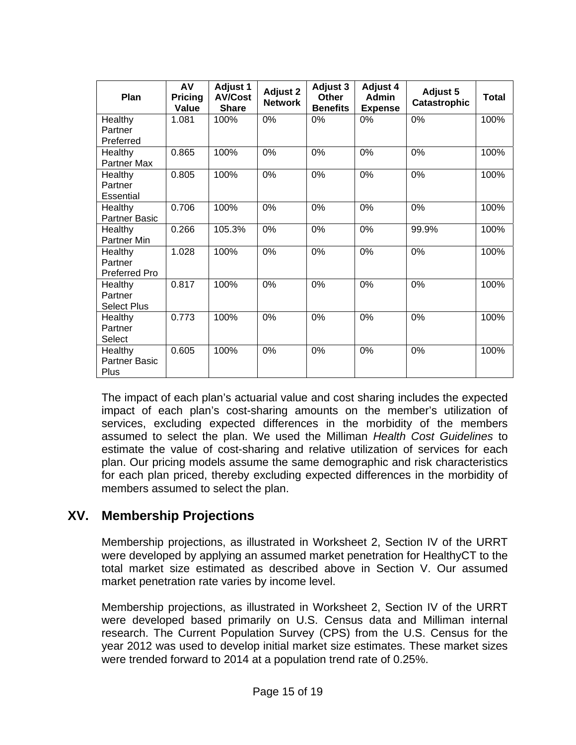| Plan | AV Pricing Value | Adjust 1 AV/Cost Share | Adjust 2 Network | Adjust 3 Other Benefits | Adjust 4 Admin Expense | Adjust 5 Catastrophic | Total |
|---|---|---|---|---|---|---|---|
| Healthy Partner Preferred | 1.081 | 100% | 0% | 0% | 0% | 0% | 100% |
| Healthy Partner Max | 0.865 | 100% | 0% | 0% | 0% | 0% | 100% |
| Healthy Partner Essential | 0.805 | 100% | 0% | 0% | 0% | 0% | 100% |
| Healthy Partner Basic | 0.706 | 100% | 0% | 0% | 0% | 0% | 100% |
| Healthy Partner Min | 0.266 | 105.3% | 0% | 0% | 0% | 99.9% | 100% |
| Healthy Partner Preferred Pro | 1.028 | 100% | 0% | 0% | 0% | 0% | 100% |
| Healthy Partner Select Plus | 0.817 | 100% | 0% | 0% | 0% | 0% | 100% |
| Healthy Partner Select | 0.773 | 100% | 0% | 0% | 0% | 0% | 100% |
| Healthy Partner Basic Plus | 0.605 | 100% | 0% | 0% | 0% | 0% | 100% |

The impact of each plan's actuarial value and cost sharing includes the expected impact of each plan's cost-sharing amounts on the member's utilization of services, excluding expected differences in the morbidity of the members assumed to select the plan. We used the Milliman *Health Cost Guidelines* to estimate the value of cost-sharing and relative utilization of services for each plan. Our pricing models assume the same demographic and risk characteristics for each plan priced, thereby excluding expected differences in the morbidity of members assumed to select the plan.

## XV. Membership Projections

Membership projections, as illustrated in Worksheet 2, Section IV of the URRT were developed by applying an assumed market penetration for HealthyCT to the total market size estimated as described above in Section V. Our assumed market penetration rate varies by income level.

Membership projections, as illustrated in Worksheet 2, Section IV of the URRT were developed based primarily on U.S. Census data and Milliman internal research. The Current Population Survey (CPS) from the U.S. Census for the year 2012 was used to develop initial market size estimates. These market sizes were trended forward to 2014 at a population trend rate of 0.25%.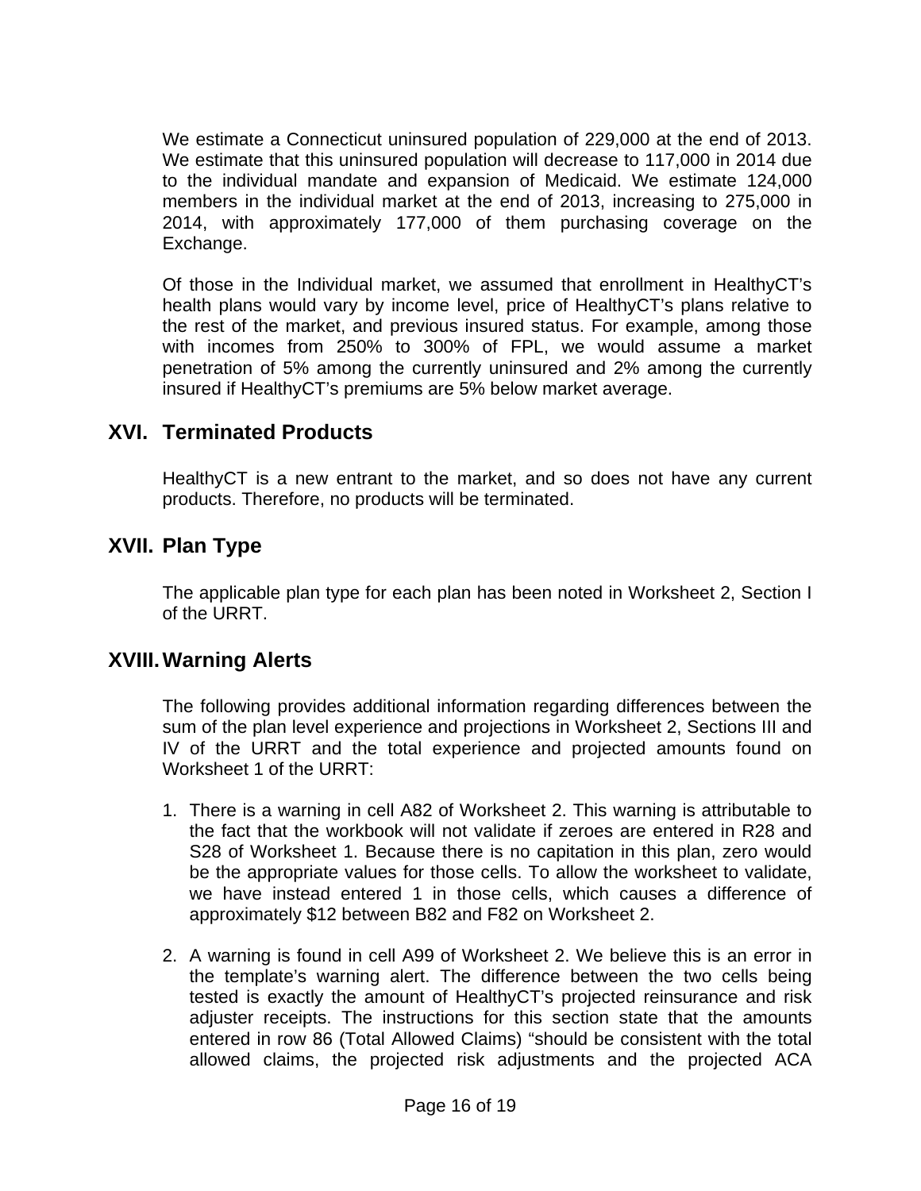We estimate a Connecticut uninsured population of 229,000 at the end of 2013. We estimate that this uninsured population will decrease to 117,000 in 2014 due to the individual mandate and expansion of Medicaid. We estimate 124,000 members in the individual market at the end of 2013, increasing to 275,000 in 2014, with approximately 177,000 of them purchasing coverage on the Exchange.

Of those in the Individual market, we assumed that enrollment in HealthyCT's health plans would vary by income level, price of HealthyCT's plans relative to the rest of the market, and previous insured status. For example, among those with incomes from 250% to 300% of FPL, we would assume a market penetration of 5% among the currently uninsured and 2% among the currently insured if HealthyCT's premiums are 5% below market average.

## XVI. Terminated Products

HealthyCT is a new entrant to the market, and so does not have any current products. Therefore, no products will be terminated.

## XVII. Plan Type

The applicable plan type for each plan has been noted in Worksheet 2, Section I of the URRT.

## XVIII. Warning Alerts

The following provides additional information regarding differences between the sum of the plan level experience and projections in Worksheet 2, Sections III and IV of the URRT and the total experience and projected amounts found on Worksheet 1 of the URRT:

1. There is a warning in cell A82 of Worksheet 2. This warning is attributable to the fact that the workbook will not validate if zeroes are entered in R28 and S28 of Worksheet 1. Because there is no capitation in this plan, zero would be the appropriate values for those cells. To allow the worksheet to validate, we have instead entered 1 in those cells, which causes a difference of approximately $12 between B82 and F82 on Worksheet 2.

2. A warning is found in cell A99 of Worksheet 2. We believe this is an error in the template's warning alert. The difference between the two cells being tested is exactly the amount of HealthyCT's projected reinsurance and risk adjuster receipts. The instructions for this section state that the amounts entered in row 86 (Total Allowed Claims) "should be consistent with the total allowed claims, the projected risk adjustments and the projected ACA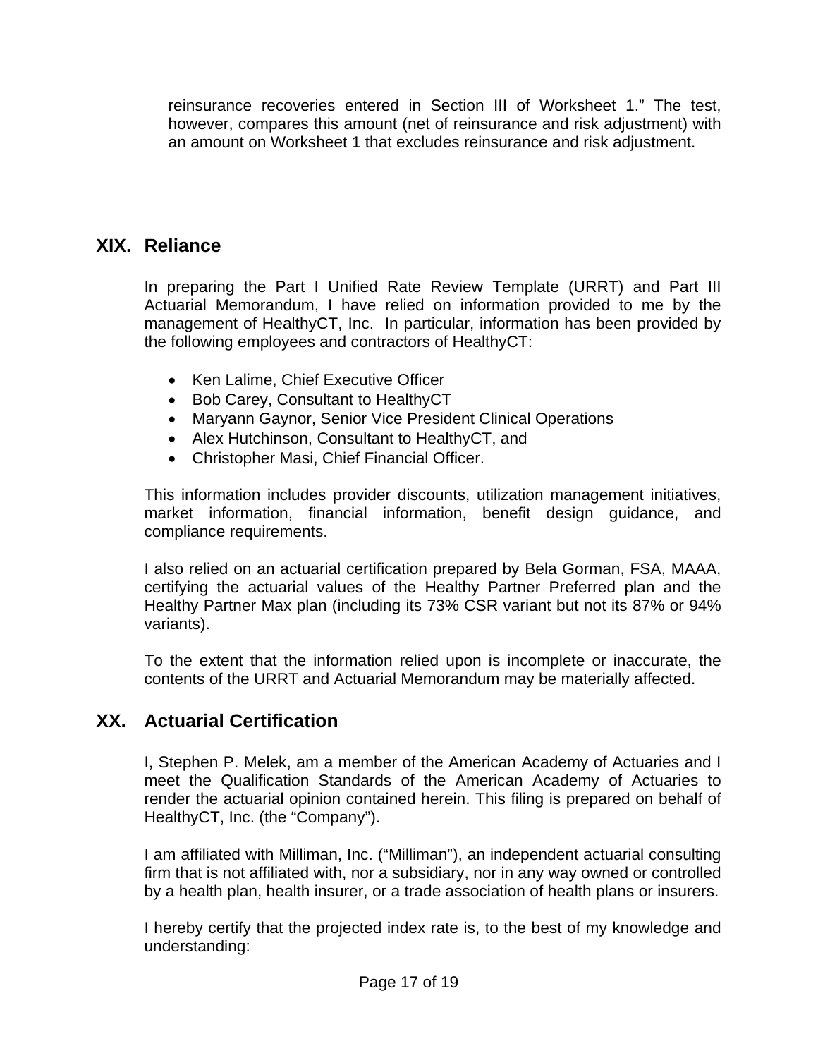reinsurance recoveries entered in Section III of Worksheet 1." The test, however, compares this amount (net of reinsurance and risk adjustment) with an amount on Worksheet 1 that excludes reinsurance and risk adjustment.

## XIX. Reliance

In preparing the Part I Unified Rate Review Template (URRT) and Part III Actuarial Memorandum, I have relied on information provided to me by the management of HealthyCT, Inc. In particular, information has been provided by the following employees and contractors of HealthyCT:

- Ken Lalime, Chief Executive Officer
- Bob Carey, Consultant to HealthyCT
- Maryann Gaynor, Senior Vice President Clinical Operations
- Alex Hutchinson, Consultant to HealthyCT, and
- Christopher Masi, Chief Financial Officer.

This information includes provider discounts, utilization management initiatives, market information, financial information, benefit design guidance, and compliance requirements.

I also relied on an actuarial certification prepared by Bela Gorman, FSA, MAAA, certifying the actuarial values of the Healthy Partner Preferred plan and the Healthy Partner Max plan (including its 73% CSR variant but not its 87% or 94% variants).

To the extent that the information relied upon is incomplete or inaccurate, the contents of the URRT and Actuarial Memorandum may be materially affected.

## XX. Actuarial Certification

I, Stephen P. Melek, am a member of the American Academy of Actuaries and I meet the Qualification Standards of the American Academy of Actuaries to render the actuarial opinion contained herein. This filing is prepared on behalf of HealthyCT, Inc. (the "Company").

I am affiliated with Milliman, Inc. ("Milliman"), an independent actuarial consulting firm that is not affiliated with, nor a subsidiary, nor in any way owned or controlled by a health plan, health insurer, or a trade association of health plans or insurers.

I hereby certify that the projected index rate is, to the best of my knowledge and understanding: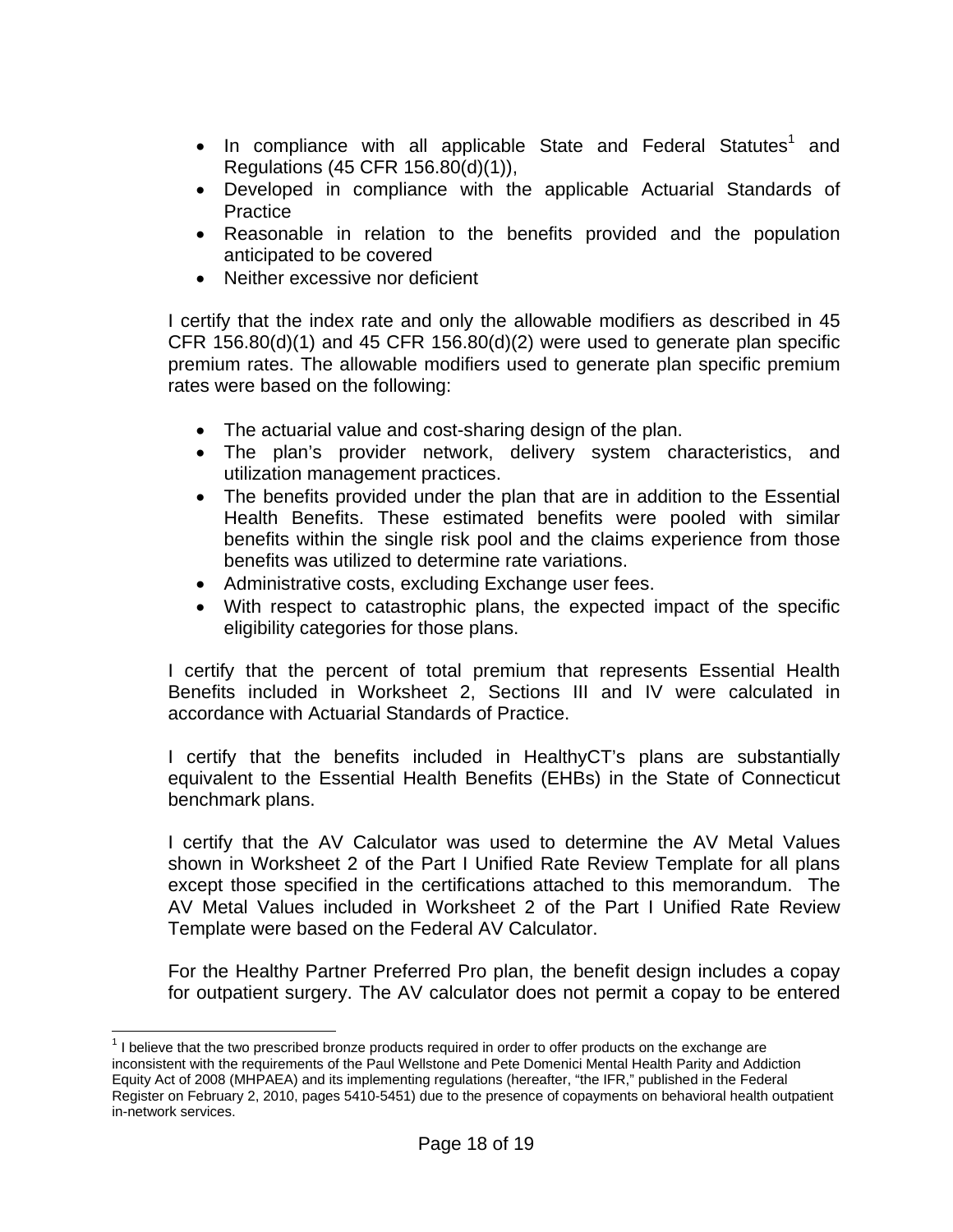- In compliance with all applicable State and Federal Statutes[1] and Regulations (45 CFR 156.80(d)(1)),
- Developed in compliance with the applicable Actuarial Standards of Practice
- Reasonable in relation to the benefits provided and the population anticipated to be covered
- Neither excessive nor deficient

I certify that the index rate and only the allowable modifiers as described in 45 CFR 156.80(d)(1) and 45 CFR 156.80(d)(2) were used to generate plan specific premium rates. The allowable modifiers used to generate plan specific premium rates were based on the following:

- The actuarial value and cost-sharing design of the plan.
- The plan's provider network, delivery system characteristics, and utilization management practices.
- The benefits provided under the plan that are in addition to the Essential Health Benefits. These estimated benefits were pooled with similar benefits within the single risk pool and the claims experience from those benefits was utilized to determine rate variations.
- Administrative costs, excluding Exchange user fees.
- With respect to catastrophic plans, the expected impact of the specific eligibility categories for those plans.

I certify that the percent of total premium that represents Essential Health Benefits included in Worksheet 2, Sections III and IV were calculated in accordance with Actuarial Standards of Practice.

I certify that the benefits included in HealthyCT's plans are substantially equivalent to the Essential Health Benefits (EHBs) in the State of Connecticut benchmark plans.

I certify that the AV Calculator was used to determine the AV Metal Values shown in Worksheet 2 of the Part I Unified Rate Review Template for all plans except those specified in the certifications attached to this memorandum. The AV Metal Values included in Worksheet 2 of the Part I Unified Rate Review Template were based on the Federal AV Calculator.

For the Healthy Partner Preferred Pro plan, the benefit design includes a copay for outpatient surgery. The AV calculator does not permit a copay to be entered

---

[1] I believe that the two prescribed bronze products required in order to offer products on the exchange are inconsistent with the requirements of the Paul Wellstone and Pete Domenici Mental Health Parity and Addiction Equity Act of 2008 (MHPAEA) and its implementing regulations (hereafter, "the IFR," published in the Federal Register on February 2, 2010, pages 5410-5451) due to the presence of copayments on behavioral health outpatient in-network services.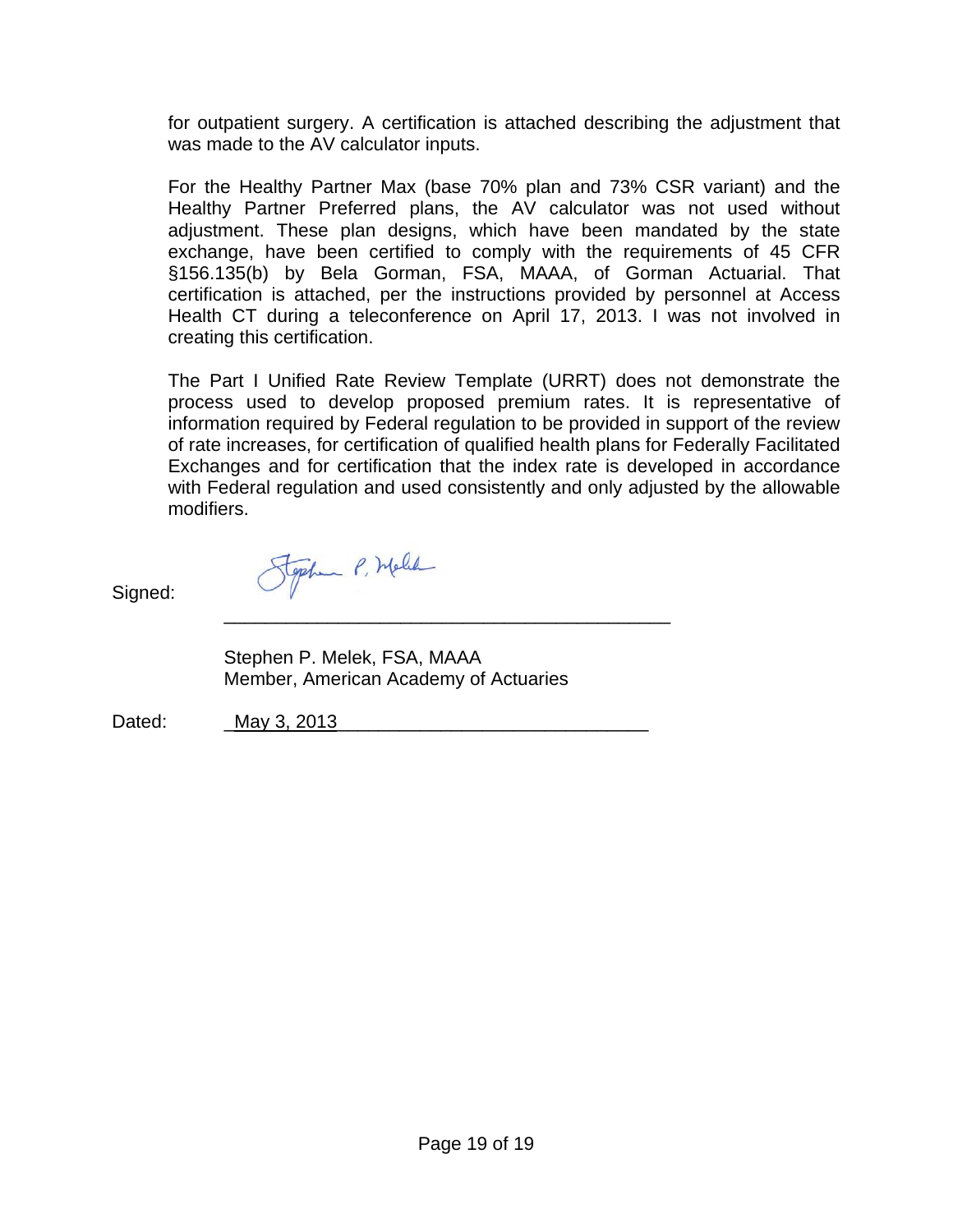for outpatient surgery. A certification is attached describing the adjustment that was made to the AV calculator inputs.

For the Healthy Partner Max (base 70% plan and 73% CSR variant) and the Healthy Partner Preferred plans, the AV calculator was not used without adjustment. These plan designs, which have been mandated by the state exchange, have been certified to comply with the requirements of 45 CFR §156.135(b) by Bela Gorman, FSA, MAAA, of Gorman Actuarial. That certification is attached, per the instructions provided by personnel at Access Health CT during a teleconference on April 17, 2013. I was not involved in creating this certification.

The Part I Unified Rate Review Template (URRT) does not demonstrate the process used to develop proposed premium rates. It is representative of information required by Federal regulation to be provided in support of the review of rate increases, for certification of qualified health plans for Federally Facilitated Exchanges and for certification that the index rate is developed in accordance with Federal regulation and used consistently and only adjusted by the allowable modifiers.

Signed: Stephen P. Melek
_____________________________________________

Stephen P. Melek, FSA, MAAA
Member, American Academy of Actuaries

Dated: May 3, 2013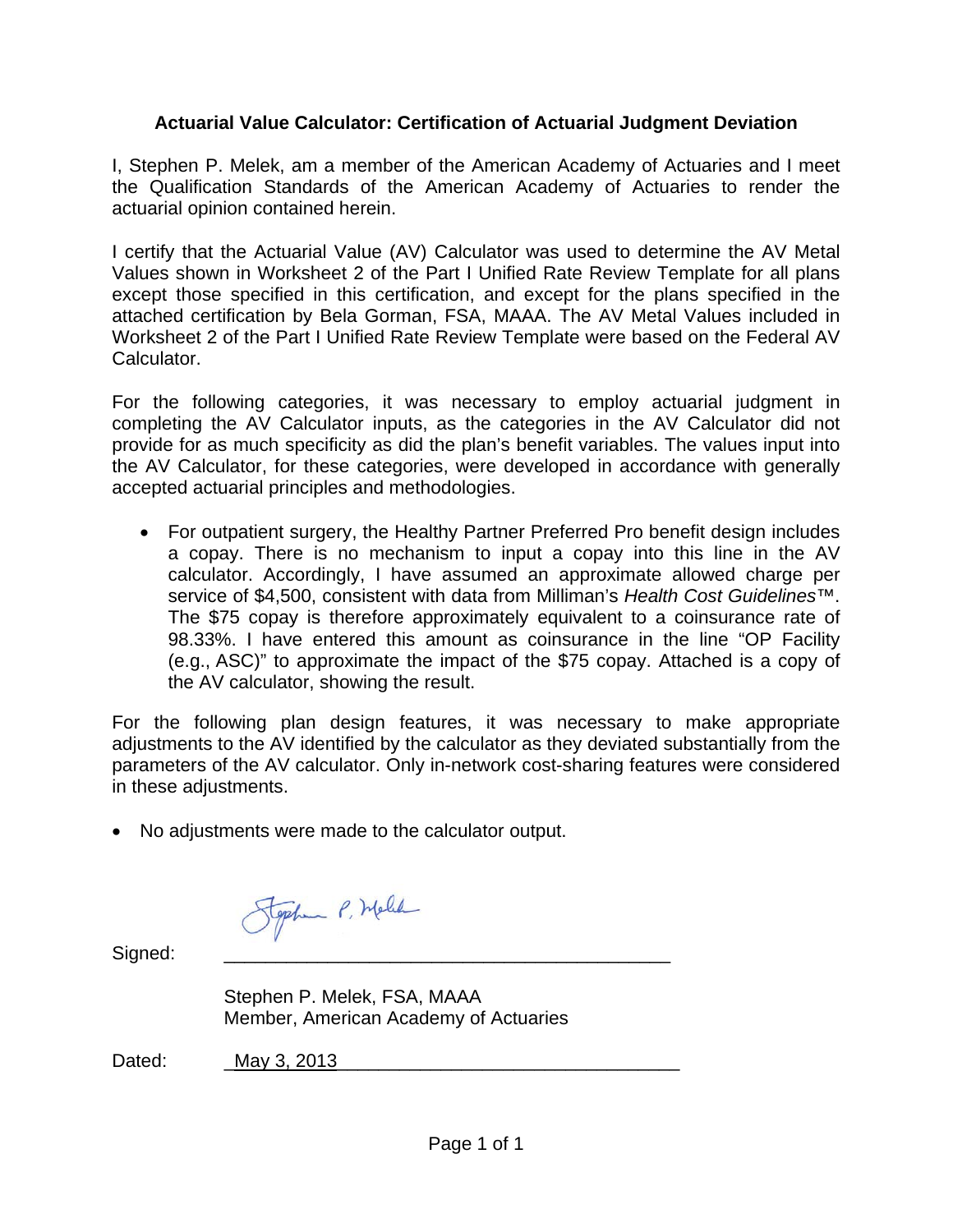## Actuarial Value Calculator: Certification of Actuarial Judgment Deviation

I, Stephen P. Melek, am a member of the American Academy of Actuaries and I meet the Qualification Standards of the American Academy of Actuaries to render the actuarial opinion contained herein.

I certify that the Actuarial Value (AV) Calculator was used to determine the AV Metal Values shown in Worksheet 2 of the Part I Unified Rate Review Template for all plans except those specified in this certification, and except for the plans specified in the attached certification by Bela Gorman, FSA, MAAA. The AV Metal Values included in Worksheet 2 of the Part I Unified Rate Review Template were based on the Federal AV Calculator.

For the following categories, it was necessary to employ actuarial judgment in completing the AV Calculator inputs, as the categories in the AV Calculator did not provide for as much specificity as did the plan's benefit variables. The values input into the AV Calculator, for these categories, were developed in accordance with generally accepted actuarial principles and methodologies.

- For outpatient surgery, the Healthy Partner Preferred Pro benefit design includes a copay. There is no mechanism to input a copay into this line in the AV calculator. Accordingly, I have assumed an approximate allowed charge per service of $4,500, consistent with data from Milliman's *Health Cost Guidelines*™. The $75 copay is therefore approximately equivalent to a coinsurance rate of 98.33%. I have entered this amount as coinsurance in the line "OP Facility (e.g., ASC)" to approximate the impact of the $75 copay. Attached is a copy of the AV calculator, showing the result.

For the following plan design features, it was necessary to make appropriate adjustments to the AV identified by the calculator as they deviated substantially from the parameters of the AV calculator. Only in-network cost-sharing features were considered in these adjustments.

- No adjustments were made to the calculator output.

Signed: ___________________________________________

Stephen P. Melek, FSA, MAAA
Member, American Academy of Actuaries

Dated: May 3, 2013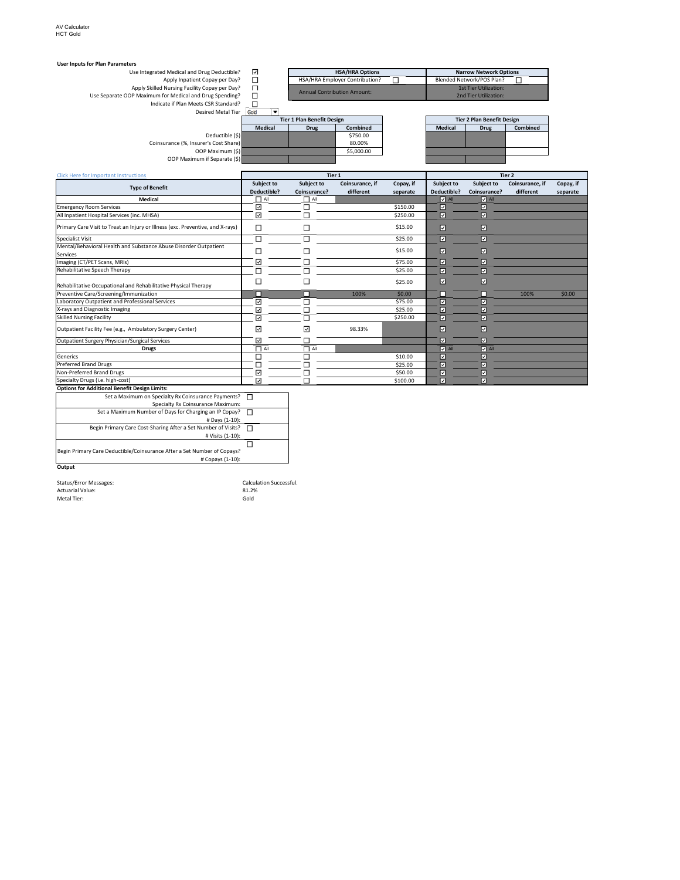AV Calculator
HCT Gold

**User Inputs for Plan Parameters**

| | |
|---|---|
| Use Integrated Medical and Drug Deductible? | ☑ |
| Apply Inpatient Copay per Day? | ☐ |
| Apply Skilled Nursing Facility Copay per Day? | ☐ |
| Use Separate OOP Maximum for Medical and Drug Spending? | ☐ |
| Indicate if Plan Meets CSR Standard? | ☐ |
| Desired Metal Tier | Gold |

| HSA/HRA Options | |
|---|---|
| HSA/HRA Employer Contribution? | ☐ |
| Annual Contribution Amount: | |

| Narrow Network Options | |
|---|---|
| Blended Network/POS Plan? | ☐ |
| 1st Tier Utilization: | |
| 2nd Tier Utilization: | |

| | Tier 1 Plan Benefit Design | | | Tier 2 Plan Benefit Design | | |
|---|---|---|---|---|---|---|
| | Medical | Drug | Combined | Medical | Drug | Combined |
| Deductible ($) | | | $750.00 | | | |
| Coinsurance (%, Insurer's Cost Share) | | | 80.00% | | | |
| OOP Maximum ($) | | | $5,000.00 | | | |
| OOP Maximum if Separate ($) | | | | | | |

Click Here for Important Instructions

| Type of Benefit | Tier 1 | | | | Tier 2 | | | |
|---|---|---|---|---|---|---|---|---|
| | Subject to Deductible? | Subject to Coinsurance? | Coinsurance, if different | Copay, if separate | Subject to Deductible? | Subject to Coinsurance? | Coinsurance, if different | Copay, if separate |
| **Medical** | ☐ All | ☐ All | | | ☑ All | ☑ All | | |
| Emergency Room Services | ☑ | ☐ | | $150.00 | ☑ | ☑ | | |
| All Inpatient Hospital Services (inc. MHSA) | ☑ | ☐ | | $250.00 | ☑ | ☑ | | |
| Primary Care Visit to Treat an Injury or Illness (exc. Preventive, and X-rays) | ☐ | ☐ | | $15.00 | ☑ | ☑ | | |
| Specialist Visit | ☐ | ☐ | | $25.00 | ☑ | ☑ | | |
| Mental/Behavioral Health and Substance Abuse Disorder Outpatient Services | ☐ | ☐ | | $15.00 | ☑ | ☑ | | |
| Imaging (CT/PET Scans, MRIs) | ☑ | ☐ | | $75.00 | ☑ | ☑ | | |
| Rehabilitative Speech Therapy | ☐ | ☐ | | $25.00 | ☑ | ☑ | | |
| Rehabilitative Occupational and Rehabilitative Physical Therapy | ☐ | ☐ | | $25.00 | ☑ | ☑ | | |
| Preventive Care/Screening/Immunization | ☐ | ☐ | 100% | $0.00 | ☐ | ☐ | 100% | $0.00 |
| Laboratory Outpatient and Professional Services | ☑ | ☐ | | $75.00 | ☑ | ☑ | | |
| X-rays and Diagnostic Imaging | ☑ | ☐ | | $25.00 | ☑ | ☑ | | |
| Skilled Nursing Facility | ☑ | ☐ | | $250.00 | ☑ | ☑ | | |
| Outpatient Facility Fee (e.g., Ambulatory Surgery Center) | ☑ | ☑ | 98.33% | | ☑ | ☑ | | |
| Outpatient Surgery Physician/Surgical Services | ☑ | ☐ | | | ☑ | ☑ | | |
| **Drugs** | ☐ All | ☐ All | | | ☑ All | ☑ All | | |
| Generics | ☐ | ☐ | | $10.00 | ☑ | ☑ | | |
| Preferred Brand Drugs | ☐ | ☐ | | $25.00 | ☑ | ☑ | | |
| Non-Preferred Brand Drugs | ☑ | ☐ | | $50.00 | ☑ | ☑ | | |
| Specialty Drugs (i.e. high-cost) | ☑ | ☐ | | $100.00 | ☑ | ☑ | | |

**Options for Additional Benefit Design Limits:**

| | |
|---|---|
| Set a Maximum on Specialty Rx Coinsurance Payments? | ☐ |
| Specialty Rx Coinsurance Maximum: | |
| Set a Maximum Number of Days for Charging an IP Copay? | ☐ |
| # Days (1-10): | |
| Begin Primary Care Cost-Sharing After a Set Number of Visits? | ☐ |
| # Visits (1-10): | |
| Begin Primary Care Deductible/Coinsurance After a Set Number of Copays? | ☐ |
| # Copays (1-10): | |

**Output**

| | |
|---|---|
| Status/Error Messages: | Calculation Successful. |
| Actuarial Value: | 81.2% |
| Metal Tier: | Gold |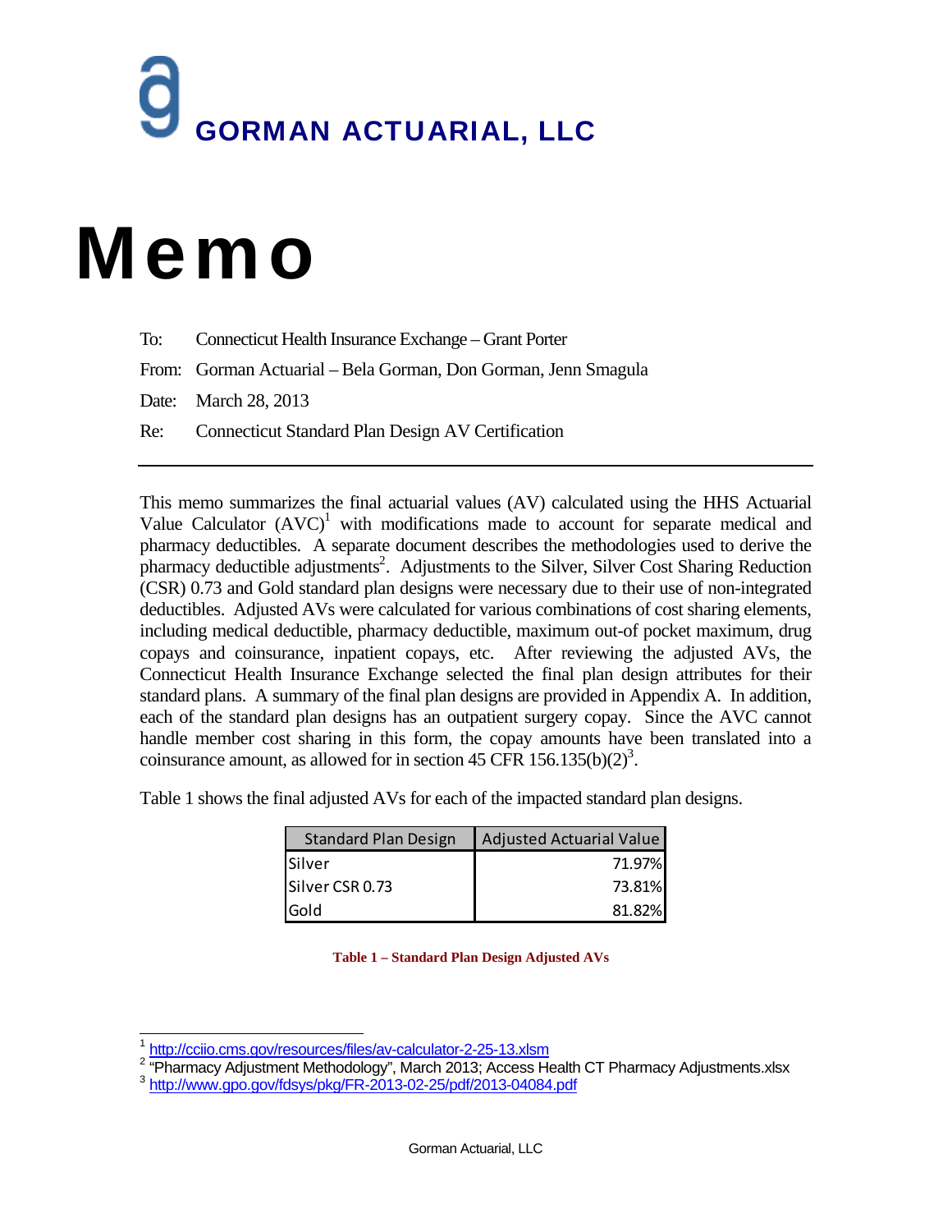# GORMAN ACTUARIAL, LLC

# Memo

To: Connecticut Health Insurance Exchange – Grant Porter

From: Gorman Actuarial – Bela Gorman, Don Gorman, Jenn Smagula

Date: March 28, 2013

Re: Connecticut Standard Plan Design AV Certification

---

This memo summarizes the final actuarial values (AV) calculated using the HHS Actuarial Value Calculator (AVC)[1] with modifications made to account for separate medical and pharmacy deductibles. A separate document describes the methodologies used to derive the pharmacy deductible adjustments[2]. Adjustments to the Silver, Silver Cost Sharing Reduction (CSR) 0.73 and Gold standard plan designs were necessary due to their use of non-integrated deductibles. Adjusted AVs were calculated for various combinations of cost sharing elements, including medical deductible, pharmacy deductible, maximum out-of pocket maximum, drug copays and coinsurance, inpatient copays, etc. After reviewing the adjusted AVs, the Connecticut Health Insurance Exchange selected the final plan design attributes for their standard plans. A summary of the final plan designs are provided in Appendix A. In addition, each of the standard plan designs has an outpatient surgery copay. Since the AVC cannot handle member cost sharing in this form, the copay amounts have been translated into a coinsurance amount, as allowed for in section 45 CFR 156.135(b)(2)[3].

Table 1 shows the final adjusted AVs for each of the impacted standard plan designs.

| Standard Plan Design | Adjusted Actuarial Value |
|---|---|
| Silver | 71.97% |
| Silver CSR 0.73 | 73.81% |
| Gold | 81.82% |

**Table 1 – Standard Plan Design Adjusted AVs**

---

[1] http://cciio.cms.gov/resources/files/av-calculator-2-25-13.xlsm

[2] "Pharmacy Adjustment Methodology", March 2013; Access Health CT Pharmacy Adjustments.xlsx

[3] http://www.gpo.gov/fdsys/pkg/FR-2013-02-25/pdf/2013-04084.pdf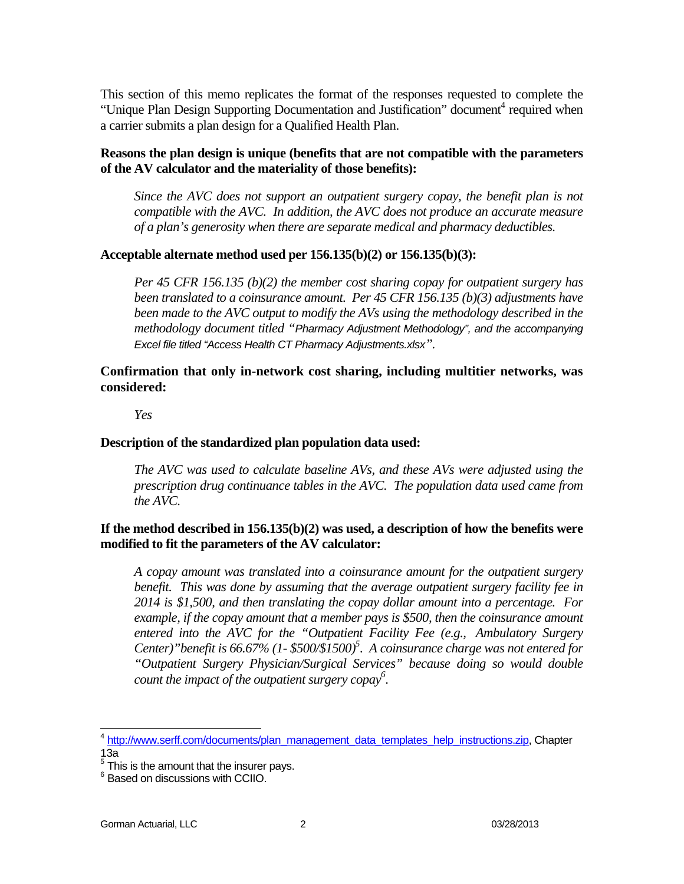This section of this memo replicates the format of the responses requested to complete the "Unique Plan Design Supporting Documentation and Justification" document[4] required when a carrier submits a plan design for a Qualified Health Plan.

**Reasons the plan design is unique (benefits that are not compatible with the parameters of the AV calculator and the materiality of those benefits):**

> *Since the AVC does not support an outpatient surgery copay, the benefit plan is not compatible with the AVC. In addition, the AVC does not produce an accurate measure of a plan's generosity when there are separate medical and pharmacy deductibles.*

**Acceptable alternate method used per 156.135(b)(2) or 156.135(b)(3):**

> *Per 45 CFR 156.135 (b)(2) the member cost sharing copay for outpatient surgery has been translated to a coinsurance amount. Per 45 CFR 156.135 (b)(3) adjustments have been made to the AVC output to modify the AVs using the methodology described in the methodology document titled "Pharmacy Adjustment Methodology", and the accompanying Excel file titled "Access Health CT Pharmacy Adjustments.xlsx".*

**Confirmation that only in-network cost sharing, including multitier networks, was considered:**

> *Yes*

**Description of the standardized plan population data used:**

> *The AVC was used to calculate baseline AVs, and these AVs were adjusted using the prescription drug continuance tables in the AVC. The population data used came from the AVC.*

**If the method described in 156.135(b)(2) was used, a description of how the benefits were modified to fit the parameters of the AV calculator:**

> *A copay amount was translated into a coinsurance amount for the outpatient surgery benefit. This was done by assuming that the average outpatient surgery facility fee in 2014 is $1,500, and then translating the copay dollar amount into a percentage. For example, if the copay amount that a member pays is $500, then the coinsurance amount entered into the AVC for the "Outpatient Facility Fee (e.g., Ambulatory Surgery Center)" benefit is 66.67% (1- $500/$1500)[5]. A coinsurance charge was not entered for "Outpatient Surgery Physician/Surgical Services" because doing so would double count the impact of the outpatient surgery copay[6].*

---

[4] http://www.serff.com/documents/plan_management_data_templates_help_instructions.zip, Chapter 13a

[5] This is the amount that the insurer pays.

[6] Based on discussions with CCIIO.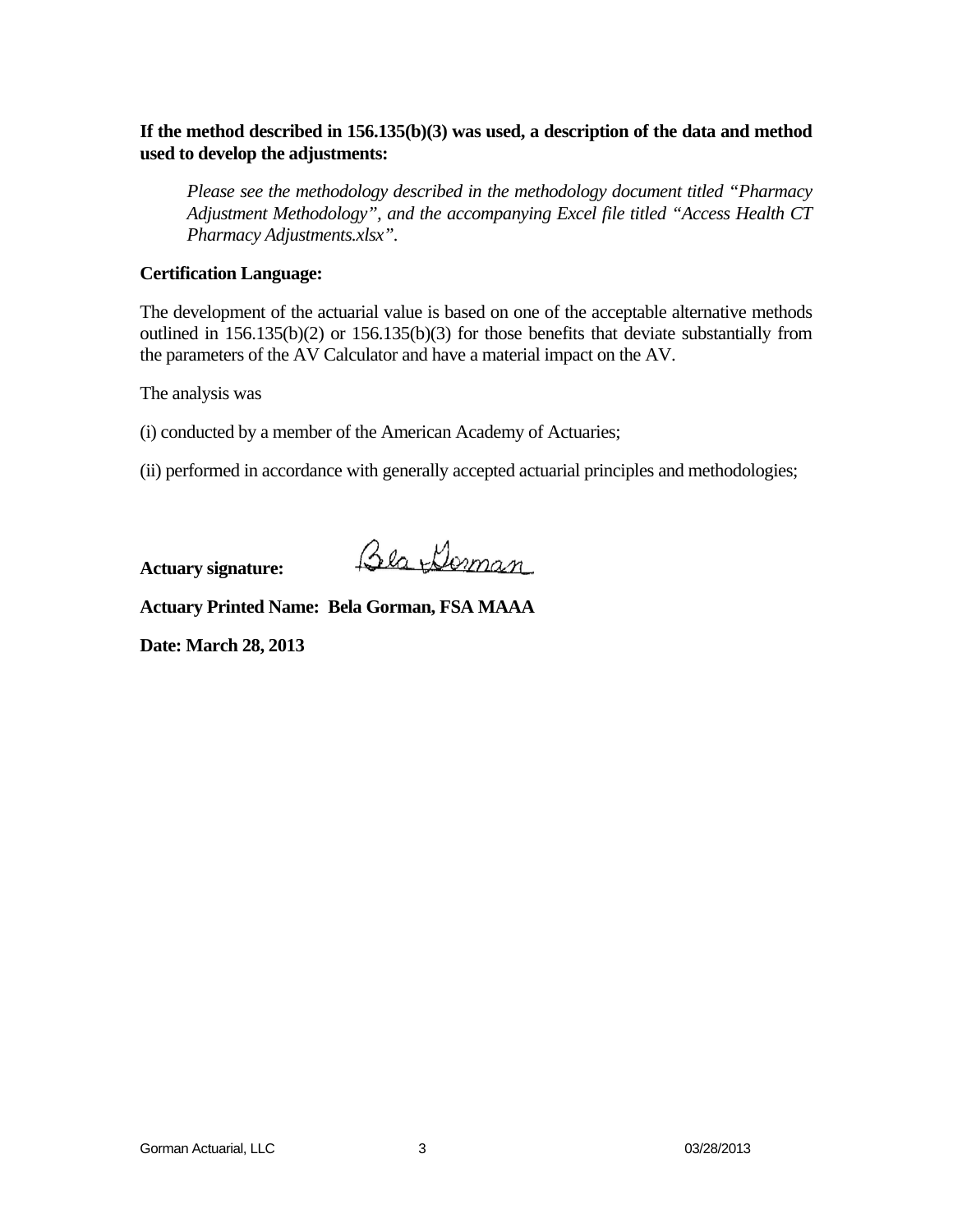**If the method described in 156.135(b)(3) was used, a description of the data and method used to develop the adjustments:**

> *Please see the methodology described in the methodology document titled "Pharmacy Adjustment Methodology", and the accompanying Excel file titled "Access Health CT Pharmacy Adjustments.xlsx".*

**Certification Language:**

The development of the actuarial value is based on one of the acceptable alternative methods outlined in 156.135(b)(2) or 156.135(b)(3) for those benefits that deviate substantially from the parameters of the AV Calculator and have a material impact on the AV.

The analysis was

(i) conducted by a member of the American Academy of Actuaries;

(ii) performed in accordance with generally accepted actuarial principles and methodologies;

**Actuary signature:** Bela Gorman

**Actuary Printed Name: Bela Gorman, FSA MAAA**

**Date: March 28, 2013**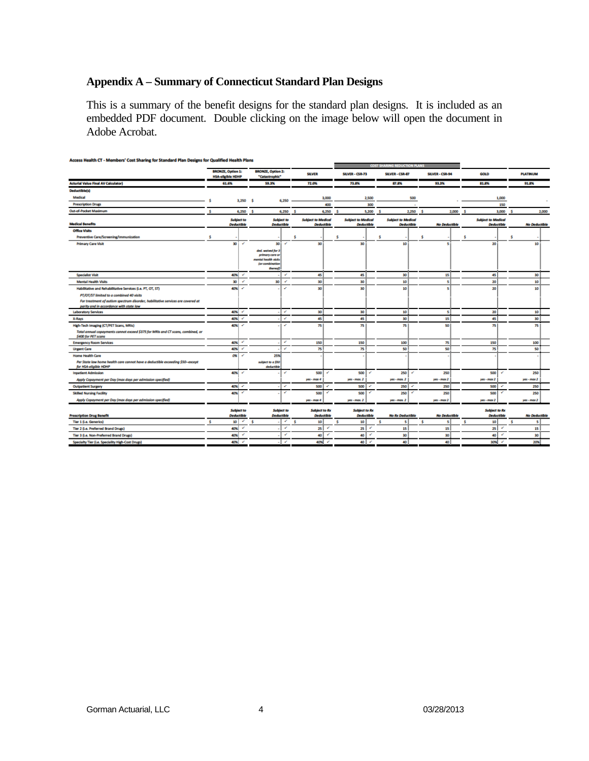## Appendix A – Summary of Connecticut Standard Plan Designs

This is a summary of the benefit designs for the standard plan designs. It is included as an embedded PDF document. Double clicking on the image below will open the document in Adobe Acrobat.

**Access Health CT - Members' Cost Sharing for Standard Plan Designs for Qualified Health Plans**

| | BRONZE, Option 1: HSA-eligible HDHP | BRONZE, Option 2: "Catastrophic" | SILVER | SILVER - CSR-73 (Cost Sharing Reduction Plans) | SILVER - CSR-87 (Cost Sharing Reduction Plans) | SILVER - CSR-94 (Cost Sharing Reduction Plans) | GOLD | PLATINUM |
|---|---|---|---|---|---|---|---|---|
| **Acturial Value Final AV Calculator)** | 61.6% | 59.3% | 72.0% | 73.8% | 87.8% | 93.3% | 81.8% | 91.8% |
| **Deductible(s)** | | | | | | | | |
| Medical | $ 3,250 | $ 6,250 | 3,000 | 2,500 | 500 | - | 1,000 | - |
| Prescription Drugs | | | 400 | 300 | - | | 150 | |
| **Out-of-Pocket Maximum** | $ 6,250 | $ 6,250 | $ 6,250 | $ 5,200 | $ 2,250 | $ 2,000 | $ 3,000 | $ 2,000 |
| **Medical Benefits** | Subject to Deductible | Subject to Deductible | Subject to Medical Deductible | Subject to Medical Deductible | Subject to Medical Deductible | No Deductible | Subject to Medical Deductible | No Deductible |
| **Office Visits** | | | | | | | | |
| Preventive Care/Screening/Immunization | $ - | - | $ - | $ - | $ - | $ - | $ - | $ - |
| Primary Care Visit | 30 ✓ | 30 ✓ ded. waived for 3 primary care or mental health visits (or combination thereof) | 30 | 30 | 10 | 5 | 20 | 10 |
| Specialist Visit | 40% ✓ | - ✓ | 45 | 45 | 30 | 15 | 45 | 30 |
| Mental Health Visits | 30 ✓ | 30 ✓ | 30 | 30 | 10 | 5 | 20 | 10 |
| Habilitative and Rehabilitative Services (i.e. PT, OT, ST) *PT/OT/ST limited to a combined 40 visits* *For treatment of autism spectrum disorder, habilitative services are covered at parity and in accordance with state law* | 40% ✓ | - ✓ | 30 | 30 | 10 | 5 | 20 | 10 |
| Laboratory Services | 40% ✓ | - ✓ | 30 | 30 | 10 | 5 | 20 | 10 |
| X-Rays | 40% ✓ | - ✓ | 45 | 45 | 30 | 15 | 45 | 30 |
| High-Tech Imaging (CT/PET Scans, MRIs) *Total annual copayments cannot exceed $375 for MRIs and CT scans, combined, or $400 for PET scans* | 40% ✓ | - ✓ | 75 | 75 | 75 | 50 | 75 | 75 |
| Emergency Room Services | 40% ✓ | - ✓ | 150 | 150 | 100 | 75 | 150 | 100 |
| Urgent Care | 40% ✓ | - ✓ | 75 | 75 | 50 | 50 | 75 | 50 |
| Home Health Care *Per State law home health care cannot have a deductible exceeding $50--except for HSA-eligible HDHP* | 0% ✓ | 25% subject to a $50 deductible | - | - | - | - | - | - |
| Inpatient Admission *Apply Copayment per Day (max days per admission specified)* | 40% ✓ | - ✓ | 500 ✓ yes - max 4 | 500 ✓ yes - max. 2 | 250 ✓ yes - max. 2 | 250 yes - max 2 | 500 ✓ yes - max 2 | 250 yes - max 2 |
| Outpatient Surgery | 40% ✓ | - ✓ | 500 ✓ | 500 ✓ | 250 ✓ | 250 | 500 ✓ | 250 |
| Skilled Nursing Facility *Apply Copayment per Day (max days per admission specified)* | 40% ✓ | - ✓ | 500 ✓ yes - max 4 | 500 ✓ yes - max. 2 | 250 ✓ yes - max. 2 | 250 yes - max 2 | 500 ✓ yes - max 2 | 250 yes - max 2 |
| **Prescription Drug Benefit** | Subject to Deductible | Subject to Deductible | Subject to Rx Deductible | Subject to Rx Deductible | No Rx Deductible | No Deductible | Subject to Rx Deductible | No Deductible |
| Tier 1 (i.e. Generics) | $ 10 ✓ | $ - ✓ | $ 10 | $ 10 | $ 5 | $ 5 | $ 10 | $ 5 |
| Tier 2 (i.e. Preferred Brand Drugs) | 40% ✓ | - ✓ | 25 ✓ | 25 ✓ | 15 | 15 | 25 ✓ | 15 |
| Tier 3 (i.e. Non-Preferred Brand Drugs) | 40% ✓ | - ✓ | 40 ✓ | 40 ✓ | 30 | 30 | 40 ✓ | 30 |
| Specialty Tier (i.e. Speciality High-Cost Drugs) | 40% ✓ | - ✓ | 40% ✓ | 40 ✓ | 40 | 40 | 30% ✓ | 20% |

Gorman Actuarial, LLC | 03/28/2013